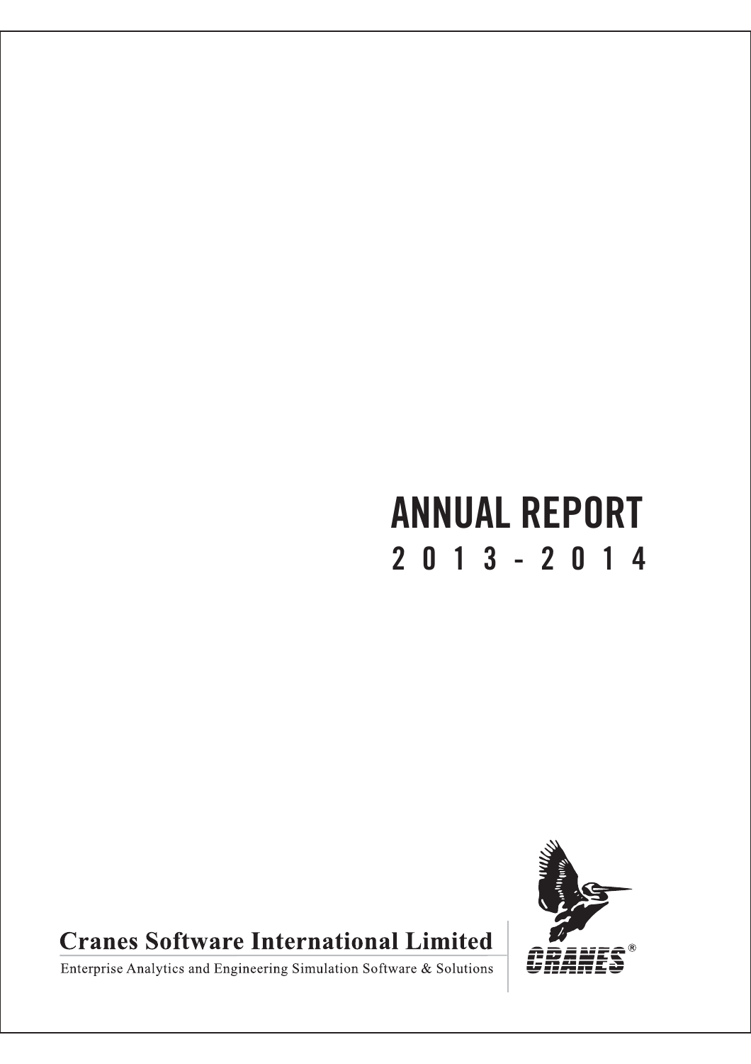# ANNUAL REPORT

## 2013-2014

**Cranes Software International Limited**

Enterprise Analytics and Engineering Simulation Software & Solutions

CRANES®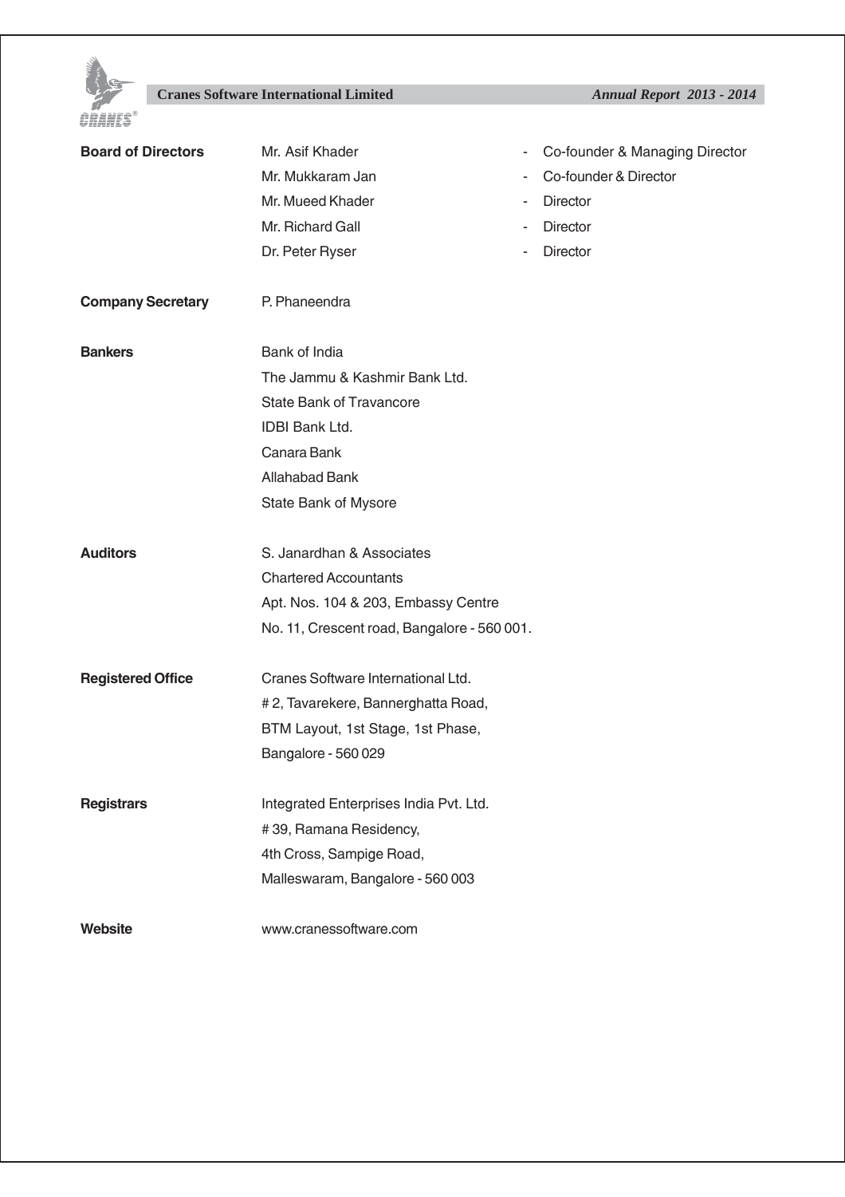**Board of Directors**

| | | |
|---|---|---|
| Mr. Asif Khader | - | Co-founder & Managing Director |
| Mr. Mukkaram Jan | - | Co-founder & Director |
| Mr. Mueed Khader | - | Director |
| Mr. Richard Gall | - | Director |
| Dr. Peter Ryser | - | Director |

**Company Secretary**

P. Phaneendra

**Bankers**

Bank of India
The Jammu & Kashmir Bank Ltd.
State Bank of Travancore
IDBI Bank Ltd.
Canara Bank
Allahabad Bank
State Bank of Mysore

**Auditors**

S. Janardhan & Associates
Chartered Accountants
Apt. Nos. 104 & 203, Embassy Centre
No. 11, Crescent road, Bangalore - 560 001.

**Registered Office**

Cranes Software International Ltd.
# 2, Tavarekere, Bannerghatta Road,
BTM Layout, 1st Stage, 1st Phase,
Bangalore - 560 029

**Registrars**

Integrated Enterprises India Pvt. Ltd.
# 39, Ramana Residency,
4th Cross, Sampige Road,
Malleswaram, Bangalore - 560 003

**Website**

www.cranessoftware.com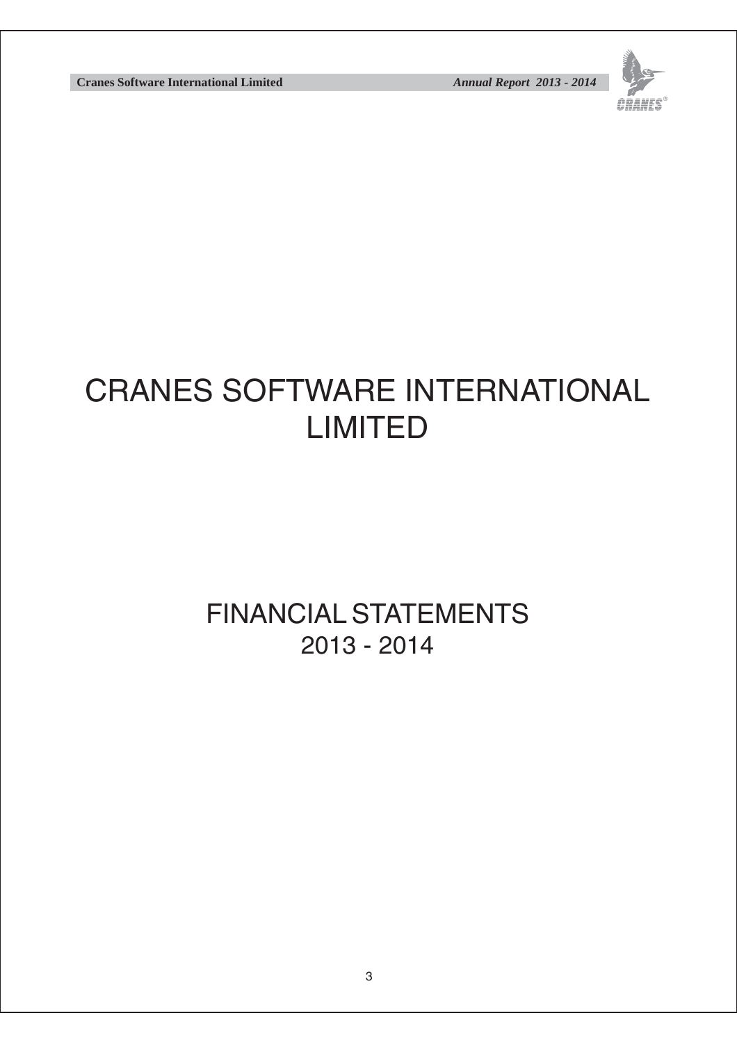# CRANES SOFTWARE INTERNATIONAL LIMITED

## FINANCIAL STATEMENTS
## 2013 - 2014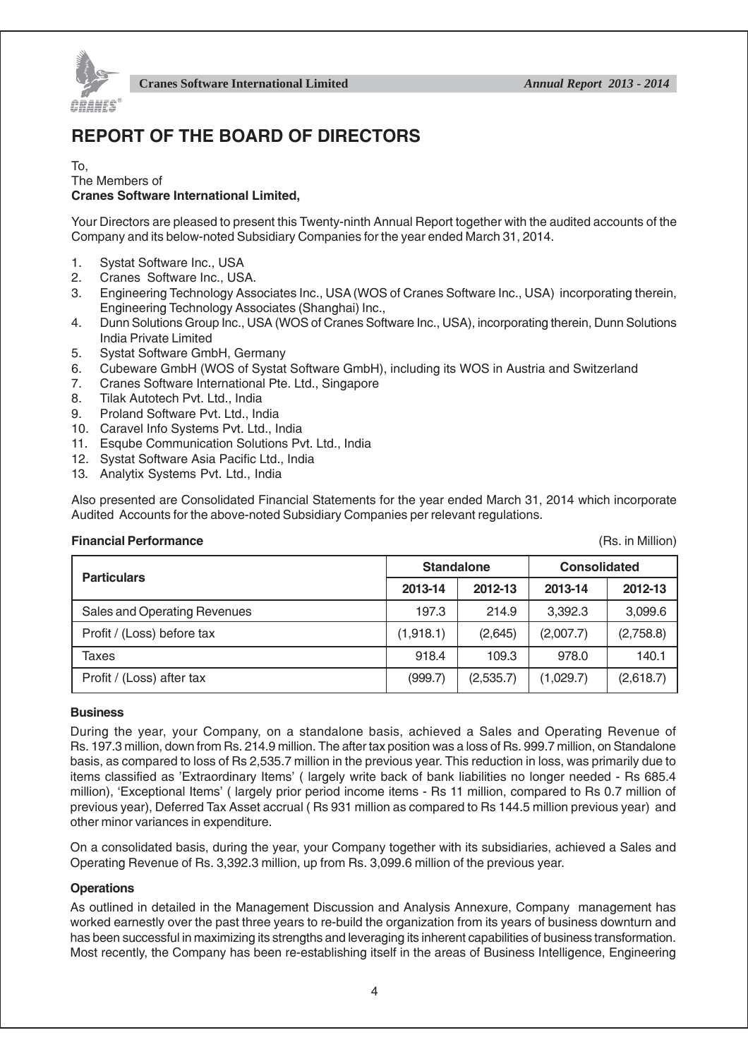# REPORT OF THE BOARD OF DIRECTORS

To,
The Members of
**Cranes Software International Limited,**

Your Directors are pleased to present this Twenty-ninth Annual Report together with the audited accounts of the Company and its below-noted Subsidiary Companies for the year ended March 31, 2014.

1. Systat Software Inc., USA
2. Cranes Software Inc., USA.
3. Engineering Technology Associates Inc., USA (WOS of Cranes Software Inc., USA) incorporating therein, Engineering Technology Associates (Shanghai) Inc.,
4. Dunn Solutions Group Inc., USA (WOS of Cranes Software Inc., USA), incorporating therein, Dunn Solutions India Private Limited
5. Systat Software GmbH, Germany
6. Cubeware GmbH (WOS of Systat Software GmbH), including its WOS in Austria and Switzerland
7. Cranes Software International Pte. Ltd., Singapore
8. Tilak Autotech Pvt. Ltd., India
9. Proland Software Pvt. Ltd., India
10. Caravel Info Systems Pvt. Ltd., India
11. Esqube Communication Solutions Pvt. Ltd., India
12. Systat Software Asia Pacific Ltd., India
13. Analytix Systems Pvt. Ltd., India

Also presented are Consolidated Financial Statements for the year ended March 31, 2014 which incorporate Audited Accounts for the above-noted Subsidiary Companies per relevant regulations.

**Financial Performance** (Rs. in Million)

| Particulars | Standalone | | Consolidated | |
|---|---|---|---|---|
| | 2013-14 | 2012-13 | 2013-14 | 2012-13 |
| Sales and Operating Revenues | 197.3 | 214.9 | 3,392.3 | 3,099.6 |
| Profit / (Loss) before tax | (1,918.1) | (2,645) | (2,007.7) | (2,758.8) |
| Taxes | 918.4 | 109.3 | 978.0 | 140.1 |
| Profit / (Loss) after tax | (999.7) | (2,535.7) | (1,029.7) | (2,618.7) |

**Business**

During the year, your Company, on a standalone basis, achieved a Sales and Operating Revenue of Rs. 197.3 million, down from Rs. 214.9 million. The after tax position was a loss of Rs. 999.7 million, on Standalone basis, as compared to loss of Rs 2,535.7 million in the previous year. This reduction in loss, was primarily due to items classified as 'Extraordinary Items' ( largely write back of bank liabilities no longer needed - Rs 685.4 million), 'Exceptional Items' ( largely prior period income items - Rs 11 million, compared to Rs 0.7 million of previous year), Deferred Tax Asset accrual ( Rs 931 million as compared to Rs 144.5 million previous year) and other minor variances in expenditure.

On a consolidated basis, during the year, your Company together with its subsidiaries, achieved a Sales and Operating Revenue of Rs. 3,392.3 million, up from Rs. 3,099.6 million of the previous year.

**Operations**

As outlined in detailed in the Management Discussion and Analysis Annexure, Company management has worked earnestly over the past three years to re-build the organization from its years of business downturn and has been successful in maximizing its strengths and leveraging its inherent capabilities of business transformation. Most recently, the Company has been re-establishing itself in the areas of Business Intelligence, Engineering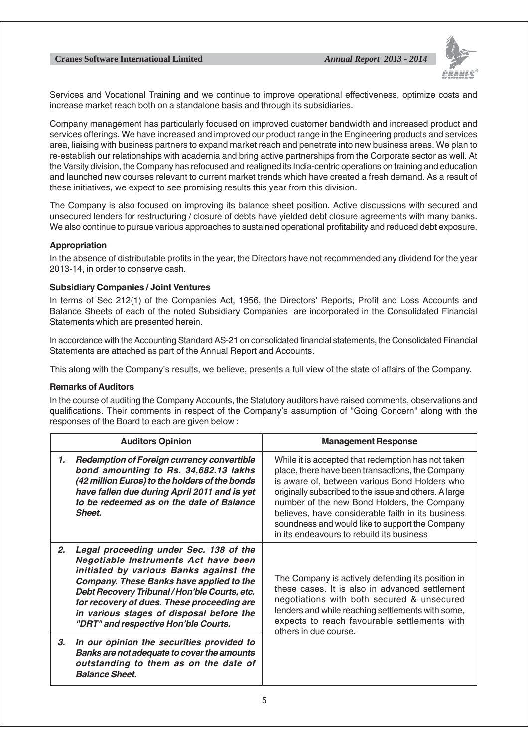Services and Vocational Training and we continue to improve operational effectiveness, optimize costs and increase market reach both on a standalone basis and through its subsidiaries.

Company management has particularly focused on improved customer bandwidth and increased product and services offerings. We have increased and improved our product range in the Engineering products and services area, liaising with business partners to expand market reach and penetrate into new business areas. We plan to re-establish our relationships with academia and bring active partnerships from the Corporate sector as well. At the Varsity division, the Company has refocused and realigned its India-centric operations on training and education and launched new courses relevant to current market trends which have created a fresh demand. As a result of these initiatives, we expect to see promising results this year from this division.

The Company is also focused on improving its balance sheet position. Active discussions with secured and unsecured lenders for restructuring / closure of debts have yielded debt closure agreements with many banks. We also continue to pursue various approaches to sustained operational profitability and reduced debt exposure.

**Appropriation**

In the absence of distributable profits in the year, the Directors have not recommended any dividend for the year 2013-14, in order to conserve cash.

**Subsidiary Companies / Joint Ventures**

In terms of Sec 212(1) of the Companies Act, 1956, the Directors' Reports, Profit and Loss Accounts and Balance Sheets of each of the noted Subsidiary Companies are incorporated in the Consolidated Financial Statements which are presented herein.

In accordance with the Accounting Standard AS-21 on consolidated financial statements, the Consolidated Financial Statements are attached as part of the Annual Report and Accounts.

This along with the Company's results, we believe, presents a full view of the state of affairs of the Company.

**Remarks of Auditors**

In the course of auditing the Company Accounts, the Statutory auditors have raised comments, observations and qualifications. Their comments in respect of the Company's assumption of "Going Concern" along with the responses of the Board to each are given below :

| Auditors Opinion | Management Response |
|---|---|
| ***1. Redemption of Foreign currency convertible bond amounting to Rs. 34,682.13 lakhs (42 million Euros) to the holders of the bonds have fallen due during April 2011 and is yet to be redeemed as on the date of Balance Sheet.*** | While it is accepted that redemption has not taken place, there have been transactions, the Company is aware of, between various Bond Holders who originally subscribed to the issue and others. A large number of the new Bond Holders, the Company believes, have considerable faith in its business soundness and would like to support the Company in its endeavours to rebuild its business |
| ***2. Legal proceeding under Sec. 138 of the Negotiable Instruments Act have been initiated by various Banks against the Company. These Banks have applied to the Debt Recovery Tribunal / Hon'ble Courts, etc. for recovery of dues. These proceeding are in various stages of disposal before the "DRT" and respective Hon'ble Courts.*** | The Company is actively defending its position in these cases. It is also in advanced settlement negotiations with both secured & unsecured lenders and while reaching settlements with some, expects to reach favourable settlements with others in due course. |
| ***3. In our opinion the securities provided to Banks are not adequate to cover the amounts outstanding to them as on the date of Balance Sheet.*** | |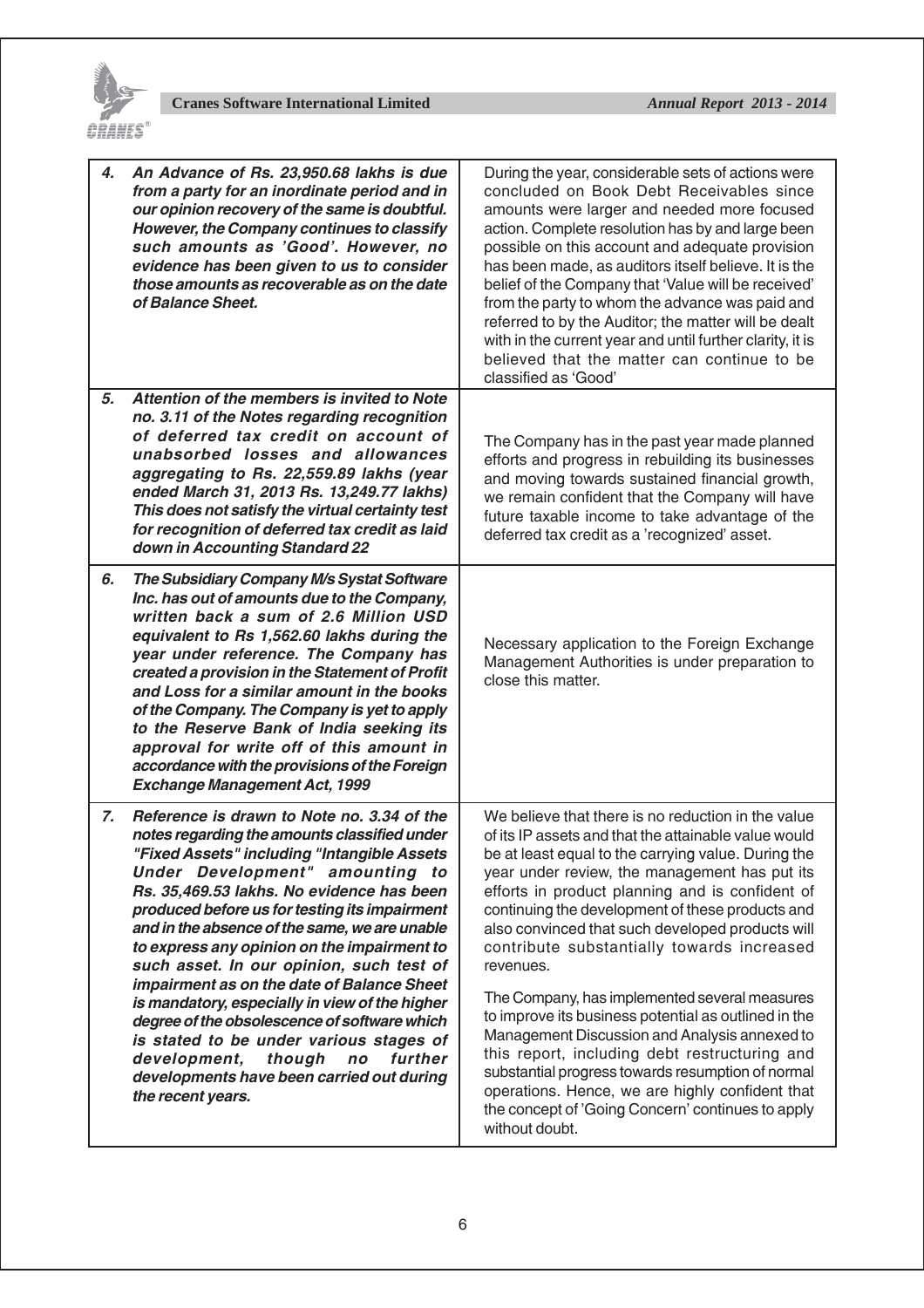| | |
|---|---|
| ***4. An Advance of Rs. 23,950.68 lakhs is due from a party for an inordinate period and in our opinion recovery of the same is doubtful. However, the Company continues to classify such amounts as 'Good'. However, no evidence has been given to us to consider those amounts as recoverable as on the date of Balance Sheet.*** | During the year, considerable sets of actions were concluded on Book Debt Receivables since amounts were larger and needed more focused action. Complete resolution has by and large been possible on this account and adequate provision has been made, as auditors itself believe. It is the belief of the Company that 'Value will be received' from the party to whom the advance was paid and referred to by the Auditor; the matter will be dealt with in the current year and until further clarity, it is believed that the matter can continue to be classified as 'Good' |
| ***5. Attention of the members is invited to Note no. 3.11 of the Notes regarding recognition of deferred tax credit on account of unabsorbed losses and allowances aggregating to Rs. 22,559.89 lakhs (year ended March 31, 2013 Rs. 13,249.77 lakhs) This does not satisfy the virtual certainty test for recognition of deferred tax credit as laid down in Accounting Standard 22*** | The Company has in the past year made planned efforts and progress in rebuilding its businesses and moving towards sustained financial growth, we remain confident that the Company will have future taxable income to take advantage of the deferred tax credit as a 'recognized' asset. |
| ***6. The Subsidiary Company M/s Systat Software Inc. has out of amounts due to the Company, written back a sum of 2.6 Million USD equivalent to Rs 1,562.60 lakhs during the year under reference. The Company has created a provision in the Statement of Profit and Loss for a similar amount in the books of the Company. The Company is yet to apply to the Reserve Bank of India seeking its approval for write off of this amount in accordance with the provisions of the Foreign Exchange Management Act, 1999*** | Necessary application to the Foreign Exchange Management Authorities is under preparation to close this matter. |
| ***7. Reference is drawn to Note no. 3.34 of the notes regarding the amounts classified under "Fixed Assets" including "Intangible Assets Under Development" amounting to Rs. 35,469.53 lakhs. No evidence has been produced before us for testing its impairment and in the absence of the same, we are unable to express any opinion on the impairment to such asset. In our opinion, such test of impairment as on the date of Balance Sheet is mandatory, especially in view of the higher degree of the obsolescence of software which is stated to be under various stages of development, though no further developments have been carried out during the recent years.*** | We believe that there is no reduction in the value of its IP assets and that the attainable value would be at least equal to the carrying value. During the year under review, the management has put its efforts in product planning and is confident of continuing the development of these products and also convinced that such developed products will contribute substantially towards increased revenues.<br><br>The Company, has implemented several measures to improve its business potential as outlined in the Management Discussion and Analysis annexed to this report, including debt restructuring and substantial progress towards resumption of normal operations. Hence, we are highly confident that the concept of 'Going Concern' continues to apply without doubt. |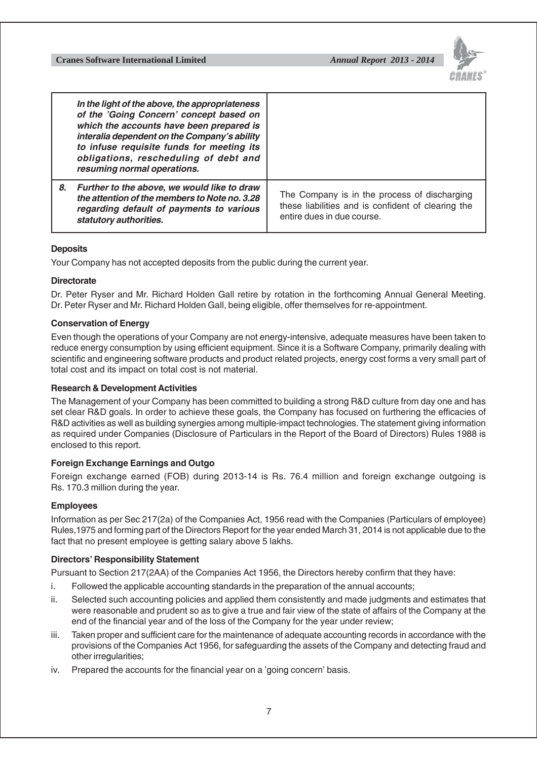| | |
|---|---|
| ***In the light of the above, the appropriateness of the 'Going Concern' concept based on which the accounts have been prepared is interalia dependent on the Company's ability to infuse requisite funds for meeting its obligations, rescheduling of debt and resuming normal operations.*** | |
| ***8. Further to the above, we would like to draw the attention of the members to Note no. 3.28 regarding default of payments to various statutory authorities.*** | The Company is in the process of discharging these liabilities and is confident of clearing the entire dues in due course. |

**Deposits**

Your Company has not accepted deposits from the public during the current year.

**Directorate**

Dr. Peter Ryser and Mr. Richard Holden Gall retire by rotation in the forthcoming Annual General Meeting. Dr. Peter Ryser and Mr. Richard Holden Gall, being eligible, offer themselves for re-appointment.

**Conservation of Energy**

Even though the operations of your Company are not energy-intensive, adequate measures have been taken to reduce energy consumption by using efficient equipment. Since it is a Software Company, primarily dealing with scientific and engineering software products and product related projects, energy cost forms a very small part of total cost and its impact on total cost is not material.

**Research & Development Activities**

The Management of your Company has been committed to building a strong R&D culture from day one and has set clear R&D goals. In order to achieve these goals, the Company has focused on furthering the efficacies of R&D activities as well as building synergies among multiple-impact technologies. The statement giving information as required under Companies (Disclosure of Particulars in the Report of the Board of Directors) Rules 1988 is enclosed to this report.

**Foreign Exchange Earnings and Outgo**

Foreign exchange earned (FOB) during 2013-14 is Rs. 76.4 million and foreign exchange outgoing is Rs. 170.3 million during the year.

**Employees**

Information as per Sec 217(2a) of the Companies Act, 1956 read with the Companies (Particulars of employee) Rules,1975 and forming part of the Directors Report for the year ended March 31, 2014 is not applicable due to the fact that no present employee is getting salary above 5 lakhs.

**Directors' Responsibility Statement**

Pursuant to Section 217(2AA) of the Companies Act 1956, the Directors hereby confirm that they have:

i. Followed the applicable accounting standards in the preparation of the annual accounts;

ii. Selected such accounting policies and applied them consistently and made judgments and estimates that were reasonable and prudent so as to give a true and fair view of the state of affairs of the Company at the end of the financial year and of the loss of the Company for the year under review;

iii. Taken proper and sufficient care for the maintenance of adequate accounting records in accordance with the provisions of the Companies Act 1956, for safeguarding the assets of the Company and detecting fraud and other irregularities;

iv. Prepared the accounts for the financial year on a 'going concern' basis.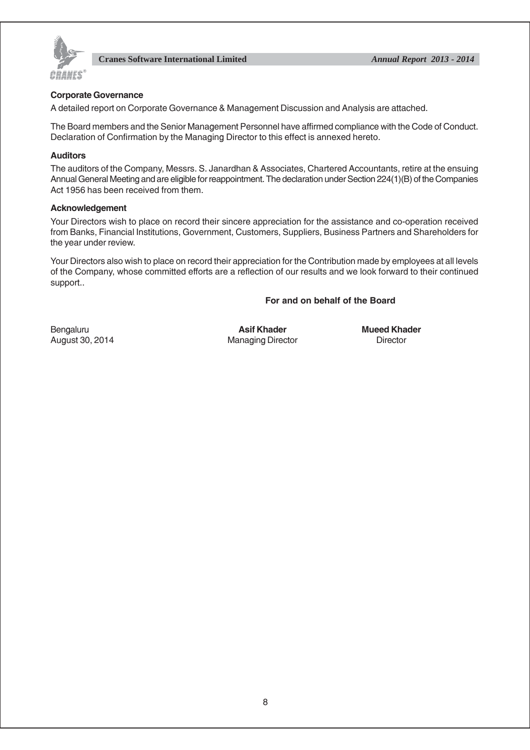**Corporate Governance**

A detailed report on Corporate Governance & Management Discussion and Analysis are attached.

The Board members and the Senior Management Personnel have affirmed compliance with the Code of Conduct. Declaration of Confirmation by the Managing Director to this effect is annexed hereto.

**Auditors**

The auditors of the Company, Messrs. S. Janardhan & Associates, Chartered Accountants, retire at the ensuing Annual General Meeting and are eligible for reappointment. The declaration under Section 224(1)(B) of the Companies Act 1956 has been received from them.

**Acknowledgement**

Your Directors wish to place on record their sincere appreciation for the assistance and co-operation received from Banks, Financial Institutions, Government, Customers, Suppliers, Business Partners and Shareholders for the year under review.

Your Directors also wish to place on record their appreciation for the Contribution made by employees at all levels of the Company, whose committed efforts are a reflection of our results and we look forward to their continued support..

**For and on behalf of the Board**

| | | |
|---|---|---|
| Bengaluru | **Asif Khader** | **Mueed Khader** |
| August 30, 2014 | Managing Director | Director |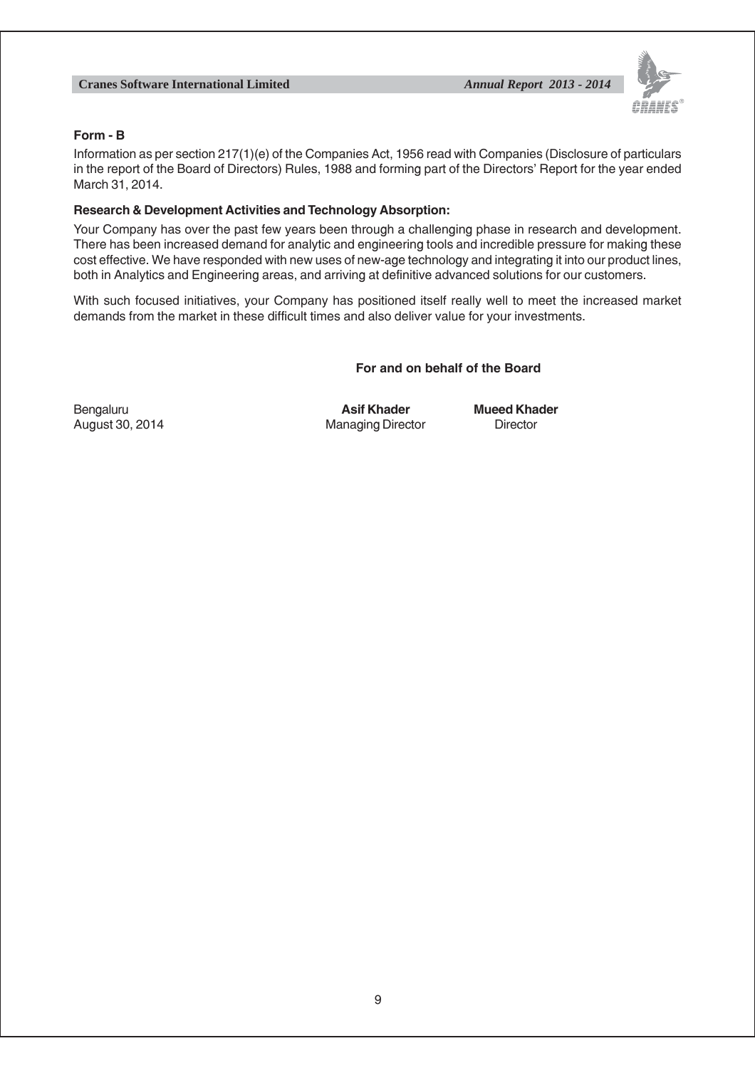**Form - B**

Information as per section 217(1)(e) of the Companies Act, 1956 read with Companies (Disclosure of particulars in the report of the Board of Directors) Rules, 1988 and forming part of the Directors' Report for the year ended March 31, 2014.

**Research & Development Activities and Technology Absorption:**

Your Company has over the past few years been through a challenging phase in research and development. There has been increased demand for analytic and engineering tools and incredible pressure for making these cost effective. We have responded with new uses of new-age technology and integrating it into our product lines, both in Analytics and Engineering areas, and arriving at definitive advanced solutions for our customers.

With such focused initiatives, your Company has positioned itself really well to meet the increased market demands from the market in these difficult times and also deliver value for your investments.

**For and on behalf of the Board**

Bengaluru
August 30, 2014

**Asif Khader**
Managing Director

**Mueed Khader**
Director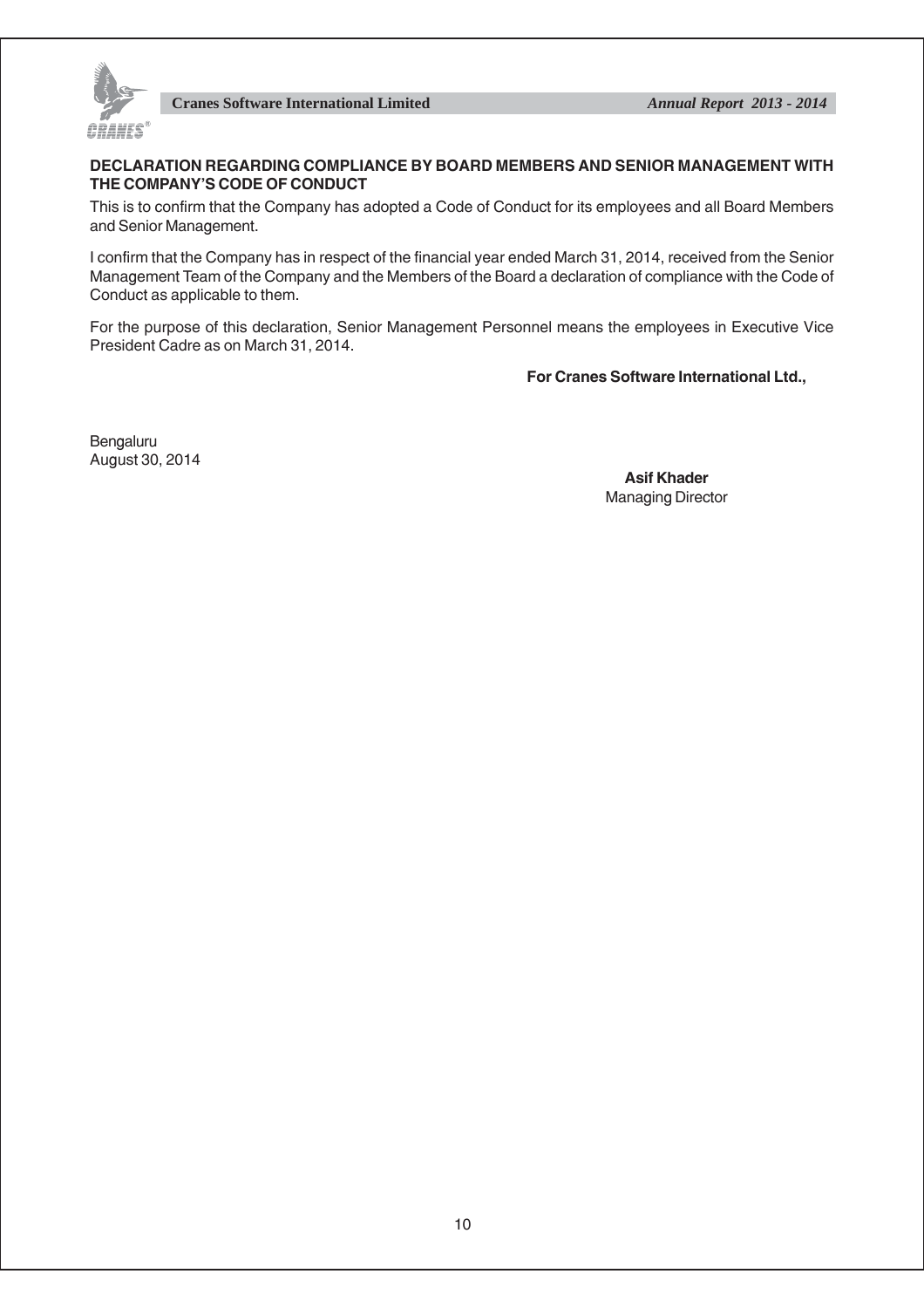## DECLARATION REGARDING COMPLIANCE BY BOARD MEMBERS AND SENIOR MANAGEMENT WITH THE COMPANY'S CODE OF CONDUCT

This is to confirm that the Company has adopted a Code of Conduct for its employees and all Board Members and Senior Management.

I confirm that the Company has in respect of the financial year ended March 31, 2014, received from the Senior Management Team of the Company and the Members of the Board a declaration of compliance with the Code of Conduct as applicable to them.

For the purpose of this declaration, Senior Management Personnel means the employees in Executive Vice President Cadre as on March 31, 2014.

**For Cranes Software International Ltd.,**

Bengaluru
August 30, 2014

**Asif Khader**
Managing Director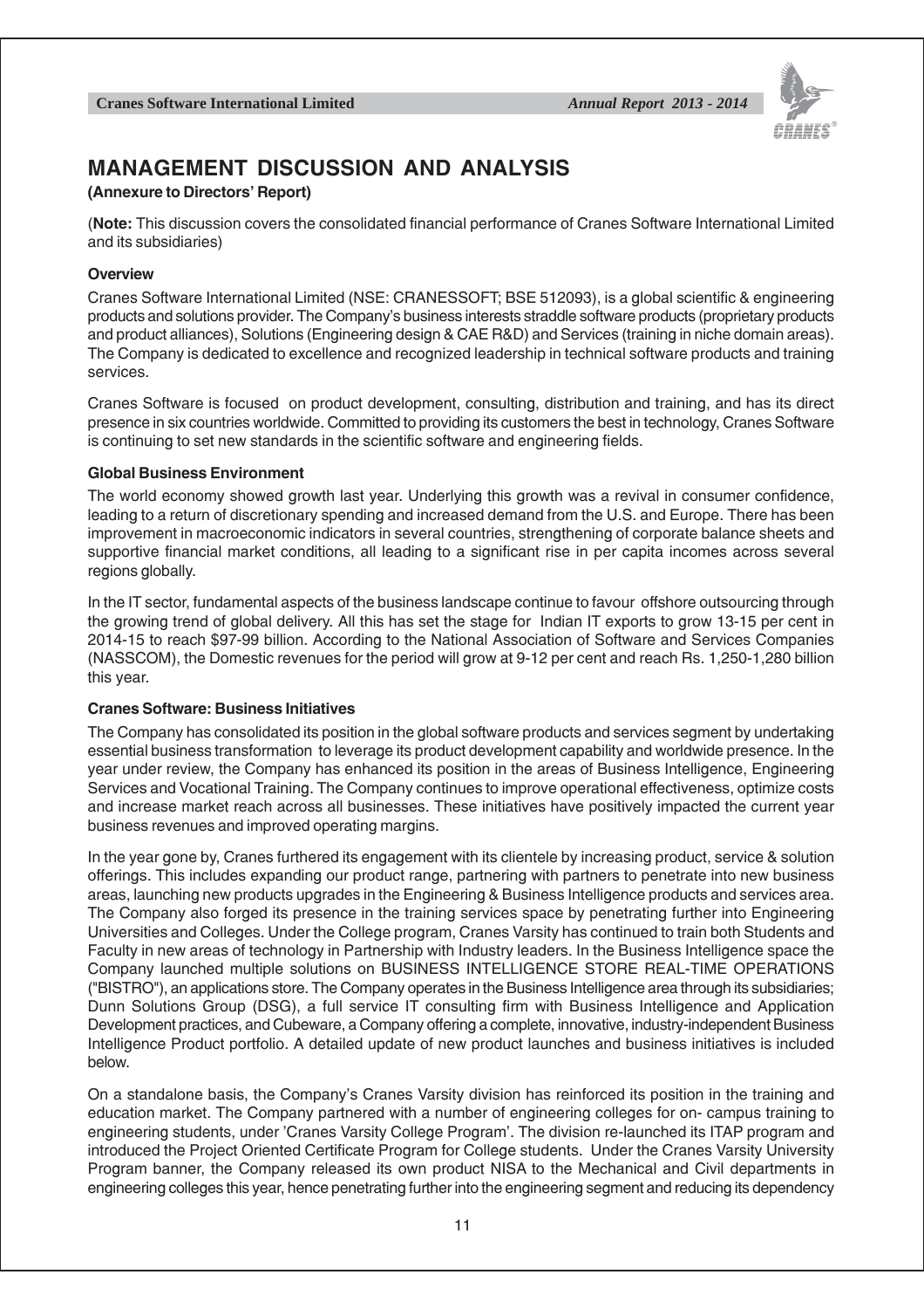# MANAGEMENT DISCUSSION AND ANALYSIS

**(Annexure to Directors' Report)**

(**Note:** This discussion covers the consolidated financial performance of Cranes Software International Limited and its subsidiaries)

### Overview

Cranes Software International Limited (NSE: CRANESSOFT; BSE 512093), is a global scientific & engineering products and solutions provider. The Company's business interests straddle software products (proprietary products and product alliances), Solutions (Engineering design & CAE R&D) and Services (training in niche domain areas). The Company is dedicated to excellence and recognized leadership in technical software products and training services.

Cranes Software is focused on product development, consulting, distribution and training, and has its direct presence in six countries worldwide. Committed to providing its customers the best in technology, Cranes Software is continuing to set new standards in the scientific software and engineering fields.

### Global Business Environment

The world economy showed growth last year. Underlying this growth was a revival in consumer confidence, leading to a return of discretionary spending and increased demand from the U.S. and Europe. There has been improvement in macroeconomic indicators in several countries, strengthening of corporate balance sheets and supportive financial market conditions, all leading to a significant rise in per capita incomes across several regions globally.

In the IT sector, fundamental aspects of the business landscape continue to favour offshore outsourcing through the growing trend of global delivery. All this has set the stage for Indian IT exports to grow 13-15 per cent in 2014-15 to reach $97-99 billion. According to the National Association of Software and Services Companies (NASSCOM), the Domestic revenues for the period will grow at 9-12 per cent and reach Rs. 1,250-1,280 billion this year.

### Cranes Software: Business Initiatives

The Company has consolidated its position in the global software products and services segment by undertaking essential business transformation to leverage its product development capability and worldwide presence. In the year under review, the Company has enhanced its position in the areas of Business Intelligence, Engineering Services and Vocational Training. The Company continues to improve operational effectiveness, optimize costs and increase market reach across all businesses. These initiatives have positively impacted the current year business revenues and improved operating margins.

In the year gone by, Cranes furthered its engagement with its clientele by increasing product, service & solution offerings. This includes expanding our product range, partnering with partners to penetrate into new business areas, launching new products upgrades in the Engineering & Business Intelligence products and services area. The Company also forged its presence in the training services space by penetrating further into Engineering Universities and Colleges. Under the College program, Cranes Varsity has continued to train both Students and Faculty in new areas of technology in Partnership with Industry leaders. In the Business Intelligence space the Company launched multiple solutions on BUSINESS INTELLIGENCE STORE REAL-TIME OPERATIONS ("BISTRO"), an applications store. The Company operates in the Business Intelligence area through its subsidiaries; Dunn Solutions Group (DSG), a full service IT consulting firm with Business Intelligence and Application Development practices, and Cubeware, a Company offering a complete, innovative, industry-independent Business Intelligence Product portfolio. A detailed update of new product launches and business initiatives is included below.

On a standalone basis, the Company's Cranes Varsity division has reinforced its position in the training and education market. The Company partnered with a number of engineering colleges for on- campus training to engineering students, under 'Cranes Varsity College Program'. The division re-launched its ITAP program and introduced the Project Oriented Certificate Program for College students. Under the Cranes Varsity University Program banner, the Company released its own product NISA to the Mechanical and Civil departments in engineering colleges this year, hence penetrating further into the engineering segment and reducing its dependency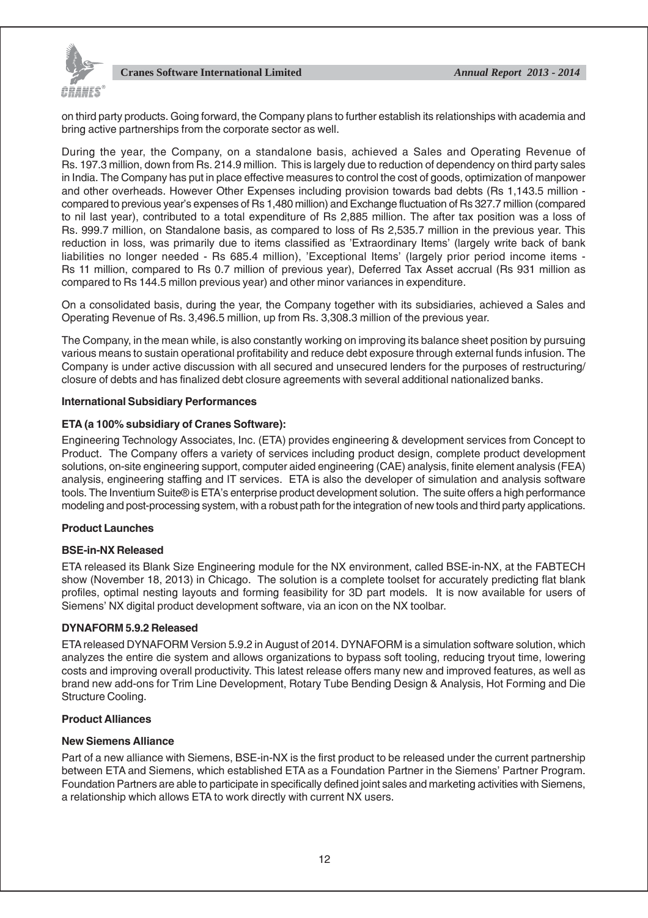on third party products. Going forward, the Company plans to further establish its relationships with academia and bring active partnerships from the corporate sector as well.

During the year, the Company, on a standalone basis, achieved a Sales and Operating Revenue of Rs. 197.3 million, down from Rs. 214.9 million. This is largely due to reduction of dependency on third party sales in India. The Company has put in place effective measures to control the cost of goods, optimization of manpower and other overheads. However Other Expenses including provision towards bad debts (Rs 1,143.5 million - compared to previous year's expenses of Rs 1,480 million) and Exchange fluctuation of Rs 327.7 million (compared to nil last year), contributed to a total expenditure of Rs 2,885 million. The after tax position was a loss of Rs. 999.7 million, on Standalone basis, as compared to loss of Rs 2,535.7 million in the previous year. This reduction in loss, was primarily due to items classified as 'Extraordinary Items' (largely write back of bank liabilities no longer needed - Rs 685.4 million), 'Exceptional Items' (largely prior period income items - Rs 11 million, compared to Rs 0.7 million of previous year), Deferred Tax Asset accrual (Rs 931 million as compared to Rs 144.5 millon previous year) and other minor variances in expenditure.

On a consolidated basis, during the year, the Company together with its subsidiaries, achieved a Sales and Operating Revenue of Rs. 3,496.5 million, up from Rs. 3,308.3 million of the previous year.

The Company, in the mean while, is also constantly working on improving its balance sheet position by pursuing various means to sustain operational profitability and reduce debt exposure through external funds infusion. The Company is under active discussion with all secured and unsecured lenders for the purposes of restructuring/closure of debts and has finalized debt closure agreements with several additional nationalized banks.

**International Subsidiary Performances**

**ETA (a 100% subsidiary of Cranes Software):**

Engineering Technology Associates, Inc. (ETA) provides engineering & development services from Concept to Product. The Company offers a variety of services including product design, complete product development solutions, on-site engineering support, computer aided engineering (CAE) analysis, finite element analysis (FEA) analysis, engineering staffing and IT services. ETA is also the developer of simulation and analysis software tools. The Inventium Suite® is ETA's enterprise product development solution. The suite offers a high performance modeling and post-processing system, with a robust path for the integration of new tools and third party applications.

**Product Launches**

**BSE-in-NX Released**

ETA released its Blank Size Engineering module for the NX environment, called BSE-in-NX, at the FABTECH show (November 18, 2013) in Chicago. The solution is a complete toolset for accurately predicting flat blank profiles, optimal nesting layouts and forming feasibility for 3D part models. It is now available for users of Siemens' NX digital product development software, via an icon on the NX toolbar.

**DYNAFORM 5.9.2 Released**

ETA released DYNAFORM Version 5.9.2 in August of 2014. DYNAFORM is a simulation software solution, which analyzes the entire die system and allows organizations to bypass soft tooling, reducing tryout time, lowering costs and improving overall productivity. This latest release offers many new and improved features, as well as brand new add-ons for Trim Line Development, Rotary Tube Bending Design & Analysis, Hot Forming and Die Structure Cooling.

**Product Alliances**

**New Siemens Alliance**

Part of a new alliance with Siemens, BSE-in-NX is the first product to be released under the current partnership between ETA and Siemens, which established ETA as a Foundation Partner in the Siemens' Partner Program. Foundation Partners are able to participate in specifically defined joint sales and marketing activities with Siemens, a relationship which allows ETA to work directly with current NX users.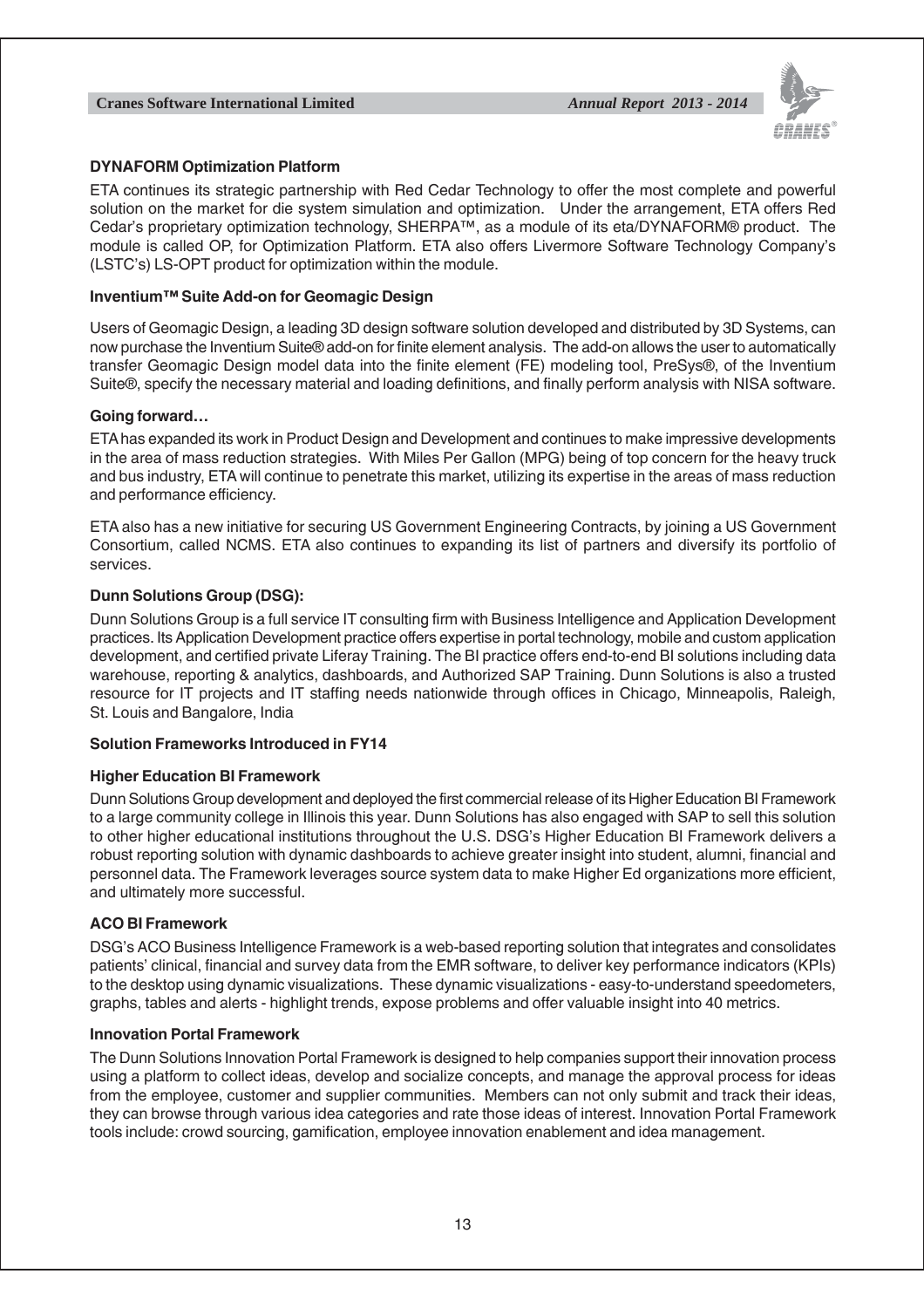### DYNAFORM Optimization Platform

ETA continues its strategic partnership with Red Cedar Technology to offer the most complete and powerful solution on the market for die system simulation and optimization. Under the arrangement, ETA offers Red Cedar's proprietary optimization technology, SHERPA™, as a module of its eta/DYNAFORM® product. The module is called OP, for Optimization Platform. ETA also offers Livermore Software Technology Company's (LSTC's) LS-OPT product for optimization within the module.

### Inventium™ Suite Add-on for Geomagic Design

Users of Geomagic Design, a leading 3D design software solution developed and distributed by 3D Systems, can now purchase the Inventium Suite® add-on for finite element analysis. The add-on allows the user to automatically transfer Geomagic Design model data into the finite element (FE) modeling tool, PreSys®, of the Inventium Suite®, specify the necessary material and loading definitions, and finally perform analysis with NISA software.

### Going forward…

ETA has expanded its work in Product Design and Development and continues to make impressive developments in the area of mass reduction strategies. With Miles Per Gallon (MPG) being of top concern for the heavy truck and bus industry, ETA will continue to penetrate this market, utilizing its expertise in the areas of mass reduction and performance efficiency.

ETA also has a new initiative for securing US Government Engineering Contracts, by joining a US Government Consortium, called NCMS. ETA also continues to expanding its list of partners and diversify its portfolio of services.

### Dunn Solutions Group (DSG):

Dunn Solutions Group is a full service IT consulting firm with Business Intelligence and Application Development practices. Its Application Development practice offers expertise in portal technology, mobile and custom application development, and certified private Liferay Training. The BI practice offers end-to-end BI solutions including data warehouse, reporting & analytics, dashboards, and Authorized SAP Training. Dunn Solutions is also a trusted resource for IT projects and IT staffing needs nationwide through offices in Chicago, Minneapolis, Raleigh, St. Louis and Bangalore, India

### Solution Frameworks Introduced in FY14

### Higher Education BI Framework

Dunn Solutions Group development and deployed the first commercial release of its Higher Education BI Framework to a large community college in Illinois this year. Dunn Solutions has also engaged with SAP to sell this solution to other higher educational institutions throughout the U.S. DSG's Higher Education BI Framework delivers a robust reporting solution with dynamic dashboards to achieve greater insight into student, alumni, financial and personnel data. The Framework leverages source system data to make Higher Ed organizations more efficient, and ultimately more successful.

### ACO BI Framework

DSG's ACO Business Intelligence Framework is a web-based reporting solution that integrates and consolidates patients' clinical, financial and survey data from the EMR software, to deliver key performance indicators (KPIs) to the desktop using dynamic visualizations. These dynamic visualizations - easy-to-understand speedometers, graphs, tables and alerts - highlight trends, expose problems and offer valuable insight into 40 metrics.

### Innovation Portal Framework

The Dunn Solutions Innovation Portal Framework is designed to help companies support their innovation process using a platform to collect ideas, develop and socialize concepts, and manage the approval process for ideas from the employee, customer and supplier communities. Members can not only submit and track their ideas, they can browse through various idea categories and rate those ideas of interest. Innovation Portal Framework tools include: crowd sourcing, gamification, employee innovation enablement and idea management.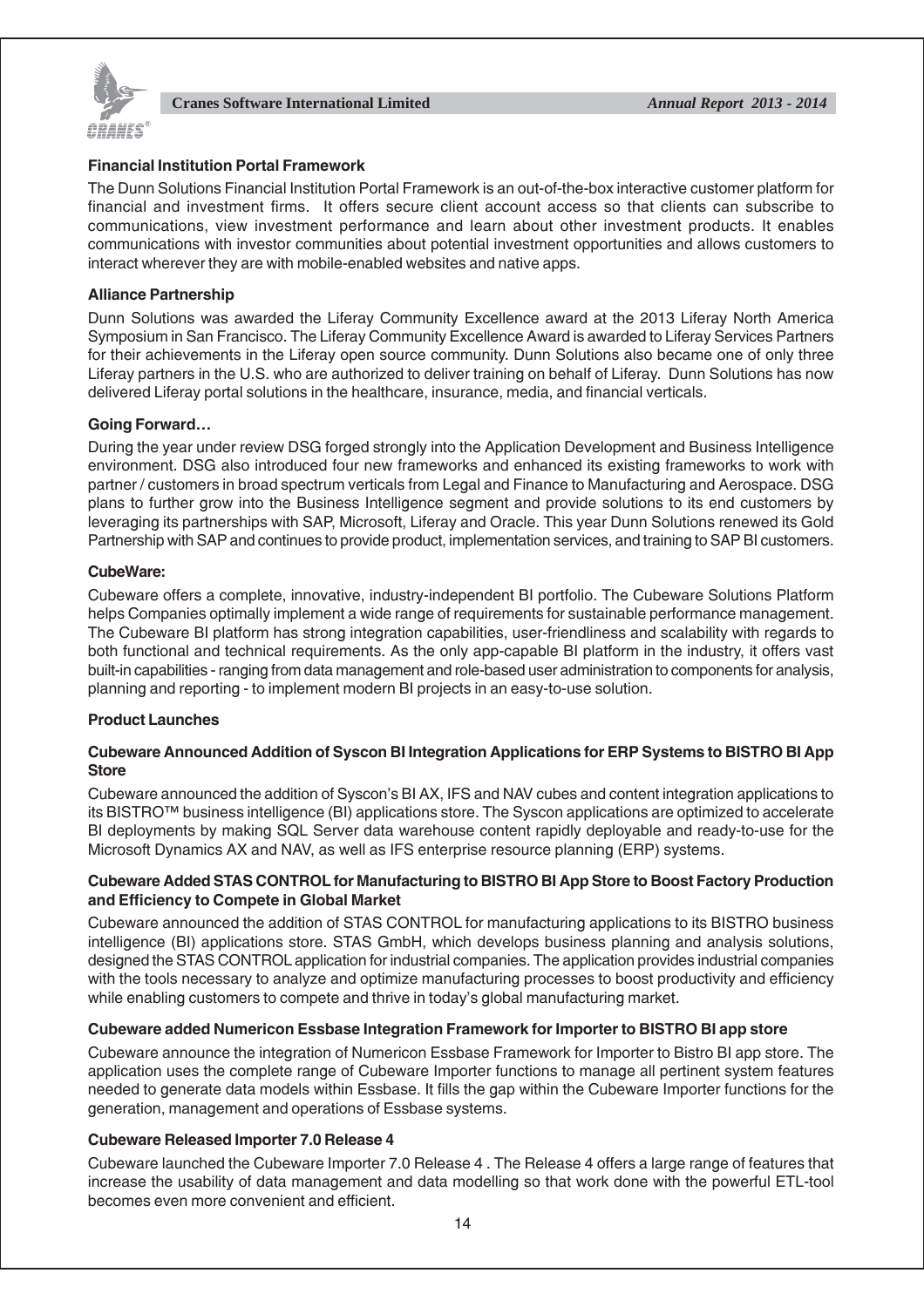### Financial Institution Portal Framework

The Dunn Solutions Financial Institution Portal Framework is an out-of-the-box interactive customer platform for financial and investment firms. It offers secure client account access so that clients can subscribe to communications, view investment performance and learn about other investment products. It enables communications with investor communities about potential investment opportunities and allows customers to interact wherever they are with mobile-enabled websites and native apps.

### Alliance Partnership

Dunn Solutions was awarded the Liferay Community Excellence award at the 2013 Liferay North America Symposium in San Francisco. The Liferay Community Excellence Award is awarded to Liferay Services Partners for their achievements in the Liferay open source community. Dunn Solutions also became one of only three Liferay partners in the U.S. who are authorized to deliver training on behalf of Liferay. Dunn Solutions has now delivered Liferay portal solutions in the healthcare, insurance, media, and financial verticals.

### Going Forward…

During the year under review DSG forged strongly into the Application Development and Business Intelligence environment. DSG also introduced four new frameworks and enhanced its existing frameworks to work with partner / customers in broad spectrum verticals from Legal and Finance to Manufacturing and Aerospace. DSG plans to further grow into the Business Intelligence segment and provide solutions to its end customers by leveraging its partnerships with SAP, Microsoft, Liferay and Oracle. This year Dunn Solutions renewed its Gold Partnership with SAP and continues to provide product, implementation services, and training to SAP BI customers.

### CubeWare:

Cubeware offers a complete, innovative, industry-independent BI portfolio. The Cubeware Solutions Platform helps Companies optimally implement a wide range of requirements for sustainable performance management. The Cubeware BI platform has strong integration capabilities, user-friendliness and scalability with regards to both functional and technical requirements. As the only app-capable BI platform in the industry, it offers vast built-in capabilities - ranging from data management and role-based user administration to components for analysis, planning and reporting - to implement modern BI projects in an easy-to-use solution.

### Product Launches

#### Cubeware Announced Addition of Syscon BI Integration Applications for ERP Systems to BISTRO BI App Store

Cubeware announced the addition of Syscon's BI AX, IFS and NAV cubes and content integration applications to its BISTRO™ business intelligence (BI) applications store. The Syscon applications are optimized to accelerate BI deployments by making SQL Server data warehouse content rapidly deployable and ready-to-use for the Microsoft Dynamics AX and NAV, as well as IFS enterprise resource planning (ERP) systems.

#### Cubeware Added STAS CONTROL for Manufacturing to BISTRO BI App Store to Boost Factory Production and Efficiency to Compete in Global Market

Cubeware announced the addition of STAS CONTROL for manufacturing applications to its BISTRO business intelligence (BI) applications store. STAS GmbH, which develops business planning and analysis solutions, designed the STAS CONTROL application for industrial companies. The application provides industrial companies with the tools necessary to analyze and optimize manufacturing processes to boost productivity and efficiency while enabling customers to compete and thrive in today's global manufacturing market.

#### Cubeware added Numericon Essbase Integration Framework for Importer to BISTRO BI app store

Cubeware announce the integration of Numericon Essbase Framework for Importer to Bistro BI app store. The application uses the complete range of Cubeware Importer functions to manage all pertinent system features needed to generate data models within Essbase. It fills the gap within the Cubeware Importer functions for the generation, management and operations of Essbase systems.

#### Cubeware Released Importer 7.0 Release 4

Cubeware launched the Cubeware Importer 7.0 Release 4 . The Release 4 offers a large range of features that increase the usability of data management and data modelling so that work done with the powerful ETL-tool becomes even more convenient and efficient.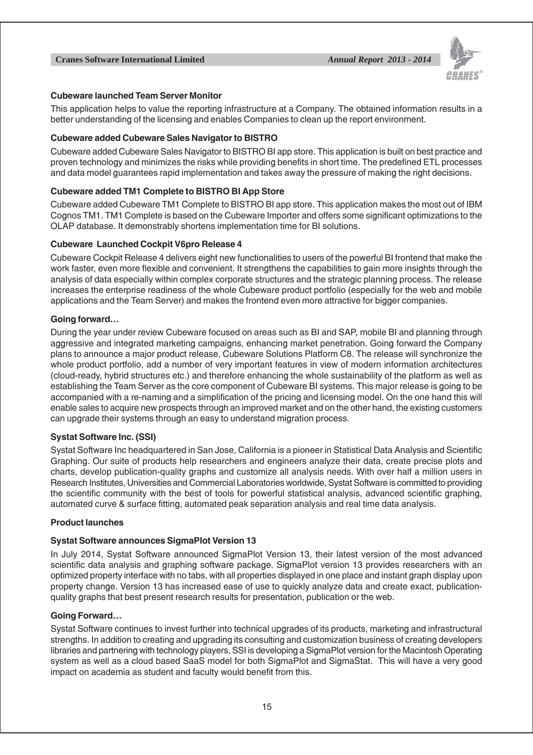### Cubeware launched Team Server Monitor

This application helps to value the reporting infrastructure at a Company. The obtained information results in a better understanding of the licensing and enables Companies to clean up the report environment.

### Cubeware added Cubeware Sales Navigator to BISTRO

Cubeware added Cubeware Sales Navigator to BISTRO BI app store. This application is built on best practice and proven technology and minimizes the risks while providing benefits in short time. The predefined ETL processes and data model guarantees rapid implementation and takes away the pressure of making the right decisions.

### Cubeware added TM1 Complete to BISTRO BI App Store

Cubeware added Cubeware TM1 Complete to BISTRO BI app store. This application makes the most out of IBM Cognos TM1. TM1 Complete is based on the Cubeware Importer and offers some significant optimizations to the OLAP database. It demonstrably shortens implementation time for BI solutions.

### Cubeware Launched Cockpit V6pro Release 4

Cubeware Cockpit Release 4 delivers eight new functionalities to users of the powerful BI frontend that make the work faster, even more flexible and convenient. It strengthens the capabilities to gain more insights through the analysis of data especially within complex corporate structures and the strategic planning process. The release increases the enterprise readiness of the whole Cubeware product portfolio (especially for the web and mobile applications and the Team Server) and makes the frontend even more attractive for bigger companies.

### Going forward…

During the year under review Cubeware focused on areas such as BI and SAP, mobile BI and planning through aggressive and integrated marketing campaigns, enhancing market penetration. Going forward the Company plans to announce a major product release, Cubeware Solutions Platform C8. The release will synchronize the whole product portfolio, add a number of very important features in view of modern information architectures (cloud-ready, hybrid structures etc.) and therefore enhancing the whole sustainability of the platform as well as establishing the Team Server as the core component of Cubeware BI systems. This major release is going to be accompanied with a re-naming and a simplification of the pricing and licensing model. On the one hand this will enable sales to acquire new prospects through an improved market and on the other hand, the existing customers can upgrade their systems through an easy to understand migration process.

### Systat Software Inc. (SSI)

Systat Software Inc headquartered in San Jose, California is a pioneer in Statistical Data Analysis and Scientific Graphing. Our suite of products help researchers and engineers analyze their data, create precise plots and charts, develop publication-quality graphs and customize all analysis needs. With over half a million users in Research Institutes, Universities and Commercial Laboratories worldwide, Systat Software is committed to providing the scientific community with the best of tools for powerful statistical analysis, advanced scientific graphing, automated curve & surface fitting, automated peak separation analysis and real time data analysis.

### Product launches

### Systat Software announces SigmaPlot Version 13

In July 2014, Systat Software announced SigmaPlot Version 13, their latest version of the most advanced scientific data analysis and graphing software package. SigmaPlot version 13 provides researchers with an optimized property interface with no tabs, with all properties displayed in one place and instant graph display upon property change. Version 13 has increased ease of use to quickly analyze data and create exact, publication-quality graphs that best present research results for presentation, publication or the web.

### Going Forward…

Systat Software continues to invest further into technical upgrades of its products, marketing and infrastructural strengths. In addition to creating and upgrading its consulting and customization business of creating developers libraries and partnering with technology players, SSI is developing a SigmaPlot version for the Macintosh Operating system as well as a cloud based SaaS model for both SigmaPlot and SigmaStat. This will have a very good impact on academia as student and faculty would benefit from this.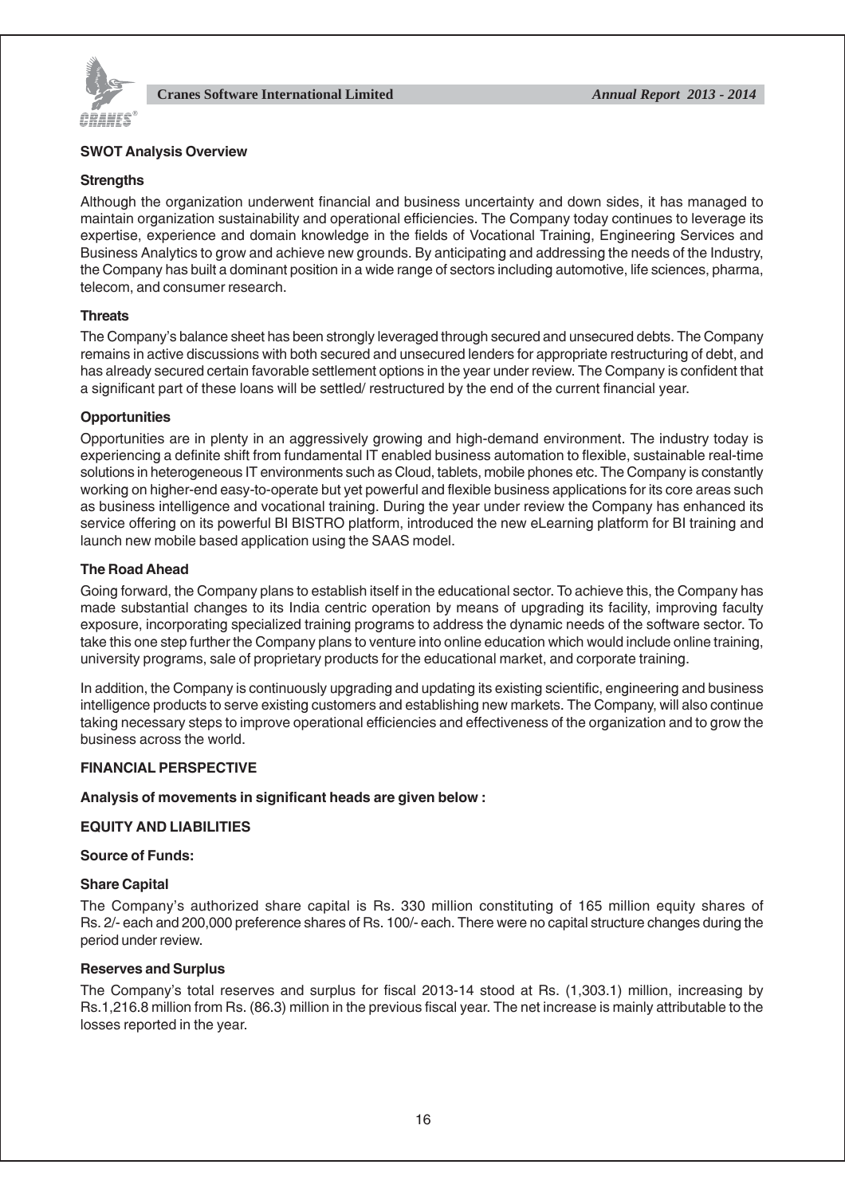## SWOT Analysis Overview

### Strengths

Although the organization underwent financial and business uncertainty and down sides, it has managed to maintain organization sustainability and operational efficiencies. The Company today continues to leverage its expertise, experience and domain knowledge in the fields of Vocational Training, Engineering Services and Business Analytics to grow and achieve new grounds. By anticipating and addressing the needs of the Industry, the Company has built a dominant position in a wide range of sectors including automotive, life sciences, pharma, telecom, and consumer research.

### Threats

The Company's balance sheet has been strongly leveraged through secured and unsecured debts. The Company remains in active discussions with both secured and unsecured lenders for appropriate restructuring of debt, and has already secured certain favorable settlement options in the year under review. The Company is confident that a significant part of these loans will be settled/ restructured by the end of the current financial year.

### Opportunities

Opportunities are in plenty in an aggressively growing and high-demand environment. The industry today is experiencing a definite shift from fundamental IT enabled business automation to flexible, sustainable real-time solutions in heterogeneous IT environments such as Cloud, tablets, mobile phones etc. The Company is constantly working on higher-end easy-to-operate but yet powerful and flexible business applications for its core areas such as business intelligence and vocational training. During the year under review the Company has enhanced its service offering on its powerful BI BISTRO platform, introduced the new eLearning platform for BI training and launch new mobile based application using the SAAS model.

### The Road Ahead

Going forward, the Company plans to establish itself in the educational sector. To achieve this, the Company has made substantial changes to its India centric operation by means of upgrading its facility, improving faculty exposure, incorporating specialized training programs to address the dynamic needs of the software sector. To take this one step further the Company plans to venture into online education which would include online training, university programs, sale of proprietary products for the educational market, and corporate training.

In addition, the Company is continuously upgrading and updating its existing scientific, engineering and business intelligence products to serve existing customers and establishing new markets. The Company, will also continue taking necessary steps to improve operational efficiencies and effectiveness of the organization and to grow the business across the world.

## FINANCIAL PERSPECTIVE

**Analysis of movements in significant heads are given below :**

### EQUITY AND LIABILITIES

**Source of Funds:**

#### Share Capital

The Company's authorized share capital is Rs. 330 million constituting of 165 million equity shares of Rs. 2/- each and 200,000 preference shares of Rs. 100/- each. There were no capital structure changes during the period under review.

#### Reserves and Surplus

The Company's total reserves and surplus for fiscal 2013-14 stood at Rs. (1,303.1) million, increasing by Rs.1,216.8 million from Rs. (86.3) million in the previous fiscal year. The net increase is mainly attributable to the losses reported in the year.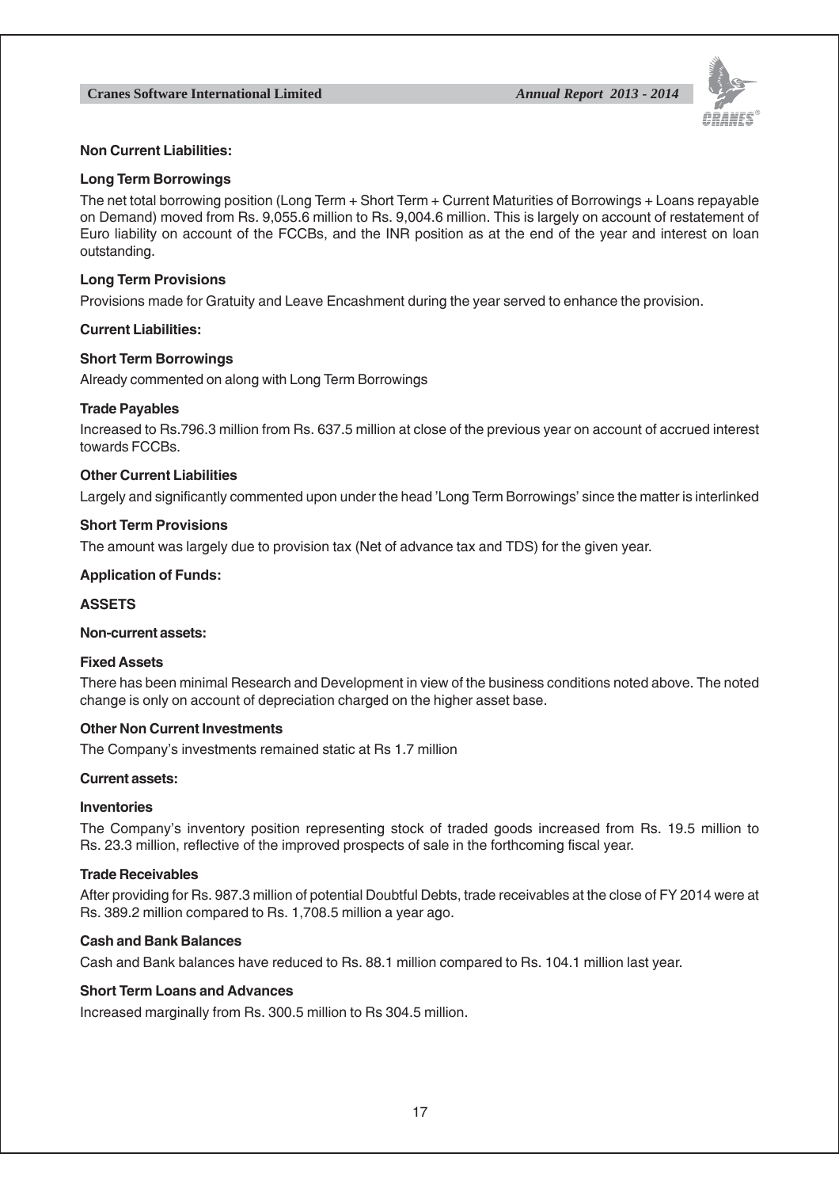## Non Current Liabilities:

### Long Term Borrowings

The net total borrowing position (Long Term + Short Term + Current Maturities of Borrowings + Loans repayable on Demand) moved from Rs. 9,055.6 million to Rs. 9,004.6 million. This is largely on account of restatement of Euro liability on account of the FCCBs, and the INR position as at the end of the year and interest on loan outstanding.

### Long Term Provisions

Provisions made for Gratuity and Leave Encashment during the year served to enhance the provision.

## Current Liabilities:

### Short Term Borrowings

Already commented on along with Long Term Borrowings

### Trade Payables

Increased to Rs.796.3 million from Rs. 637.5 million at close of the previous year on account of accrued interest towards FCCBs.

### Other Current Liabilities

Largely and significantly commented upon under the head 'Long Term Borrowings' since the matter is interlinked

### Short Term Provisions

The amount was largely due to provision tax (Net of advance tax and TDS) for the given year.

## Application of Funds:

## ASSETS

## Non-current assets:

### Fixed Assets

There has been minimal Research and Development in view of the business conditions noted above. The noted change is only on account of depreciation charged on the higher asset base.

### Other Non Current Investments

The Company's investments remained static at Rs 1.7 million

## Current assets:

### Inventories

The Company's inventory position representing stock of traded goods increased from Rs. 19.5 million to Rs. 23.3 million, reflective of the improved prospects of sale in the forthcoming fiscal year.

### Trade Receivables

After providing for Rs. 987.3 million of potential Doubtful Debts, trade receivables at the close of FY 2014 were at Rs. 389.2 million compared to Rs. 1,708.5 million a year ago.

### Cash and Bank Balances

Cash and Bank balances have reduced to Rs. 88.1 million compared to Rs. 104.1 million last year.

### Short Term Loans and Advances

Increased marginally from Rs. 300.5 million to Rs 304.5 million.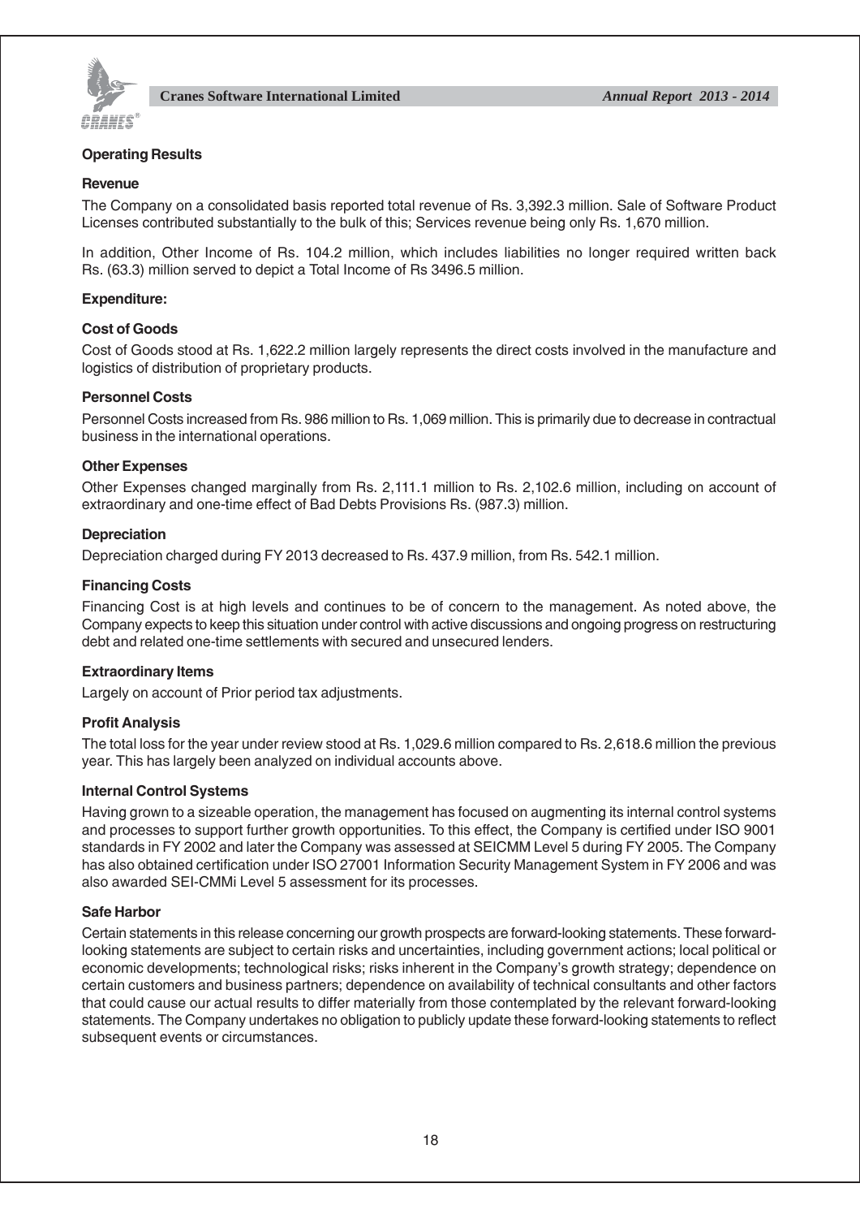## Operating Results

### Revenue

The Company on a consolidated basis reported total revenue of Rs. 3,392.3 million. Sale of Software Product Licenses contributed substantially to the bulk of this; Services revenue being only Rs. 1,670 million.

In addition, Other Income of Rs. 104.2 million, which includes liabilities no longer required written back Rs. (63.3) million served to depict a Total Income of Rs 3496.5 million.

### Expenditure:

### Cost of Goods

Cost of Goods stood at Rs. 1,622.2 million largely represents the direct costs involved in the manufacture and logistics of distribution of proprietary products.

### Personnel Costs

Personnel Costs increased from Rs. 986 million to Rs. 1,069 million. This is primarily due to decrease in contractual business in the international operations.

### Other Expenses

Other Expenses changed marginally from Rs. 2,111.1 million to Rs. 2,102.6 million, including on account of extraordinary and one-time effect of Bad Debts Provisions Rs. (987.3) million.

### Depreciation

Depreciation charged during FY 2013 decreased to Rs. 437.9 million, from Rs. 542.1 million.

### Financing Costs

Financing Cost is at high levels and continues to be of concern to the management. As noted above, the Company expects to keep this situation under control with active discussions and ongoing progress on restructuring debt and related one-time settlements with secured and unsecured lenders.

### Extraordinary Items

Largely on account of Prior period tax adjustments.

### Profit Analysis

The total loss for the year under review stood at Rs. 1,029.6 million compared to Rs. 2,618.6 million the previous year. This has largely been analyzed on individual accounts above.

### Internal Control Systems

Having grown to a sizeable operation, the management has focused on augmenting its internal control systems and processes to support further growth opportunities. To this effect, the Company is certified under ISO 9001 standards in FY 2002 and later the Company was assessed at SEICMM Level 5 during FY 2005. The Company has also obtained certification under ISO 27001 Information Security Management System in FY 2006 and was also awarded SEI-CMMi Level 5 assessment for its processes.

### Safe Harbor

Certain statements in this release concerning our growth prospects are forward-looking statements. These forward-looking statements are subject to certain risks and uncertainties, including government actions; local political or economic developments; technological risks; risks inherent in the Company's growth strategy; dependence on certain customers and business partners; dependence on availability of technical consultants and other factors that could cause our actual results to differ materially from those contemplated by the relevant forward-looking statements. The Company undertakes no obligation to publicly update these forward-looking statements to reflect subsequent events or circumstances.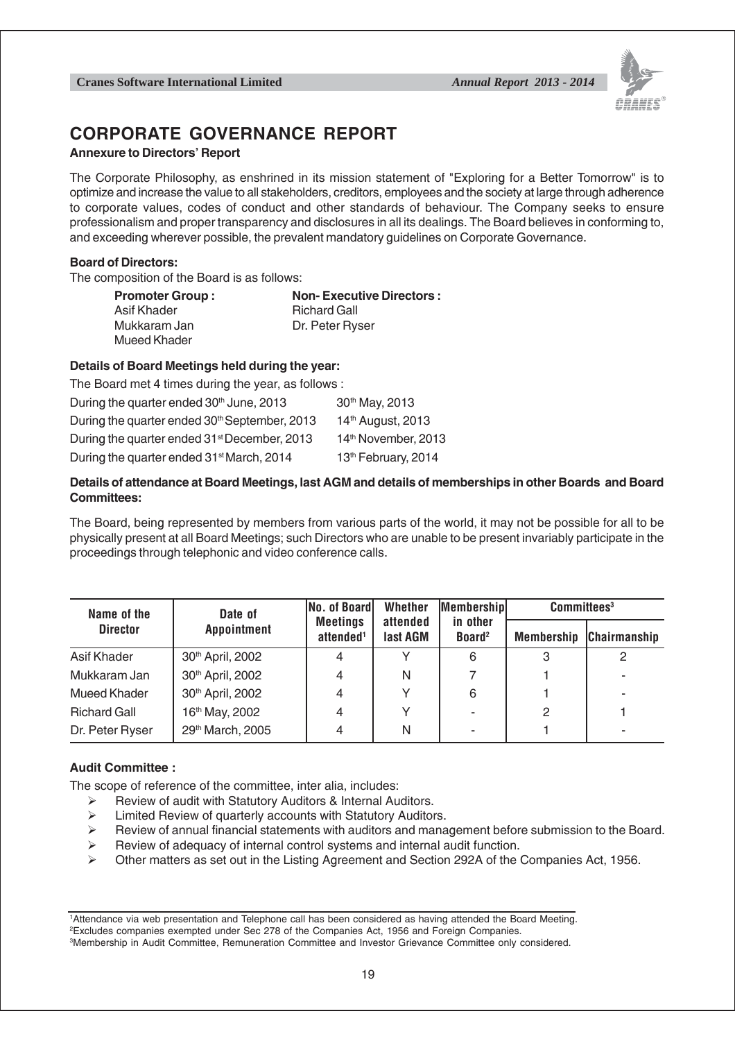# CORPORATE GOVERNANCE REPORT

**Annexure to Directors' Report**

The Corporate Philosophy, as enshrined in its mission statement of "Exploring for a Better Tomorrow" is to optimize and increase the value to all stakeholders, creditors, employees and the society at large through adherence to corporate values, codes of conduct and other standards of behaviour. The Company seeks to ensure professionalism and proper transparency and disclosures in all its dealings. The Board believes in conforming to, and exceeding wherever possible, the prevalent mandatory guidelines on Corporate Governance.

**Board of Directors:**

The composition of the Board is as follows:

| **Promoter Group :** | **Non- Executive Directors :** |
|---|---|
| Asif Khader | Richard Gall |
| Mukkaram Jan | Dr. Peter Ryser |
| Mueed Khader | |

**Details of Board Meetings held during the year:**

The Board met 4 times during the year, as follows :

| | |
|---|---|
| During the quarter ended 30th June, 2013 | 30th May, 2013 |
| During the quarter ended 30th September, 2013 | 14th August, 2013 |
| During the quarter ended 31st December, 2013 | 14th November, 2013 |
| During the quarter ended 31st March, 2014 | 13th February, 2014 |

**Details of attendance at Board Meetings, last AGM and details of memberships in other Boards and Board Committees:**

The Board, being represented by members from various parts of the world, it may not be possible for all to be physically present at all Board Meetings; such Directors who are unable to be present invariably participate in the proceedings through telephonic and video conference calls.

| Name of the Director | Date of Appointment | No. of Board Meetings attended[1] | Whether attended last AGM | Membership in other Board[2] | Committees[3] | |
|---|---|---|---|---|---|---|
| | | | | | Membership | Chairmanship |
| Asif Khader | 30th April, 2002 | 4 | Y | 6 | 3 | 2 |
| Mukkaram Jan | 30th April, 2002 | 4 | N | 7 | 1 | - |
| Mueed Khader | 30th April, 2002 | 4 | Y | 6 | 1 | - |
| Richard Gall | 16th May, 2002 | 4 | Y | - | 2 | 1 |
| Dr. Peter Ryser | 29th March, 2005 | 4 | N | - | 1 | - |

**Audit Committee :**

The scope of reference of the committee, inter alia, includes:

- Review of audit with Statutory Auditors & Internal Auditors.
- Limited Review of quarterly accounts with Statutory Auditors.
- Review of annual financial statements with auditors and management before submission to the Board.
- Review of adequacy of internal control systems and internal audit function.
- Other matters as set out in the Listing Agreement and Section 292A of the Companies Act, 1956.

[1]Attendance via web presentation and Telephone call has been considered as having attended the Board Meeting.
[2]Excludes companies exempted under Sec 278 of the Companies Act, 1956 and Foreign Companies.
[3]Membership in Audit Committee, Remuneration Committee and Investor Grievance Committee only considered.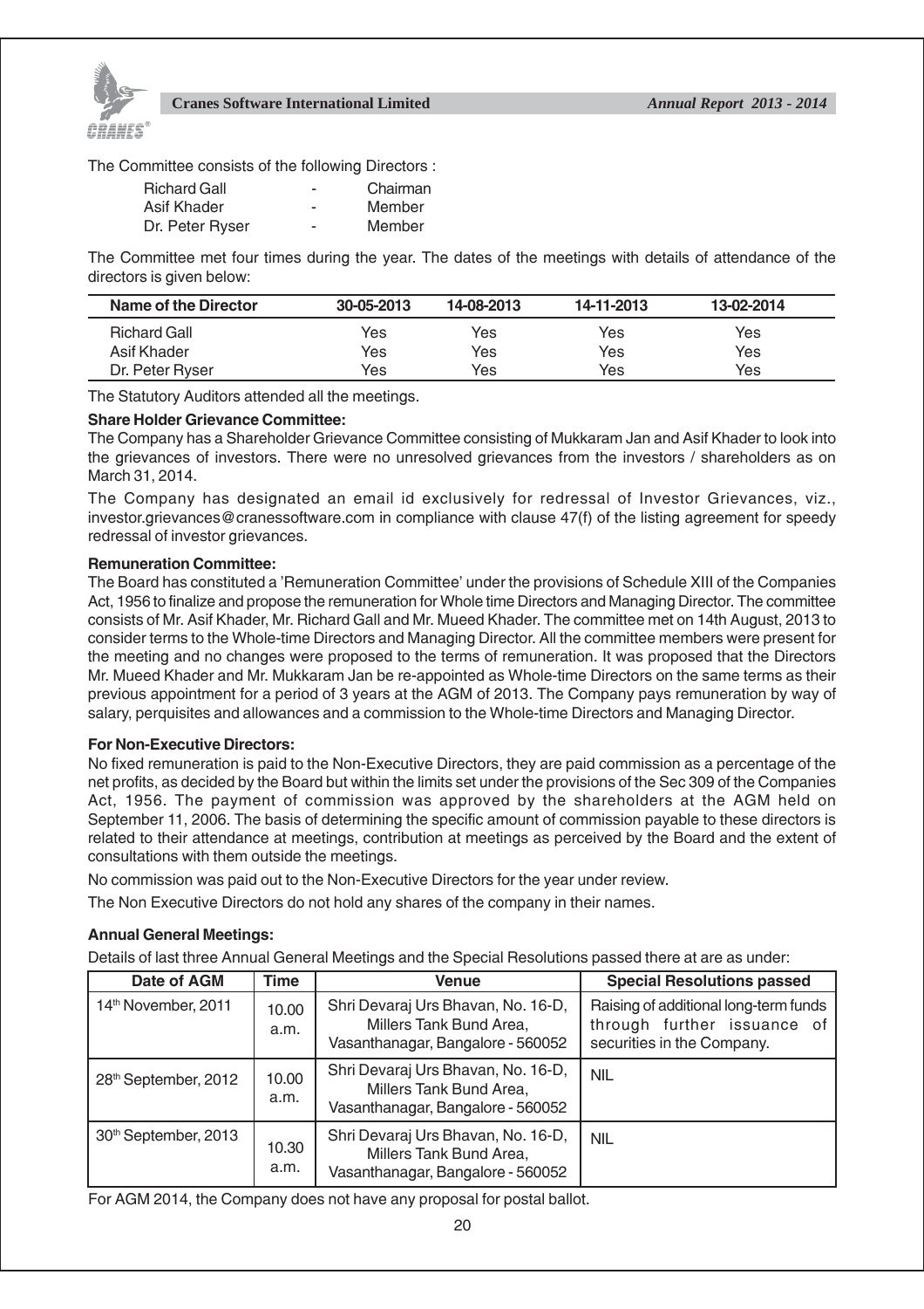The Committee consists of the following Directors :

| | | |
|---|---|---|
| Richard Gall | - | Chairman |
| Asif Khader | - | Member |
| Dr. Peter Ryser | - | Member |

The Committee met four times during the year. The dates of the meetings with details of attendance of the directors is given below:

| Name of the Director | 30-05-2013 | 14-08-2013 | 14-11-2013 | 13-02-2014 |
|---|---|---|---|---|
| Richard Gall | Yes | Yes | Yes | Yes |
| Asif Khader | Yes | Yes | Yes | Yes |
| Dr. Peter Ryser | Yes | Yes | Yes | Yes |

The Statutory Auditors attended all the meetings.

**Share Holder Grievance Committee:**

The Company has a Shareholder Grievance Committee consisting of Mukkaram Jan and Asif Khader to look into the grievances of investors. There were no unresolved grievances from the investors / shareholders as on March 31, 2014.

The Company has designated an email id exclusively for redressal of Investor Grievances, viz., investor.grievances@cranessoftware.com in compliance with clause 47(f) of the listing agreement for speedy redressal of investor grievances.

**Remuneration Committee:**

The Board has constituted a 'Remuneration Committee' under the provisions of Schedule XIII of the Companies Act, 1956 to finalize and propose the remuneration for Whole time Directors and Managing Director. The committee consists of Mr. Asif Khader, Mr. Richard Gall and Mr. Mueed Khader. The committee met on 14th August, 2013 to consider terms to the Whole-time Directors and Managing Director. All the committee members were present for the meeting and no changes were proposed to the terms of remuneration. It was proposed that the Directors Mr. Mueed Khader and Mr. Mukkaram Jan be re-appointed as Whole-time Directors on the same terms as their previous appointment for a period of 3 years at the AGM of 2013. The Company pays remuneration by way of salary, perquisites and allowances and a commission to the Whole-time Directors and Managing Director.

**For Non-Executive Directors:**

No fixed remuneration is paid to the Non-Executive Directors, they are paid commission as a percentage of the net profits, as decided by the Board but within the limits set under the provisions of the Sec 309 of the Companies Act, 1956. The payment of commission was approved by the shareholders at the AGM held on September 11, 2006. The basis of determining the specific amount of commission payable to these directors is related to their attendance at meetings, contribution at meetings as perceived by the Board and the extent of consultations with them outside the meetings.

No commission was paid out to the Non-Executive Directors for the year under review.

The Non Executive Directors do not hold any shares of the company in their names.

**Annual General Meetings:**

Details of last three Annual General Meetings and the Special Resolutions passed there at are as under:

| Date of AGM | Time | Venue | Special Resolutions passed |
|---|---|---|---|
| 14th November, 2011 | 10.00 a.m. | Shri Devaraj Urs Bhavan, No. 16-D, Millers Tank Bund Area, Vasanthanagar, Bangalore - 560052 | Raising of additional long-term funds through further issuance of securities in the Company. |
| 28th September, 2012 | 10.00 a.m. | Shri Devaraj Urs Bhavan, No. 16-D, Millers Tank Bund Area, Vasanthanagar, Bangalore - 560052 | NIL |
| 30th September, 2013 | 10.30 a.m. | Shri Devaraj Urs Bhavan, No. 16-D, Millers Tank Bund Area, Vasanthanagar, Bangalore - 560052 | NIL |

For AGM 2014, the Company does not have any proposal for postal ballot.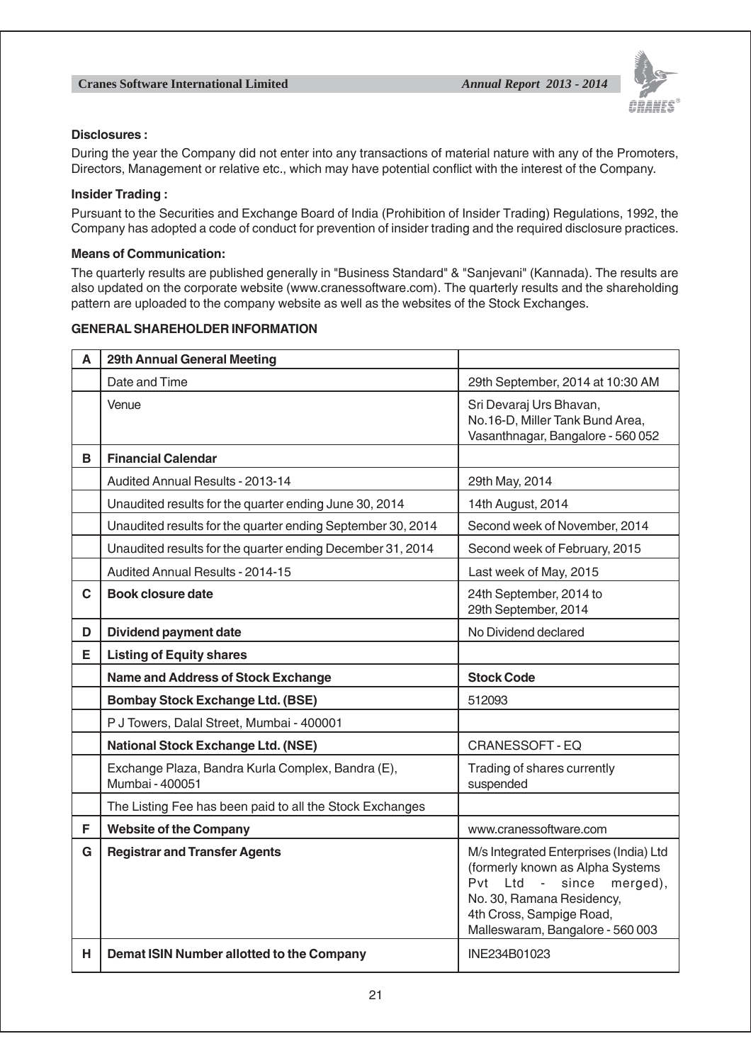**Disclosures :**

During the year the Company did not enter into any transactions of material nature with any of the Promoters, Directors, Management or relative etc., which may have potential conflict with the interest of the Company.

**Insider Trading :**

Pursuant to the Securities and Exchange Board of India (Prohibition of Insider Trading) Regulations, 1992, the Company has adopted a code of conduct for prevention of insider trading and the required disclosure practices.

**Means of Communication:**

The quarterly results are published generally in "Business Standard" & "Sanjevani" (Kannada). The results are also updated on the corporate website (www.cranessoftware.com). The quarterly results and the shareholding pattern are uploaded to the company website as well as the websites of the Stock Exchanges.

**GENERAL SHAREHOLDER INFORMATION**

| A | **29th Annual General Meeting** | |
|---|---|---|
| | Date and Time | 29th September, 2014 at 10:30 AM |
| | Venue | Sri Devaraj Urs Bhavan, No.16-D, Miller Tank Bund Area, Vasanthnagar, Bangalore - 560 052 |
| B | **Financial Calendar** | |
| | Audited Annual Results - 2013-14 | 29th May, 2014 |
| | Unaudited results for the quarter ending June 30, 2014 | 14th August, 2014 |
| | Unaudited results for the quarter ending September 30, 2014 | Second week of November, 2014 |
| | Unaudited results for the quarter ending December 31, 2014 | Second week of February, 2015 |
| | Audited Annual Results - 2014-15 | Last week of May, 2015 |
| C | **Book closure date** | 24th September, 2014 to 29th September, 2014 |
| D | **Dividend payment date** | No Dividend declared |
| E | **Listing of Equity shares** | |
| | **Name and Address of Stock Exchange** | **Stock Code** |
| | **Bombay Stock Exchange Ltd. (BSE)** | 512093 |
| | P J Towers, Dalal Street, Mumbai - 400001 | |
| | **National Stock Exchange Ltd. (NSE)** | CRANESSOFT - EQ |
| | Exchange Plaza, Bandra Kurla Complex, Bandra (E), Mumbai - 400051 | Trading of shares currently suspended |
| | The Listing Fee has been paid to all the Stock Exchanges | |
| F | **Website of the Company** | www.cranessoftware.com |
| G | **Registrar and Transfer Agents** | M/s Integrated Enterprises (India) Ltd (formerly known as Alpha Systems Pvt Ltd - since merged), No. 30, Ramana Residency, 4th Cross, Sampige Road, Malleswaram, Bangalore - 560 003 |
| H | **Demat ISIN Number allotted to the Company** | INE234B01023 |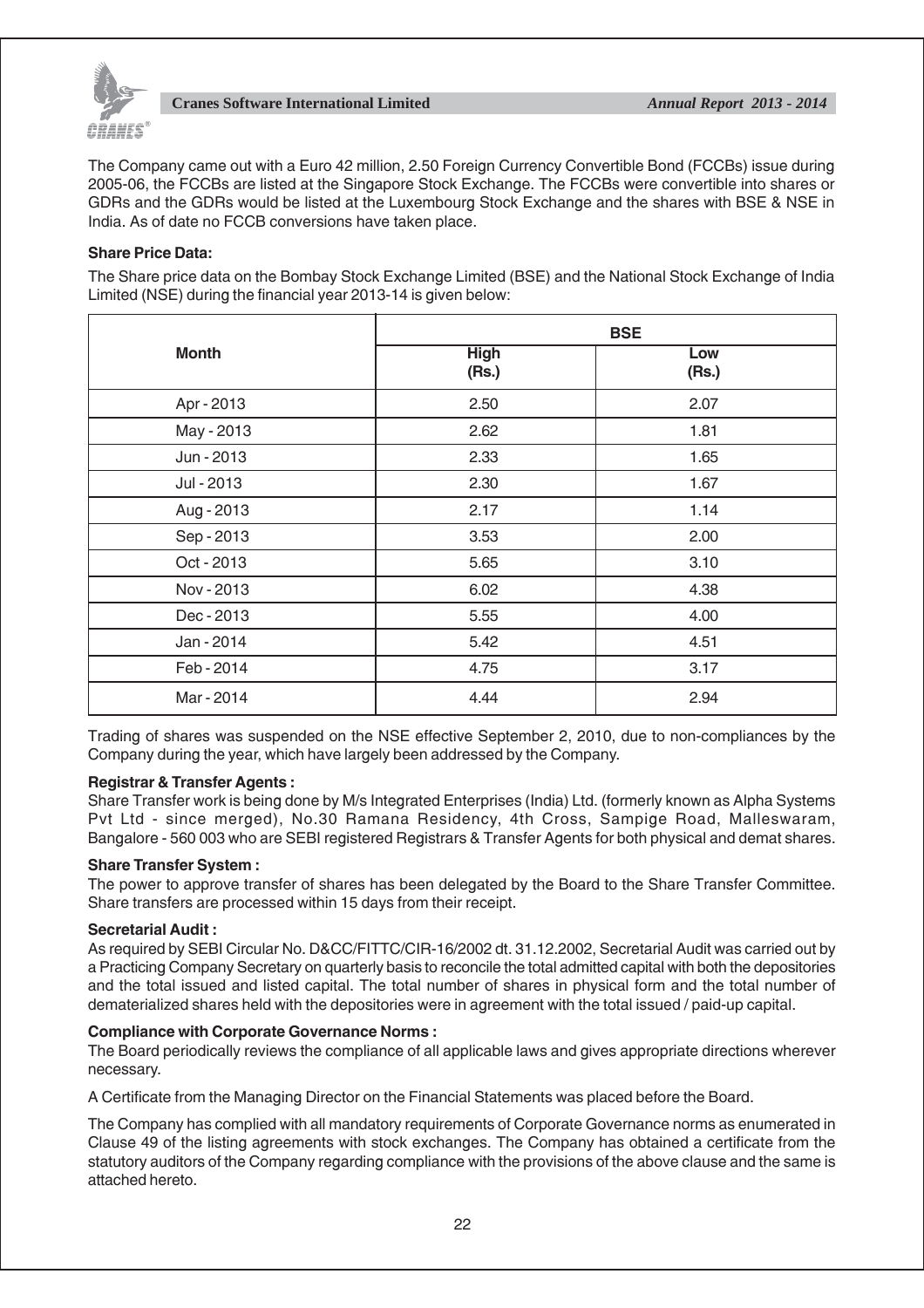The Company came out with a Euro 42 million, 2.50 Foreign Currency Convertible Bond (FCCBs) issue during 2005-06, the FCCBs are listed at the Singapore Stock Exchange. The FCCBs were convertible into shares or GDRs and the GDRs would be listed at the Luxembourg Stock Exchange and the shares with BSE & NSE in India. As of date no FCCB conversions have taken place.

**Share Price Data:**

The Share price data on the Bombay Stock Exchange Limited (BSE) and the National Stock Exchange of India Limited (NSE) during the financial year 2013-14 is given below:

| Month | BSE | |
|---|---|---|
| | High (Rs.) | Low (Rs.) |
| Apr - 2013 | 2.50 | 2.07 |
| May - 2013 | 2.62 | 1.81 |
| Jun - 2013 | 2.33 | 1.65 |
| Jul - 2013 | 2.30 | 1.67 |
| Aug - 2013 | 2.17 | 1.14 |
| Sep - 2013 | 3.53 | 2.00 |
| Oct - 2013 | 5.65 | 3.10 |
| Nov - 2013 | 6.02 | 4.38 |
| Dec - 2013 | 5.55 | 4.00 |
| Jan - 2014 | 5.42 | 4.51 |
| Feb - 2014 | 4.75 | 3.17 |
| Mar - 2014 | 4.44 | 2.94 |

Trading of shares was suspended on the NSE effective September 2, 2010, due to non-compliances by the Company during the year, which have largely been addressed by the Company.

**Registrar & Transfer Agents :**

Share Transfer work is being done by M/s Integrated Enterprises (India) Ltd. (formerly known as Alpha Systems Pvt Ltd - since merged), No.30 Ramana Residency, 4th Cross, Sampige Road, Malleswaram, Bangalore - 560 003 who are SEBI registered Registrars & Transfer Agents for both physical and demat shares.

**Share Transfer System :**

The power to approve transfer of shares has been delegated by the Board to the Share Transfer Committee. Share transfers are processed within 15 days from their receipt.

**Secretarial Audit :**

As required by SEBI Circular No. D&CC/FITTC/CIR-16/2002 dt. 31.12.2002, Secretarial Audit was carried out by a Practicing Company Secretary on quarterly basis to reconcile the total admitted capital with both the depositories and the total issued and listed capital. The total number of shares in physical form and the total number of dematerialized shares held with the depositories were in agreement with the total issued / paid-up capital.

**Compliance with Corporate Governance Norms :**

The Board periodically reviews the compliance of all applicable laws and gives appropriate directions wherever necessary.

A Certificate from the Managing Director on the Financial Statements was placed before the Board.

The Company has complied with all mandatory requirements of Corporate Governance norms as enumerated in Clause 49 of the listing agreements with stock exchanges. The Company has obtained a certificate from the statutory auditors of the Company regarding compliance with the provisions of the above clause and the same is attached hereto.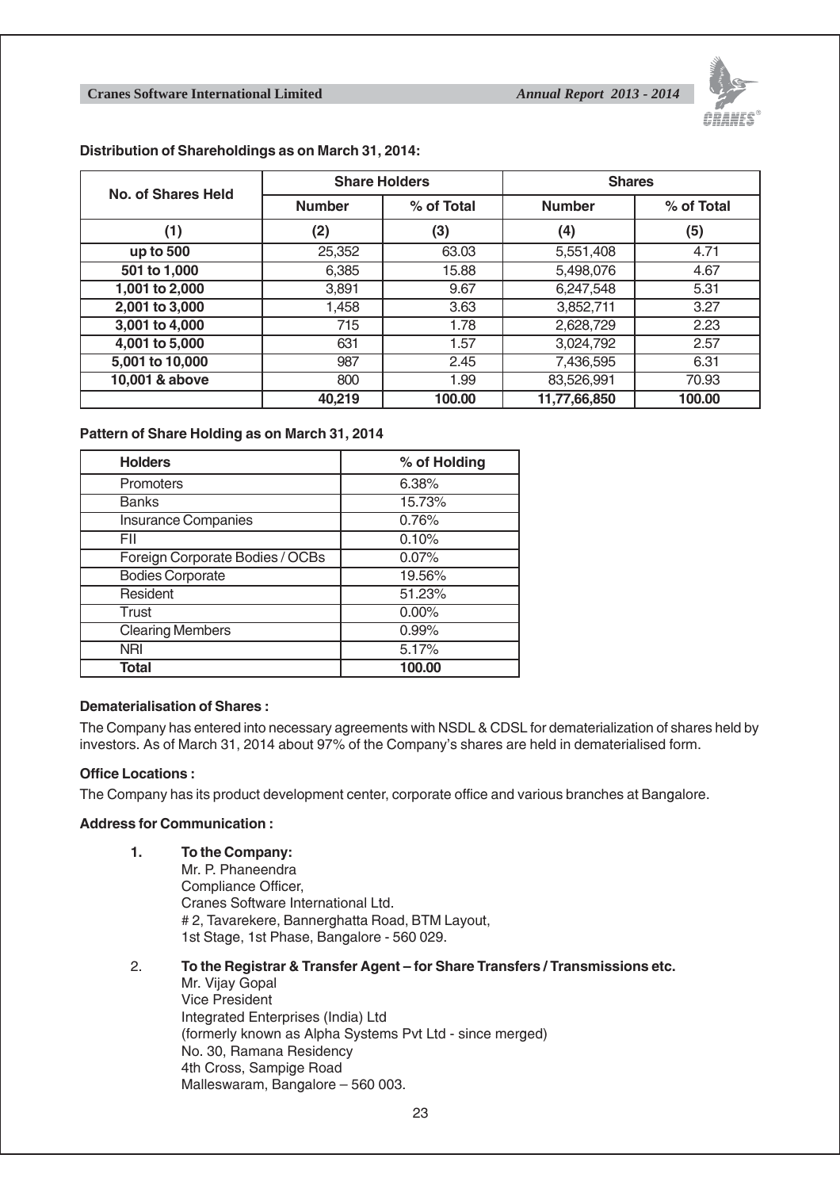**Distribution of Shareholdings as on March 31, 2014:**

| No. of Shares Held | Share Holders | | Shares | |
|---|---|---|---|---|
| | Number | % of Total | Number | % of Total |
| (1) | (2) | (3) | (4) | (5) |
| up to 500 | 25,352 | 63.03 | 5,551,408 | 4.71 |
| 501 to 1,000 | 6,385 | 15.88 | 5,498,076 | 4.67 |
| 1,001 to 2,000 | 3,891 | 9.67 | 6,247,548 | 5.31 |
| 2,001 to 3,000 | 1,458 | 3.63 | 3,852,711 | 3.27 |
| 3,001 to 4,000 | 715 | 1.78 | 2,628,729 | 2.23 |
| 4,001 to 5,000 | 631 | 1.57 | 3,024,792 | 2.57 |
| 5,001 to 10,000 | 987 | 2.45 | 7,436,595 | 6.31 |
| 10,001 & above | 800 | 1.99 | 83,526,991 | 70.93 |
| | **40,219** | **100.00** | **11,77,66,850** | **100.00** |

**Pattern of Share Holding as on March 31, 2014**

| Holders | % of Holding |
|---|---|
| Promoters | 6.38% |
| Banks | 15.73% |
| Insurance Companies | 0.76% |
| FII | 0.10% |
| Foreign Corporate Bodies / OCBs | 0.07% |
| Bodies Corporate | 19.56% |
| Resident | 51.23% |
| Trust | 0.00% |
| Clearing Members | 0.99% |
| NRI | 5.17% |
| **Total** | **100.00** |

**Dematerialisation of Shares :**

The Company has entered into necessary agreements with NSDL & CDSL for dematerialization of shares held by investors. As of March 31, 2014 about 97% of the Company's shares are held in dematerialised form.

**Office Locations :**

The Company has its product development center, corporate office and various branches at Bangalore.

**Address for Communication :**

1. **To the Company:**
   Mr. P. Phaneendra
   Compliance Officer,
   Cranes Software International Ltd.
   # 2, Tavarekere, Bannerghatta Road, BTM Layout,
   1st Stage, 1st Phase, Bangalore - 560 029.

2. **To the Registrar & Transfer Agent – for Share Transfers / Transmissions etc.**
   Mr. Vijay Gopal
   Vice President
   Integrated Enterprises (India) Ltd
   (formerly known as Alpha Systems Pvt Ltd - since merged)
   No. 30, Ramana Residency
   4th Cross, Sampige Road
   Malleswaram, Bangalore – 560 003.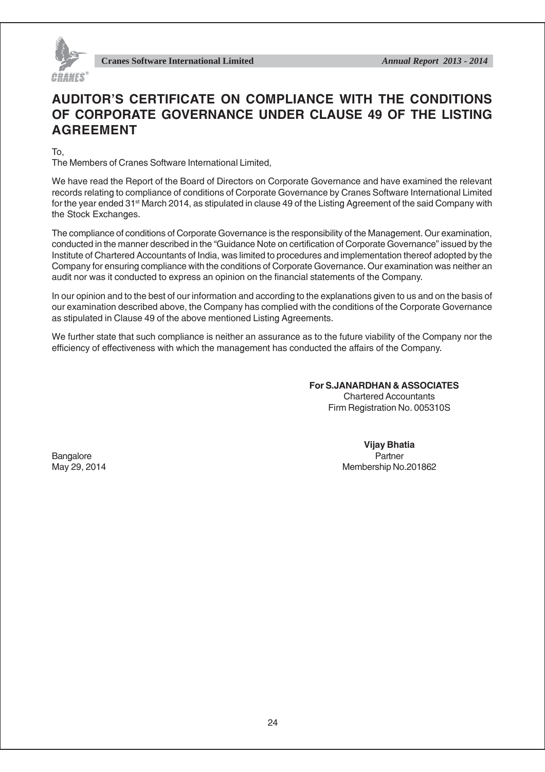# AUDITOR'S CERTIFICATE ON COMPLIANCE WITH THE CONDITIONS OF CORPORATE GOVERNANCE UNDER CLAUSE 49 OF THE LISTING AGREEMENT

To,

The Members of Cranes Software International Limited,

We have read the Report of the Board of Directors on Corporate Governance and have examined the relevant records relating to compliance of conditions of Corporate Governance by Cranes Software International Limited for the year ended 31st March 2014, as stipulated in clause 49 of the Listing Agreement of the said Company with the Stock Exchanges.

The compliance of conditions of Corporate Governance is the responsibility of the Management. Our examination, conducted in the manner described in the "Guidance Note on certification of Corporate Governance" issued by the Institute of Chartered Accountants of India, was limited to procedures and implementation thereof adopted by the Company for ensuring compliance with the conditions of Corporate Governance. Our examination was neither an audit nor was it conducted to express an opinion on the financial statements of the Company.

In our opinion and to the best of our information and according to the explanations given to us and on the basis of our examination described above, the Company has complied with the conditions of the Corporate Governance as stipulated in Clause 49 of the above mentioned Listing Agreements.

We further state that such compliance is neither an assurance as to the future viability of the Company nor the efficiency of effectiveness with which the management has conducted the affairs of the Company.

**For S.JANARDHAN & ASSOCIATES**
Chartered Accountants
Firm Registration No. 005310S

**Vijay Bhatia**
Partner
Membership No.201862

Bangalore
May 29, 2014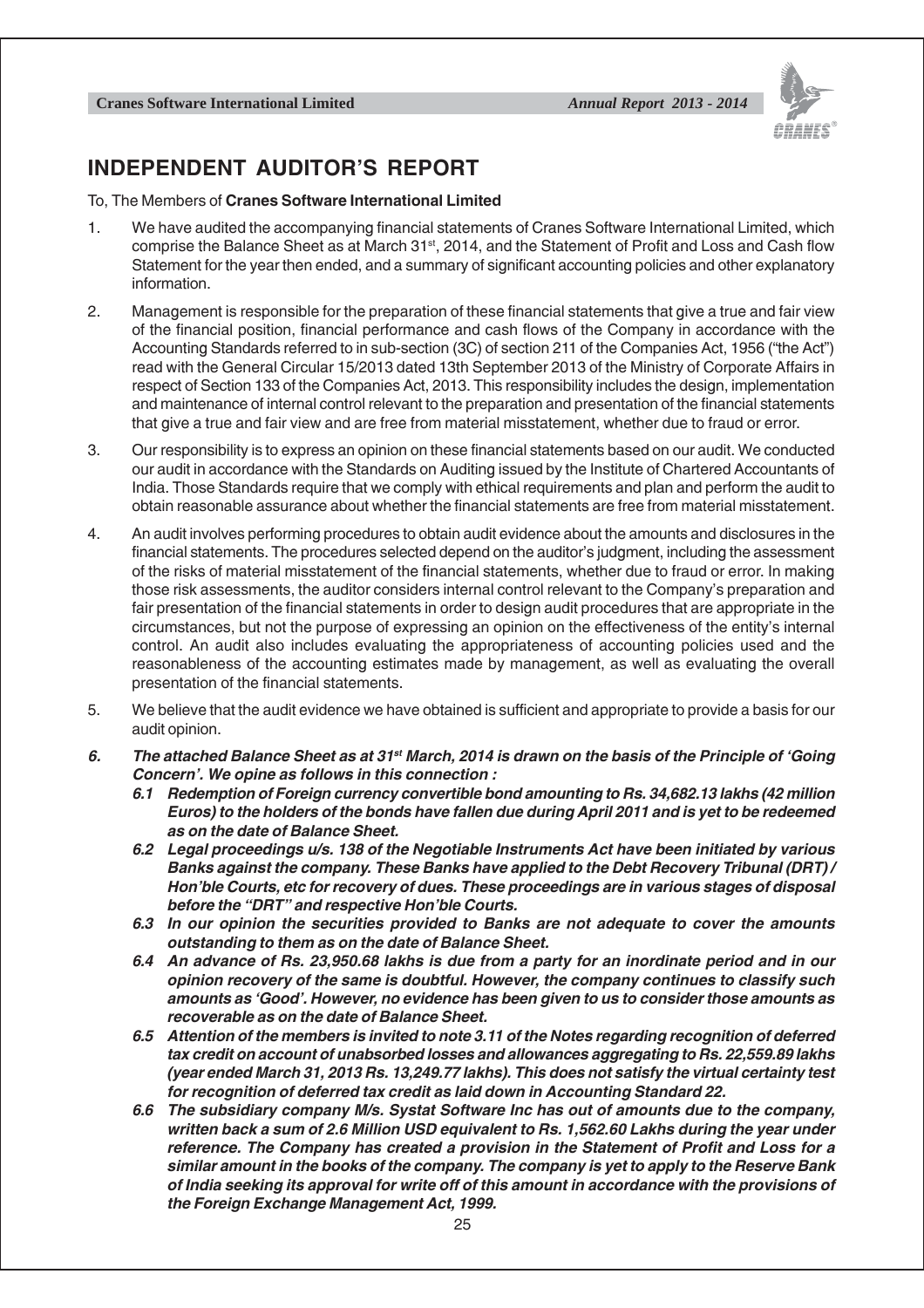# INDEPENDENT AUDITOR'S REPORT

To, The Members of **Cranes Software International Limited**

1. We have audited the accompanying financial statements of Cranes Software International Limited, which comprise the Balance Sheet as at March 31st, 2014, and the Statement of Profit and Loss and Cash flow Statement for the year then ended, and a summary of significant accounting policies and other explanatory information.

2. Management is responsible for the preparation of these financial statements that give a true and fair view of the financial position, financial performance and cash flows of the Company in accordance with the Accounting Standards referred to in sub-section (3C) of section 211 of the Companies Act, 1956 ("the Act") read with the General Circular 15/2013 dated 13th September 2013 of the Ministry of Corporate Affairs in respect of Section 133 of the Companies Act, 2013. This responsibility includes the design, implementation and maintenance of internal control relevant to the preparation and presentation of the financial statements that give a true and fair view and are free from material misstatement, whether due to fraud or error.

3. Our responsibility is to express an opinion on these financial statements based on our audit. We conducted our audit in accordance with the Standards on Auditing issued by the Institute of Chartered Accountants of India. Those Standards require that we comply with ethical requirements and plan and perform the audit to obtain reasonable assurance about whether the financial statements are free from material misstatement.

4. An audit involves performing procedures to obtain audit evidence about the amounts and disclosures in the financial statements. The procedures selected depend on the auditor's judgment, including the assessment of the risks of material misstatement of the financial statements, whether due to fraud or error. In making those risk assessments, the auditor considers internal control relevant to the Company's preparation and fair presentation of the financial statements in order to design audit procedures that are appropriate in the circumstances, but not the purpose of expressing an opinion on the effectiveness of the entity's internal control. An audit also includes evaluating the appropriateness of accounting policies used and the reasonableness of the accounting estimates made by management, as well as evaluating the overall presentation of the financial statements.

5. We believe that the audit evidence we have obtained is sufficient and appropriate to provide a basis for our audit opinion.

6. ***The attached Balance Sheet as at 31st March, 2014 is drawn on the basis of the Principle of 'Going Concern'. We opine as follows in this connection :***

   ***6.1 Redemption of Foreign currency convertible bond amounting to Rs. 34,682.13 lakhs (42 million Euros) to the holders of the bonds have fallen due during April 2011 and is yet to be redeemed as on the date of Balance Sheet.***

   ***6.2 Legal proceedings u/s. 138 of the Negotiable Instruments Act have been initiated by various Banks against the company. These Banks have applied to the Debt Recovery Tribunal (DRT) / Hon'ble Courts, etc for recovery of dues. These proceedings are in various stages of disposal before the "DRT" and respective Hon'ble Courts.***

   ***6.3 In our opinion the securities provided to Banks are not adequate to cover the amounts outstanding to them as on the date of Balance Sheet.***

   ***6.4 An advance of Rs. 23,950.68 lakhs is due from a party for an inordinate period and in our opinion recovery of the same is doubtful. However, the company continues to classify such amounts as 'Good'. However, no evidence has been given to us to consider those amounts as recoverable as on the date of Balance Sheet.***

   ***6.5 Attention of the members is invited to note 3.11 of the Notes regarding recognition of deferred tax credit on account of unabsorbed losses and allowances aggregating to Rs. 22,559.89 lakhs (year ended March 31, 2013 Rs. 13,249.77 lakhs). This does not satisfy the virtual certainty test for recognition of deferred tax credit as laid down in Accounting Standard 22.***

   ***6.6 The subsidiary company M/s. Systat Software Inc has out of amounts due to the company, written back a sum of 2.6 Million USD equivalent to Rs. 1,562.60 Lakhs during the year under reference. The Company has created a provision in the Statement of Profit and Loss for a similar amount in the books of the company. The company is yet to apply to the Reserve Bank of India seeking its approval for write off of this amount in accordance with the provisions of the Foreign Exchange Management Act, 1999.***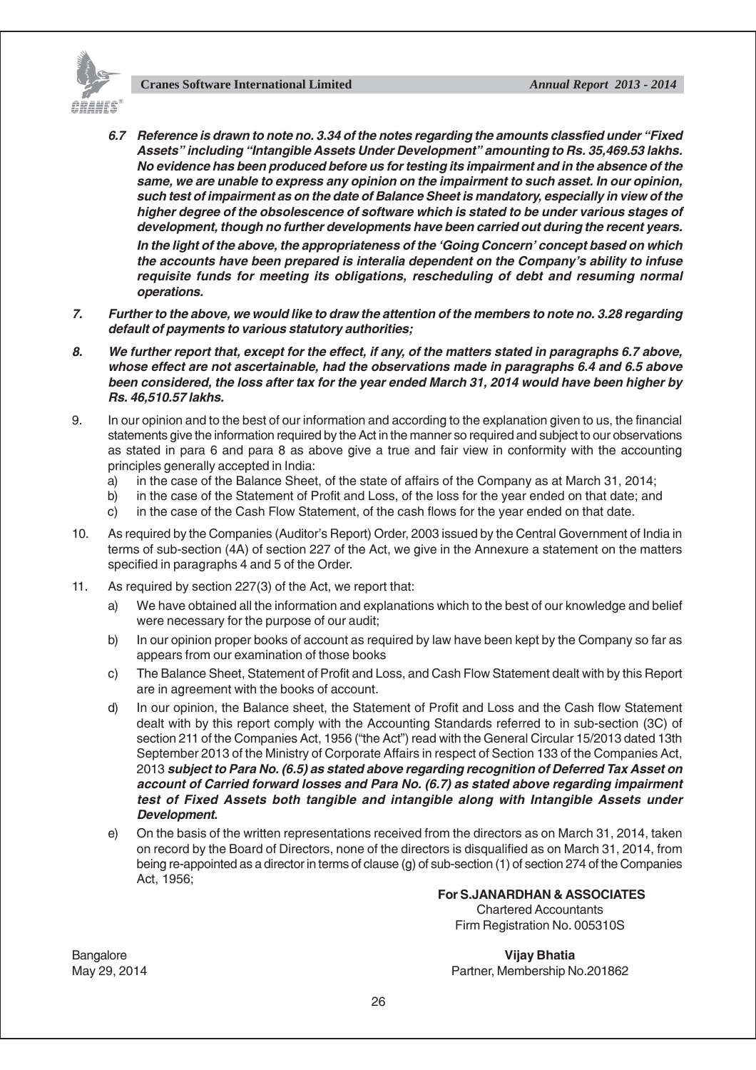***6.7 Reference is drawn to note no. 3.34 of the notes regarding the amounts classfied under "Fixed Assets" including "Intangible Assets Under Development" amounting to Rs. 35,469.53 lakhs. No evidence has been produced before us for testing its impairment and in the absence of the same, we are unable to express any opinion on the impairment to such asset. In our opinion, such test of impairment as on the date of Balance Sheet is mandatory, especially in view of the higher degree of the obsolescence of software which is stated to be under various stages of development, though no further developments have been carried out during the recent years.***

***In the light of the above, the appropriateness of the 'Going Concern' concept based on which the accounts have been prepared is interalia dependent on the Company's ability to infuse requisite funds for meeting its obligations, rescheduling of debt and resuming normal operations.***

***7. Further to the above, we would like to draw the attention of the members to note no. 3.28 regarding default of payments to various statutory authorities;***

***8. We further report that, except for the effect, if any, of the matters stated in paragraphs 6.7 above, whose effect are not ascertainable, had the observations made in paragraphs 6.4 and 6.5 above been considered, the loss after tax for the year ended March 31, 2014 would have been higher by Rs. 46,510.57 lakhs.***

9. In our opinion and to the best of our information and according to the explanation given to us, the financial statements give the information required by the Act in the manner so required and subject to our observations as stated in para 6 and para 8 as above give a true and fair view in conformity with the accounting principles generally accepted in India:
   a) in the case of the Balance Sheet, of the state of affairs of the Company as at March 31, 2014;
   b) in the case of the Statement of Profit and Loss, of the loss for the year ended on that date; and
   c) in the case of the Cash Flow Statement, of the cash flows for the year ended on that date.

10. As required by the Companies (Auditor's Report) Order, 2003 issued by the Central Government of India in terms of sub-section (4A) of section 227 of the Act, we give in the Annexure a statement on the matters specified in paragraphs 4 and 5 of the Order.

11. As required by section 227(3) of the Act, we report that:
   a) We have obtained all the information and explanations which to the best of our knowledge and belief were necessary for the purpose of our audit;
   b) In our opinion proper books of account as required by law have been kept by the Company so far as appears from our examination of those books
   c) The Balance Sheet, Statement of Profit and Loss, and Cash Flow Statement dealt with by this Report are in agreement with the books of account.
   d) In our opinion, the Balance sheet, the Statement of Profit and Loss and the Cash flow Statement dealt with by this report comply with the Accounting Standards referred to in sub-section (3C) of section 211 of the Companies Act, 1956 ("the Act") read with the General Circular 15/2013 dated 13th September 2013 of the Ministry of Corporate Affairs in respect of Section 133 of the Companies Act, 2013 ***subject to Para No. (6.5) as stated above regarding recognition of Deferred Tax Asset on account of Carried forward losses and Para No. (6.7) as stated above regarding impairment test of Fixed Assets both tangible and intangible along with Intangible Assets under Development.***
   e) On the basis of the written representations received from the directors as on March 31, 2014, taken on record by the Board of Directors, none of the directors is disqualified as on March 31, 2014, from being re-appointed as a director in terms of clause (g) of sub-section (1) of section 274 of the Companies Act, 1956;

**For S.JANARDHAN & ASSOCIATES**
Chartered Accountants
Firm Registration No. 005310S

Bangalore
May 29, 2014

**Vijay Bhatia**
Partner, Membership No.201862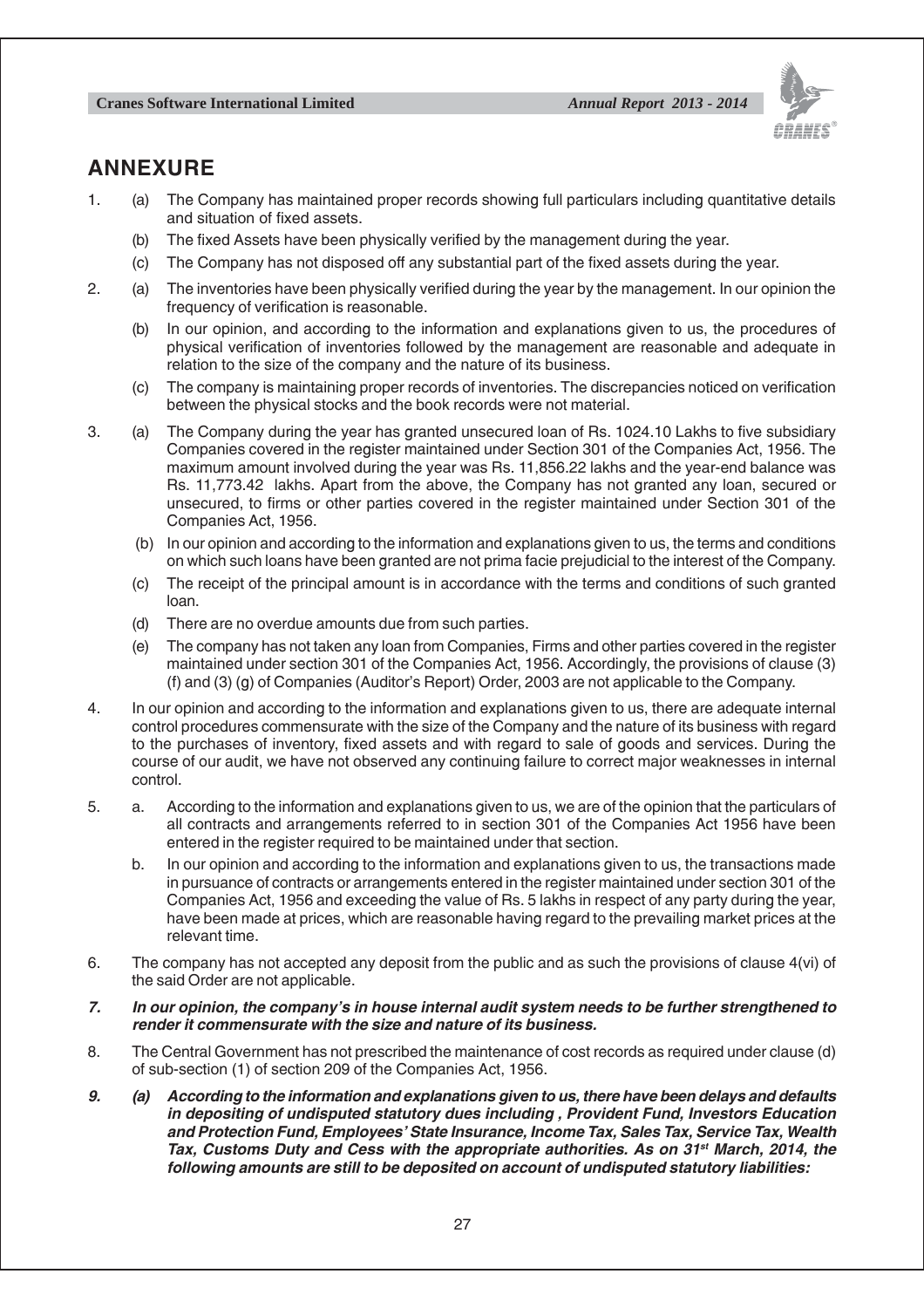## ANNEXURE

1. (a) The Company has maintained proper records showing full particulars including quantitative details and situation of fixed assets.

   (b) The fixed Assets have been physically verified by the management during the year.

   (c) The Company has not disposed off any substantial part of the fixed assets during the year.

2. (a) The inventories have been physically verified during the year by the management. In our opinion the frequency of verification is reasonable.

   (b) In our opinion, and according to the information and explanations given to us, the procedures of physical verification of inventories followed by the management are reasonable and adequate in relation to the size of the company and the nature of its business.

   (c) The company is maintaining proper records of inventories. The discrepancies noticed on verification between the physical stocks and the book records were not material.

3. (a) The Company during the year has granted unsecured loan of Rs. 1024.10 Lakhs to five subsidiary Companies covered in the register maintained under Section 301 of the Companies Act, 1956. The maximum amount involved during the year was Rs. 11,856.22 lakhs and the year-end balance was Rs. 11,773.42 lakhs. Apart from the above, the Company has not granted any loan, secured or unsecured, to firms or other parties covered in the register maintained under Section 301 of the Companies Act, 1956.

   (b) In our opinion and according to the information and explanations given to us, the terms and conditions on which such loans have been granted are not prima facie prejudicial to the interest of the Company.

   (c) The receipt of the principal amount is in accordance with the terms and conditions of such granted loan.

   (d) There are no overdue amounts due from such parties.

   (e) The company has not taken any loan from Companies, Firms and other parties covered in the register maintained under section 301 of the Companies Act, 1956. Accordingly, the provisions of clause (3) (f) and (3) (g) of Companies (Auditor's Report) Order, 2003 are not applicable to the Company.

4. In our opinion and according to the information and explanations given to us, there are adequate internal control procedures commensurate with the size of the Company and the nature of its business with regard to the purchases of inventory, fixed assets and with regard to sale of goods and services. During the course of our audit, we have not observed any continuing failure to correct major weaknesses in internal control.

5. a. According to the information and explanations given to us, we are of the opinion that the particulars of all contracts and arrangements referred to in section 301 of the Companies Act 1956 have been entered in the register required to be maintained under that section.

   b. In our opinion and according to the information and explanations given to us, the transactions made in pursuance of contracts or arrangements entered in the register maintained under section 301 of the Companies Act, 1956 and exceeding the value of Rs. 5 lakhs in respect of any party during the year, have been made at prices, which are reasonable having regard to the prevailing market prices at the relevant time.

6. The company has not accepted any deposit from the public and as such the provisions of clause 4(vi) of the said Order are not applicable.

7. ***In our opinion, the company's in house internal audit system needs to be further strengthened to render it commensurate with the size and nature of its business.***

8. The Central Government has not prescribed the maintenance of cost records as required under clause (d) of sub-section (1) of section 209 of the Companies Act, 1956.

9. ***(a) According to the information and explanations given to us, there have been delays and defaults in depositing of undisputed statutory dues including , Provident Fund, Investors Education and Protection Fund, Employees' State Insurance, Income Tax, Sales Tax, Service Tax, Wealth Tax, Customs Duty and Cess with the appropriate authorities. As on 31st March, 2014, the following amounts are still to be deposited on account of undisputed statutory liabilities:***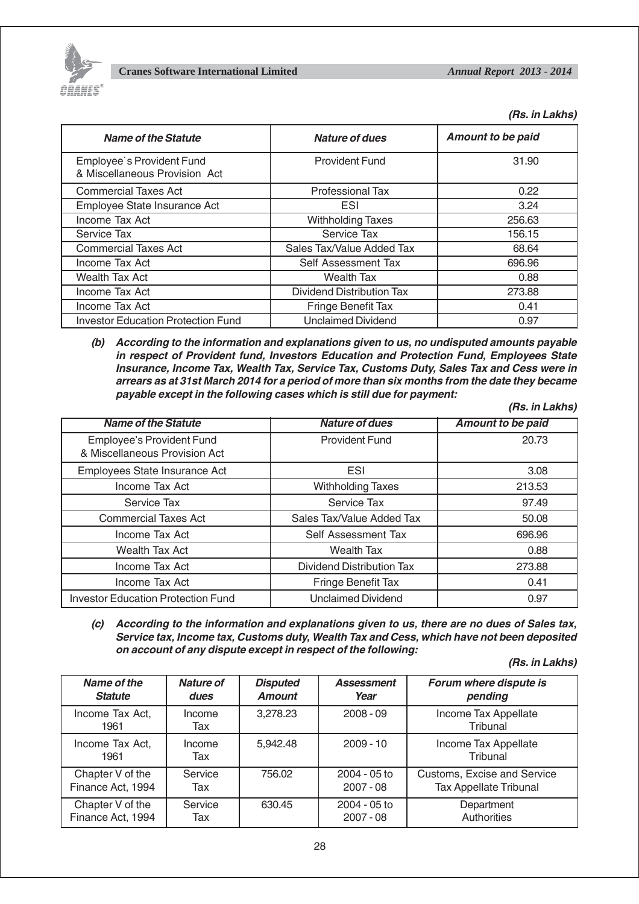*(Rs. in Lakhs)*

| *Name of the Statute* | *Nature of dues* | *Amount to be paid* |
|---|---|---|
| Employee`s Provident Fund & Miscellaneous Provision Act | Provident Fund | 31.90 |
| Commercial Taxes Act | Professional Tax | 0.22 |
| Employee State Insurance Act | ESI | 3.24 |
| Income Tax Act | Withholding Taxes | 256.63 |
| Service Tax | Service Tax | 156.15 |
| Commercial Taxes Act | Sales Tax/Value Added Tax | 68.64 |
| Income Tax Act | Self Assessment Tax | 696.96 |
| Wealth Tax Act | Wealth Tax | 0.88 |
| Income Tax Act | Dividend Distribution Tax | 273.88 |
| Income Tax Act | Fringe Benefit Tax | 0.41 |
| Investor Education Protection Fund | Unclaimed Dividend | 0.97 |

***(b) According to the information and explanations given to us, no undisputed amounts payable in respect of Provident fund, Investors Education and Protection Fund, Employees State Insurance, Income Tax, Wealth Tax, Service Tax, Customs Duty, Sales Tax and Cess were in arrears as at 31st March 2014 for a period of more than six months from the date they became payable except in the following cases which is still due for payment:***

*(Rs. in Lakhs)*

| *Name of the Statute* | *Nature of dues* | *Amount to be paid* |
|---|---|---|
| Employee's Provident Fund & Miscellaneous Provision Act | Provident Fund | 20.73 |
| Employees State Insurance Act | ESI | 3.08 |
| Income Tax Act | Withholding Taxes | 213.53 |
| Service Tax | Service Tax | 97.49 |
| Commercial Taxes Act | Sales Tax/Value Added Tax | 50.08 |
| Income Tax Act | Self Assessment Tax | 696.96 |
| Wealth Tax Act | Wealth Tax | 0.88 |
| Income Tax Act | Dividend Distribution Tax | 273.88 |
| Income Tax Act | Fringe Benefit Tax | 0.41 |
| Investor Education Protection Fund | Unclaimed Dividend | 0.97 |

***(c) According to the information and explanations given to us, there are no dues of Sales tax, Service tax, Income tax, Customs duty, Wealth Tax and Cess, which have not been deposited on account of any dispute except in respect of the following:***

*(Rs. in Lakhs)*

| *Name of the Statute* | *Nature of dues* | *Disputed Amount* | *Assessment Year* | *Forum where dispute is pending* |
|---|---|---|---|---|
| Income Tax Act, 1961 | Income Tax | 3,278.23 | 2008 - 09 | Income Tax Appellate Tribunal |
| Income Tax Act, 1961 | Income Tax | 5,942.48 | 2009 - 10 | Income Tax Appellate Tribunal |
| Chapter V of the Finance Act, 1994 | Service Tax | 756.02 | 2004 - 05 to 2007 - 08 | Customs, Excise and Service Tax Appellate Tribunal |
| Chapter V of the Finance Act, 1994 | Service Tax | 630.45 | 2004 - 05 to 2007 - 08 | Department Authorities |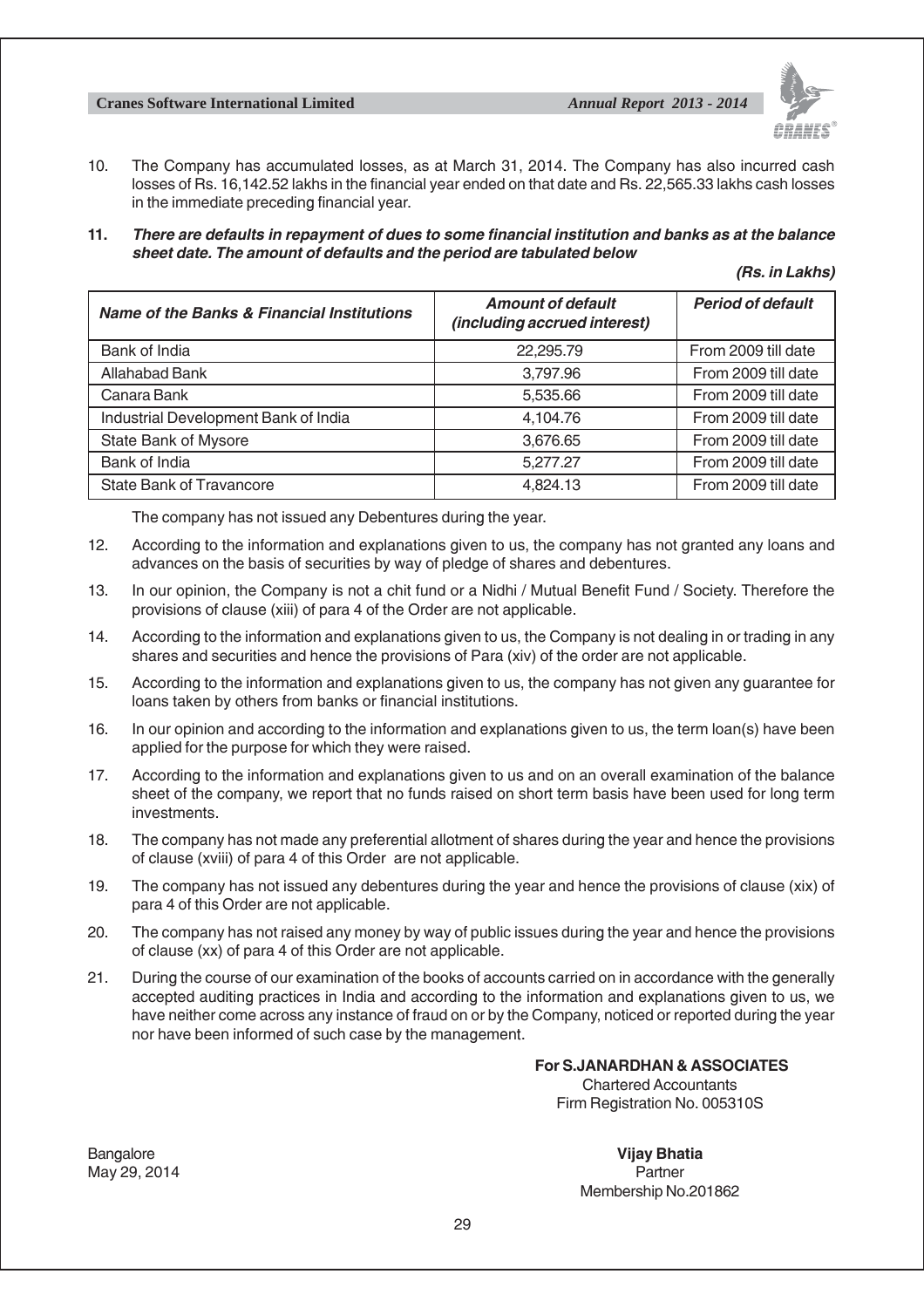10. The Company has accumulated losses, as at March 31, 2014. The Company has also incurred cash losses of Rs. 16,142.52 lakhs in the financial year ended on that date and Rs. 22,565.33 lakhs cash losses in the immediate preceding financial year.

11. ***There are defaults in repayment of dues to some financial institution and banks as at the balance sheet date. The amount of defaults and the period are tabulated below***

***(Rs. in Lakhs)***

| *Name of the Banks & Financial Institutions* | *Amount of default (including accrued interest)* | *Period of default* |
|---|---|---|
| Bank of India | 22,295.79 | From 2009 till date |
| Allahabad Bank | 3,797.96 | From 2009 till date |
| Canara Bank | 5,535.66 | From 2009 till date |
| Industrial Development Bank of India | 4,104.76 | From 2009 till date |
| State Bank of Mysore | 3,676.65 | From 2009 till date |
| Bank of India | 5,277.27 | From 2009 till date |
| State Bank of Travancore | 4,824.13 | From 2009 till date |

The company has not issued any Debentures during the year.

12. According to the information and explanations given to us, the company has not granted any loans and advances on the basis of securities by way of pledge of shares and debentures.

13. In our opinion, the Company is not a chit fund or a Nidhi / Mutual Benefit Fund / Society. Therefore the provisions of clause (xiii) of para 4 of the Order are not applicable.

14. According to the information and explanations given to us, the Company is not dealing in or trading in any shares and securities and hence the provisions of Para (xiv) of the order are not applicable.

15. According to the information and explanations given to us, the company has not given any guarantee for loans taken by others from banks or financial institutions.

16. In our opinion and according to the information and explanations given to us, the term loan(s) have been applied for the purpose for which they were raised.

17. According to the information and explanations given to us and on an overall examination of the balance sheet of the company, we report that no funds raised on short term basis have been used for long term investments.

18. The company has not made any preferential allotment of shares during the year and hence the provisions of clause (xviii) of para 4 of this Order are not applicable.

19. The company has not issued any debentures during the year and hence the provisions of clause (xix) of para 4 of this Order are not applicable.

20. The company has not raised any money by way of public issues during the year and hence the provisions of clause (xx) of para 4 of this Order are not applicable.

21. During the course of our examination of the books of accounts carried on in accordance with the generally accepted auditing practices in India and according to the information and explanations given to us, we have neither come across any instance of fraud on or by the Company, noticed or reported during the year nor have been informed of such case by the management.

**For S.JANARDHAN & ASSOCIATES**
Chartered Accountants
Firm Registration No. 005310S

Bangalore
May 29, 2014

**Vijay Bhatia**
Partner
Membership No.201862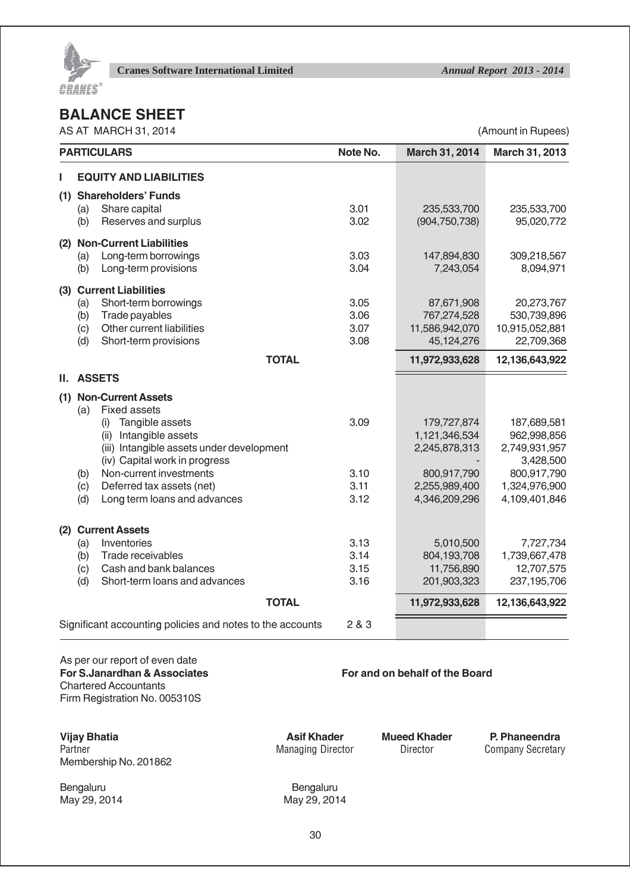# BALANCE SHEET

AS AT MARCH 31, 2014

(Amount in Rupees)

| PARTICULARS | Note No. | March 31, 2014 | March 31, 2013 |
|---|---|---|---|
| **I EQUITY AND LIABILITIES** | | | |
| **(1) Shareholders' Funds** | | | |
| (a) Share capital | 3.01 | 235,533,700 | 235,533,700 |
| (b) Reserves and surplus | 3.02 | (904,750,738) | 95,020,772 |
| **(2) Non-Current Liabilities** | | | |
| (a) Long-term borrowings | 3.03 | 147,894,830 | 309,218,567 |
| (b) Long-term provisions | 3.04 | 7,243,054 | 8,094,971 |
| **(3) Current Liabilities** | | | |
| (a) Short-term borrowings | 3.05 | 87,671,908 | 20,273,767 |
| (b) Trade payables | 3.06 | 767,274,528 | 530,739,896 |
| (c) Other current liabilities | 3.07 | 11,586,942,070 | 10,915,052,881 |
| (d) Short-term provisions | 3.08 | 45,124,276 | 22,709,368 |
| **TOTAL** | | **11,972,933,628** | **12,136,643,922** |
| **II. ASSETS** | | | |
| **(1) Non-Current Assets** | | | |
| (a) Fixed assets | | | |
| (i) Tangible assets | 3.09 | 179,727,874 | 187,689,581 |
| (ii) Intangible assets | | 1,121,346,534 | 962,998,856 |
| (iii) Intangible assets under development | | 2,245,878,313 | 2,749,931,957 |
| (iv) Capital work in progress | | - | 3,428,500 |
| (b) Non-current investments | 3.10 | 800,917,790 | 800,917,790 |
| (c) Deferred tax assets (net) | 3.11 | 2,255,989,400 | 1,324,976,900 |
| (d) Long term loans and advances | 3.12 | 4,346,209,296 | 4,109,401,846 |
| **(2) Current Assets** | | | |
| (a) Inventories | 3.13 | 5,010,500 | 7,727,734 |
| (b) Trade receivables | 3.14 | 804,193,708 | 1,739,667,478 |
| (c) Cash and bank balances | 3.15 | 11,756,890 | 12,707,575 |
| (d) Short-term loans and advances | 3.16 | 201,903,323 | 237,195,706 |
| **TOTAL** | | **11,972,933,628** | **12,136,643,922** |
| Significant accounting policies and notes to the accounts | 2 & 3 | | |

As per our report of even date
**For S.Janardhan & Associates**
Chartered Accountants
Firm Registration No. 005310S

**For and on behalf of the Board**

**Vijay Bhatia**
Partner
Membership No. 201862

**Asif Khader**
Managing Director

**Mueed Khader**
Director

**P. Phaneendra**
Company Secretary

Bengaluru
May 29, 2014

Bengaluru
May 29, 2014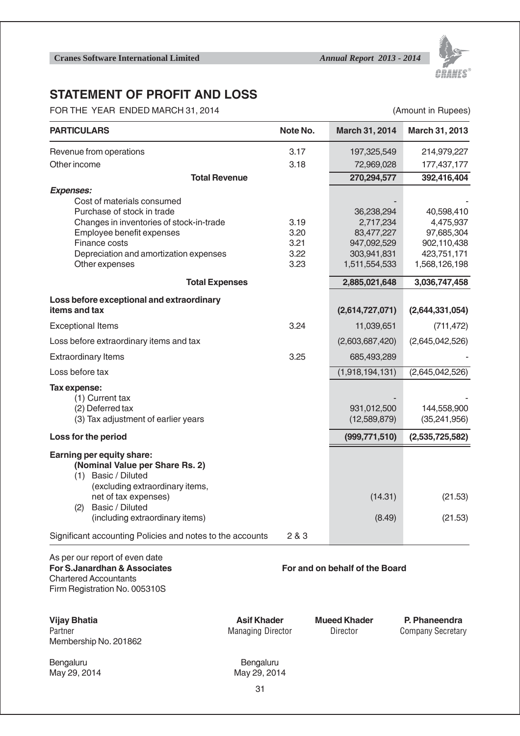# STATEMENT OF PROFIT AND LOSS

FOR THE YEAR ENDED MARCH 31, 2014 (Amount in Rupees)

| PARTICULARS | Note No. | March 31, 2014 | March 31, 2013 |
|---|---|---|---|
| Revenue from operations | 3.17 | 197,325,549 | 214,979,227 |
| Other income | 3.18 | 72,969,028 | 177,437,177 |
| **Total Revenue** | | **270,294,577** | **392,416,404** |
| ***Expenses:*** | | | |
| Cost of materials consumed | | - | - |
| Purchase of stock in trade | | 36,238,294 | 40,598,410 |
| Changes in inventories of stock-in-trade | 3.19 | 2,717,234 | 4,475,937 |
| Employee benefit expenses | 3.20 | 83,477,227 | 97,685,304 |
| Finance costs | 3.21 | 947,092,529 | 902,110,438 |
| Depreciation and amortization expenses | 3.22 | 303,941,831 | 423,751,171 |
| Other expenses | 3.23 | 1,511,554,533 | 1,568,126,198 |
| **Total Expenses** | | **2,885,021,648** | **3,036,747,458** |
| **Loss before exceptional and extraordinary items and tax** | | **(2,614,727,071)** | **(2,644,331,054)** |
| Exceptional Items | 3.24 | 11,039,651 | (711,472) |
| Loss before extraordinary items and tax | | (2,603,687,420) | (2,645,042,526) |
| Extraordinary Items | 3.25 | 685,493,289 | - |
| Loss before tax | | (1,918,194,131) | (2,645,042,526) |
| **Tax expense:** | | | |
| (1) Current tax | | - | - |
| (2) Deferred tax | | 931,012,500 | 144,558,900 |
| (3) Tax adjustment of earlier years | | (12,589,879) | (35,241,956) |
| **Loss for the period** | | **(999,771,510)** | **(2,535,725,582)** |
| **Earning per equity share:** | | | |
| **(Nominal Value per Share Rs. 2)** | | | |
| (1) Basic / Diluted (excluding extraordinary items, net of tax expenses) | | (14.31) | (21.53) |
| (2) Basic / Diluted (including extraordinary items) | | (8.49) | (21.53) |
| Significant accounting Policies and notes to the accounts | 2 & 3 | | |

As per our report of even date
**For S.Janardhan & Associates**
Chartered Accountants
Firm Registration No. 005310S

**For and on behalf of the Board**

**Vijay Bhatia**
Partner
Membership No. 201862

**Asif Khader**
Managing Director

**Mueed Khader**
Director

**P. Phaneendra**
Company Secretary

Bengaluru
May 29, 2014

Bengaluru
May 29, 2014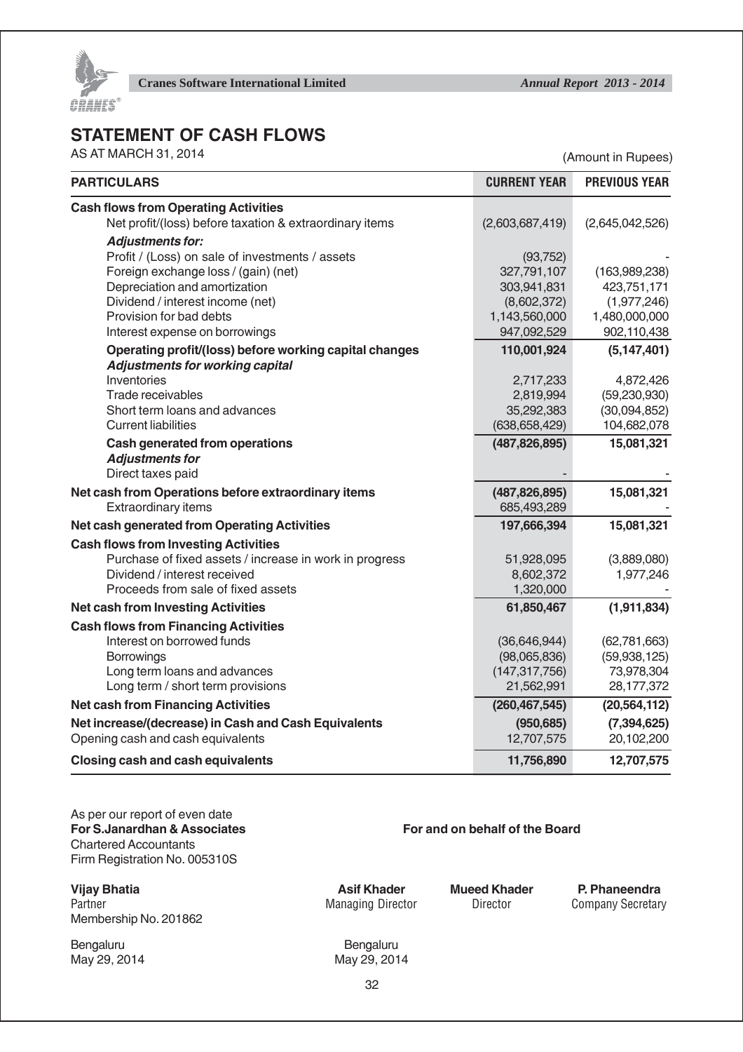## STATEMENT OF CASH FLOWS

AS AT MARCH 31, 2014

(Amount in Rupees)

| PARTICULARS | CURRENT YEAR | PREVIOUS YEAR |
|---|---|---|
| **Cash flows from Operating Activities** | | |
| Net profit/(loss) before taxation & extraordinary items | (2,603,687,419) | (2,645,042,526) |
| ***Adjustments for:*** | | |
| Profit / (Loss) on sale of investments / assets | (93,752) | - |
| Foreign exchange loss / (gain) (net) | 327,791,107 | (163,989,238) |
| Depreciation and amortization | 303,941,831 | 423,751,171 |
| Dividend / interest income (net) | (8,602,372) | (1,977,246) |
| Provision for bad debts | 1,143,560,000 | 1,480,000,000 |
| Interest expense on borrowings | 947,092,529 | 902,110,438 |
| **Operating profit/(loss) before working capital changes** | **110,001,924** | **(5,147,401)** |
| ***Adjustments for working capital*** | | |
| Inventories | 2,717,233 | 4,872,426 |
| Trade receivables | 2,819,994 | (59,230,930) |
| Short term loans and advances | 35,292,383 | (30,094,852) |
| Current liabilities | (638,658,429) | 104,682,078 |
| **Cash generated from operations** | **(487,826,895)** | **15,081,321** |
| ***Adjustments for*** | | |
| Direct taxes paid | - | - |
| **Net cash from Operations before extraordinary items** | **(487,826,895)** | **15,081,321** |
| Extraordinary items | 685,493,289 | - |
| **Net cash generated from Operating Activities** | **197,666,394** | **15,081,321** |
| **Cash flows from Investing Activities** | | |
| Purchase of fixed assets / increase in work in progress | 51,928,095 | (3,889,080) |
| Dividend / interest received | 8,602,372 | 1,977,246 |
| Proceeds from sale of fixed assets | 1,320,000 | - |
| **Net cash from Investing Activities** | **61,850,467** | **(1,911,834)** |
| **Cash flows from Financing Activities** | | |
| Interest on borrowed funds | (36,646,944) | (62,781,663) |
| Borrowings | (98,065,836) | (59,938,125) |
| Long term loans and advances | (147,317,756) | 73,978,304 |
| Long term / short term provisions | 21,562,991 | 28,177,372 |
| **Net cash from Financing Activities** | **(260,467,545)** | **(20,564,112)** |
| **Net increase/(decrease) in Cash and Cash Equivalents** | **(950,685)** | **(7,394,625)** |
| Opening cash and cash equivalents | 12,707,575 | 20,102,200 |
| **Closing cash and cash equivalents** | **11,756,890** | **12,707,575** |

As per our report of even date
**For S.Janardhan & Associates**
Chartered Accountants
Firm Registration No. 005310S

**Vijay Bhatia**
Partner
Membership No. 201862

Bengaluru
May 29, 2014

**For and on behalf of the Board**

**Asif Khader**
Managing Director

**Mueed Khader**
Director

**P. Phaneendra**
Company Secretary

Bengaluru
May 29, 2014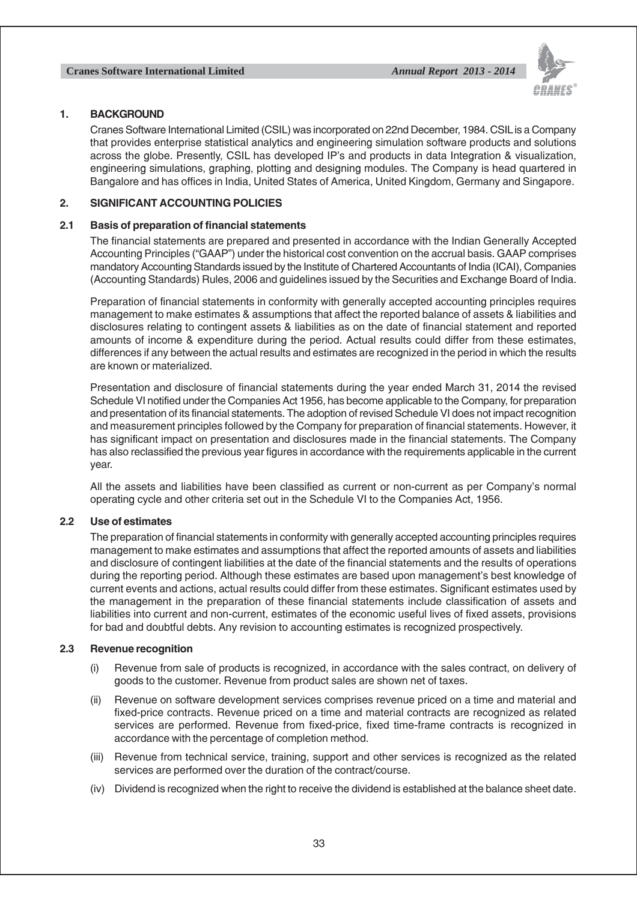## 1. BACKGROUND

Cranes Software International Limited (CSIL) was incorporated on 22nd December, 1984. CSIL is a Company that provides enterprise statistical analytics and engineering simulation software products and solutions across the globe. Presently, CSIL has developed IP's and products in data Integration & visualization, engineering simulations, graphing, plotting and designing modules. The Company is head quartered in Bangalore and has offices in India, United States of America, United Kingdom, Germany and Singapore.

## 2. SIGNIFICANT ACCOUNTING POLICIES

### 2.1 Basis of preparation of financial statements

The financial statements are prepared and presented in accordance with the Indian Generally Accepted Accounting Principles ("GAAP") under the historical cost convention on the accrual basis. GAAP comprises mandatory Accounting Standards issued by the Institute of Chartered Accountants of India (ICAI), Companies (Accounting Standards) Rules, 2006 and guidelines issued by the Securities and Exchange Board of India.

Preparation of financial statements in conformity with generally accepted accounting principles requires management to make estimates & assumptions that affect the reported balance of assets & liabilities and disclosures relating to contingent assets & liabilities as on the date of financial statement and reported amounts of income & expenditure during the period. Actual results could differ from these estimates, differences if any between the actual results and estimates are recognized in the period in which the results are known or materialized.

Presentation and disclosure of financial statements during the year ended March 31, 2014 the revised Schedule VI notified under the Companies Act 1956, has become applicable to the Company, for preparation and presentation of its financial statements. The adoption of revised Schedule VI does not impact recognition and measurement principles followed by the Company for preparation of financial statements. However, it has significant impact on presentation and disclosures made in the financial statements. The Company has also reclassified the previous year figures in accordance with the requirements applicable in the current year.

All the assets and liabilities have been classified as current or non-current as per Company's normal operating cycle and other criteria set out in the Schedule VI to the Companies Act, 1956.

### 2.2 Use of estimates

The preparation of financial statements in conformity with generally accepted accounting principles requires management to make estimates and assumptions that affect the reported amounts of assets and liabilities and disclosure of contingent liabilities at the date of the financial statements and the results of operations during the reporting period. Although these estimates are based upon management's best knowledge of current events and actions, actual results could differ from these estimates. Significant estimates used by the management in the preparation of these financial statements include classification of assets and liabilities into current and non-current, estimates of the economic useful lives of fixed assets, provisions for bad and doubtful debts. Any revision to accounting estimates is recognized prospectively.

### 2.3 Revenue recognition

(i) Revenue from sale of products is recognized, in accordance with the sales contract, on delivery of goods to the customer. Revenue from product sales are shown net of taxes.

(ii) Revenue on software development services comprises revenue priced on a time and material and fixed-price contracts. Revenue priced on a time and material contracts are recognized as related services are performed. Revenue from fixed-price, fixed time-frame contracts is recognized in accordance with the percentage of completion method.

(iii) Revenue from technical service, training, support and other services is recognized as the related services are performed over the duration of the contract/course.

(iv) Dividend is recognized when the right to receive the dividend is established at the balance sheet date.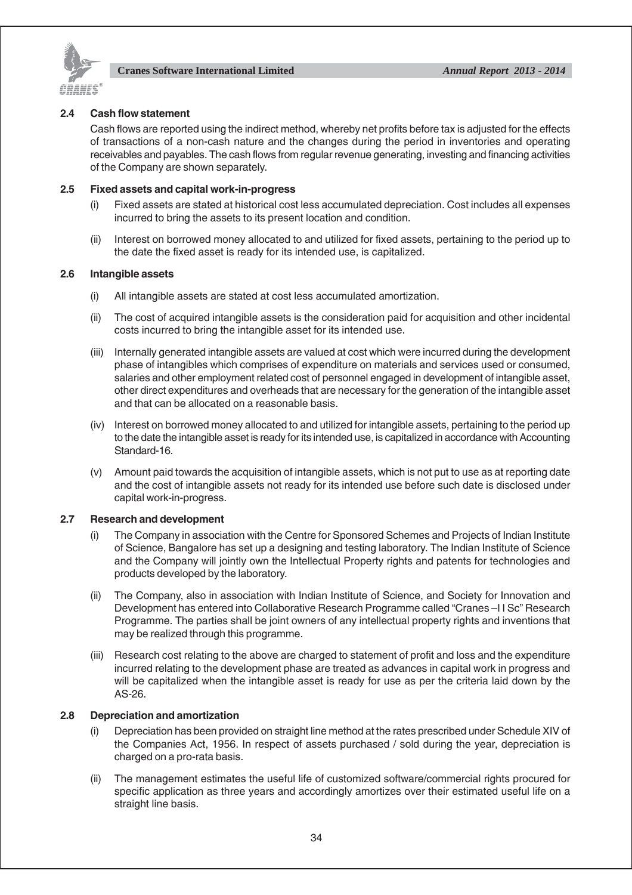### 2.4 Cash flow statement

Cash flows are reported using the indirect method, whereby net profits before tax is adjusted for the effects of transactions of a non-cash nature and the changes during the period in inventories and operating receivables and payables. The cash flows from regular revenue generating, investing and financing activities of the Company are shown separately.

### 2.5 Fixed assets and capital work-in-progress

(i) Fixed assets are stated at historical cost less accumulated depreciation. Cost includes all expenses incurred to bring the assets to its present location and condition.

(ii) Interest on borrowed money allocated to and utilized for fixed assets, pertaining to the period up to the date the fixed asset is ready for its intended use, is capitalized.

### 2.6 Intangible assets

(i) All intangible assets are stated at cost less accumulated amortization.

(ii) The cost of acquired intangible assets is the consideration paid for acquisition and other incidental costs incurred to bring the intangible asset for its intended use.

(iii) Internally generated intangible assets are valued at cost which were incurred during the development phase of intangibles which comprises of expenditure on materials and services used or consumed, salaries and other employment related cost of personnel engaged in development of intangible asset, other direct expenditures and overheads that are necessary for the generation of the intangible asset and that can be allocated on a reasonable basis.

(iv) Interest on borrowed money allocated to and utilized for intangible assets, pertaining to the period up to the date the intangible asset is ready for its intended use, is capitalized in accordance with Accounting Standard-16.

(v) Amount paid towards the acquisition of intangible assets, which is not put to use as at reporting date and the cost of intangible assets not ready for its intended use before such date is disclosed under capital work-in-progress.

### 2.7 Research and development

(i) The Company in association with the Centre for Sponsored Schemes and Projects of Indian Institute of Science, Bangalore has set up a designing and testing laboratory. The Indian Institute of Science and the Company will jointly own the Intellectual Property rights and patents for technologies and products developed by the laboratory.

(ii) The Company, also in association with Indian Institute of Science, and Society for Innovation and Development has entered into Collaborative Research Programme called "Cranes –I I Sc" Research Programme. The parties shall be joint owners of any intellectual property rights and inventions that may be realized through this programme.

(iii) Research cost relating to the above are charged to statement of profit and loss and the expenditure incurred relating to the development phase are treated as advances in capital work in progress and will be capitalized when the intangible asset is ready for use as per the criteria laid down by the AS-26.

### 2.8 Depreciation and amortization

(i) Depreciation has been provided on straight line method at the rates prescribed under Schedule XIV of the Companies Act, 1956. In respect of assets purchased / sold during the year, depreciation is charged on a pro-rata basis.

(ii) The management estimates the useful life of customized software/commercial rights procured for specific application as three years and accordingly amortizes over their estimated useful life on a straight line basis.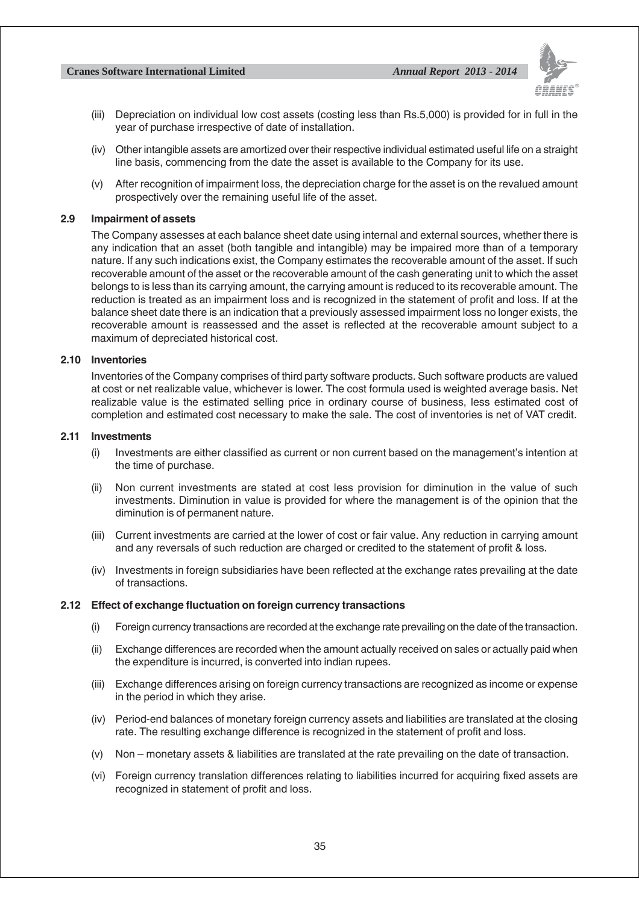(iii) Depreciation on individual low cost assets (costing less than Rs.5,000) is provided for in full in the year of purchase irrespective of date of installation.

(iv) Other intangible assets are amortized over their respective individual estimated useful life on a straight line basis, commencing from the date the asset is available to the Company for its use.

(v) After recognition of impairment loss, the depreciation charge for the asset is on the revalued amount prospectively over the remaining useful life of the asset.

### 2.9 Impairment of assets

The Company assesses at each balance sheet date using internal and external sources, whether there is any indication that an asset (both tangible and intangible) may be impaired more than of a temporary nature. If any such indications exist, the Company estimates the recoverable amount of the asset. If such recoverable amount of the asset or the recoverable amount of the cash generating unit to which the asset belongs to is less than its carrying amount, the carrying amount is reduced to its recoverable amount. The reduction is treated as an impairment loss and is recognized in the statement of profit and loss. If at the balance sheet date there is an indication that a previously assessed impairment loss no longer exists, the recoverable amount is reassessed and the asset is reflected at the recoverable amount subject to a maximum of depreciated historical cost.

### 2.10 Inventories

Inventories of the Company comprises of third party software products. Such software products are valued at cost or net realizable value, whichever is lower. The cost formula used is weighted average basis. Net realizable value is the estimated selling price in ordinary course of business, less estimated cost of completion and estimated cost necessary to make the sale. The cost of inventories is net of VAT credit.

### 2.11 Investments

(i) Investments are either classified as current or non current based on the management's intention at the time of purchase.

(ii) Non current investments are stated at cost less provision for diminution in the value of such investments. Diminution in value is provided for where the management is of the opinion that the diminution is of permanent nature.

(iii) Current investments are carried at the lower of cost or fair value. Any reduction in carrying amount and any reversals of such reduction are charged or credited to the statement of profit & loss.

(iv) Investments in foreign subsidiaries have been reflected at the exchange rates prevailing at the date of transactions.

### 2.12 Effect of exchange fluctuation on foreign currency transactions

(i) Foreign currency transactions are recorded at the exchange rate prevailing on the date of the transaction.

(ii) Exchange differences are recorded when the amount actually received on sales or actually paid when the expenditure is incurred, is converted into indian rupees.

(iii) Exchange differences arising on foreign currency transactions are recognized as income or expense in the period in which they arise.

(iv) Period-end balances of monetary foreign currency assets and liabilities are translated at the closing rate. The resulting exchange difference is recognized in the statement of profit and loss.

(v) Non – monetary assets & liabilities are translated at the rate prevailing on the date of transaction.

(vi) Foreign currency translation differences relating to liabilities incurred for acquiring fixed assets are recognized in statement of profit and loss.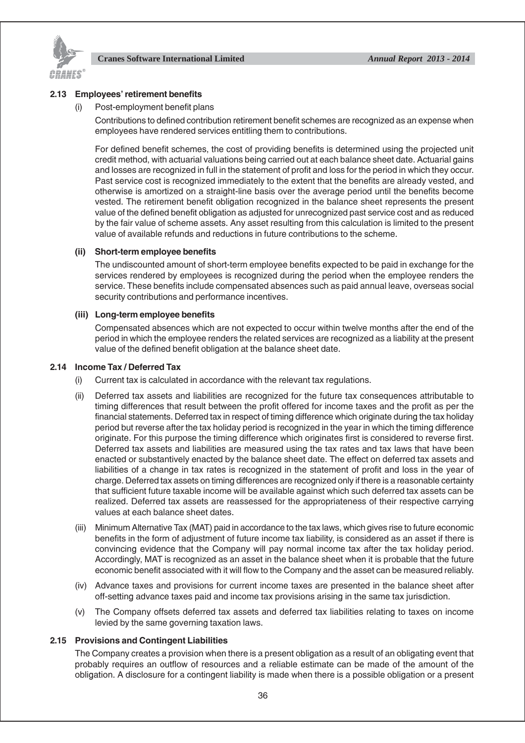### 2.13 Employees' retirement benefits

(i) Post-employment benefit plans

Contributions to defined contribution retirement benefit schemes are recognized as an expense when employees have rendered services entitling them to contributions.

For defined benefit schemes, the cost of providing benefits is determined using the projected unit credit method, with actuarial valuations being carried out at each balance sheet date. Actuarial gains and losses are recognized in full in the statement of profit and loss for the period in which they occur. Past service cost is recognized immediately to the extent that the benefits are already vested, and otherwise is amortized on a straight-line basis over the average period until the benefits become vested. The retirement benefit obligation recognized in the balance sheet represents the present value of the defined benefit obligation as adjusted for unrecognized past service cost and as reduced by the fair value of scheme assets. Any asset resulting from this calculation is limited to the present value of available refunds and reductions in future contributions to the scheme.

**(ii) Short-term employee benefits**

The undiscounted amount of short-term employee benefits expected to be paid in exchange for the services rendered by employees is recognized during the period when the employee renders the service. These benefits include compensated absences such as paid annual leave, overseas social security contributions and performance incentives.

**(iii) Long-term employee benefits**

Compensated absences which are not expected to occur within twelve months after the end of the period in which the employee renders the related services are recognized as a liability at the present value of the defined benefit obligation at the balance sheet date.

### 2.14 Income Tax / Deferred Tax

(i) Current tax is calculated in accordance with the relevant tax regulations.

(ii) Deferred tax assets and liabilities are recognized for the future tax consequences attributable to timing differences that result between the profit offered for income taxes and the profit as per the financial statements. Deferred tax in respect of timing difference which originate during the tax holiday period but reverse after the tax holiday period is recognized in the year in which the timing difference originate. For this purpose the timing difference which originates first is considered to reverse first. Deferred tax assets and liabilities are measured using the tax rates and tax laws that have been enacted or substantively enacted by the balance sheet date. The effect on deferred tax assets and liabilities of a change in tax rates is recognized in the statement of profit and loss in the year of charge. Deferred tax assets on timing differences are recognized only if there is a reasonable certainty that sufficient future taxable income will be available against which such deferred tax assets can be realized. Deferred tax assets are reassessed for the appropriateness of their respective carrying values at each balance sheet dates.

(iii) Minimum Alternative Tax (MAT) paid in accordance to the tax laws, which gives rise to future economic benefits in the form of adjustment of future income tax liability, is considered as an asset if there is convincing evidence that the Company will pay normal income tax after the tax holiday period. Accordingly, MAT is recognized as an asset in the balance sheet when it is probable that the future economic benefit associated with it will flow to the Company and the asset can be measured reliably.

(iv) Advance taxes and provisions for current income taxes are presented in the balance sheet after off-setting advance taxes paid and income tax provisions arising in the same tax jurisdiction.

(v) The Company offsets deferred tax assets and deferred tax liabilities relating to taxes on income levied by the same governing taxation laws.

### 2.15 Provisions and Contingent Liabilities

The Company creates a provision when there is a present obligation as a result of an obligating event that probably requires an outflow of resources and a reliable estimate can be made of the amount of the obligation. A disclosure for a contingent liability is made when there is a possible obligation or a present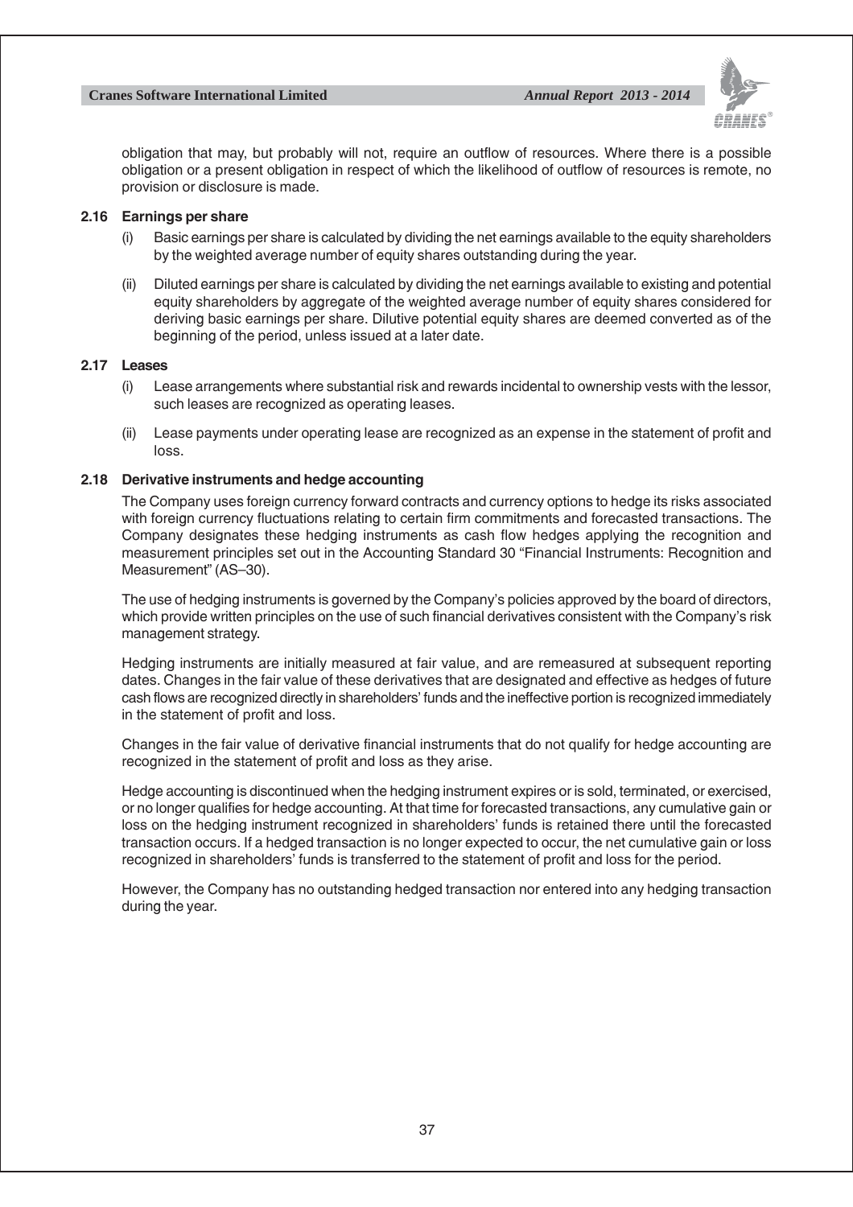obligation that may, but probably will not, require an outflow of resources. Where there is a possible obligation or a present obligation in respect of which the likelihood of outflow of resources is remote, no provision or disclosure is made.

### 2.16 Earnings per share

(i) Basic earnings per share is calculated by dividing the net earnings available to the equity shareholders by the weighted average number of equity shares outstanding during the year.

(ii) Diluted earnings per share is calculated by dividing the net earnings available to existing and potential equity shareholders by aggregate of the weighted average number of equity shares considered for deriving basic earnings per share. Dilutive potential equity shares are deemed converted as of the beginning of the period, unless issued at a later date.

### 2.17 Leases

(i) Lease arrangements where substantial risk and rewards incidental to ownership vests with the lessor, such leases are recognized as operating leases.

(ii) Lease payments under operating lease are recognized as an expense in the statement of profit and loss.

### 2.18 Derivative instruments and hedge accounting

The Company uses foreign currency forward contracts and currency options to hedge its risks associated with foreign currency fluctuations relating to certain firm commitments and forecasted transactions. The Company designates these hedging instruments as cash flow hedges applying the recognition and measurement principles set out in the Accounting Standard 30 "Financial Instruments: Recognition and Measurement" (AS–30).

The use of hedging instruments is governed by the Company's policies approved by the board of directors, which provide written principles on the use of such financial derivatives consistent with the Company's risk management strategy.

Hedging instruments are initially measured at fair value, and are remeasured at subsequent reporting dates. Changes in the fair value of these derivatives that are designated and effective as hedges of future cash flows are recognized directly in shareholders' funds and the ineffective portion is recognized immediately in the statement of profit and loss.

Changes in the fair value of derivative financial instruments that do not qualify for hedge accounting are recognized in the statement of profit and loss as they arise.

Hedge accounting is discontinued when the hedging instrument expires or is sold, terminated, or exercised, or no longer qualifies for hedge accounting. At that time for forecasted transactions, any cumulative gain or loss on the hedging instrument recognized in shareholders' funds is retained there until the forecasted transaction occurs. If a hedged transaction is no longer expected to occur, the net cumulative gain or loss recognized in shareholders' funds is transferred to the statement of profit and loss for the period.

However, the Company has no outstanding hedged transaction nor entered into any hedging transaction during the year.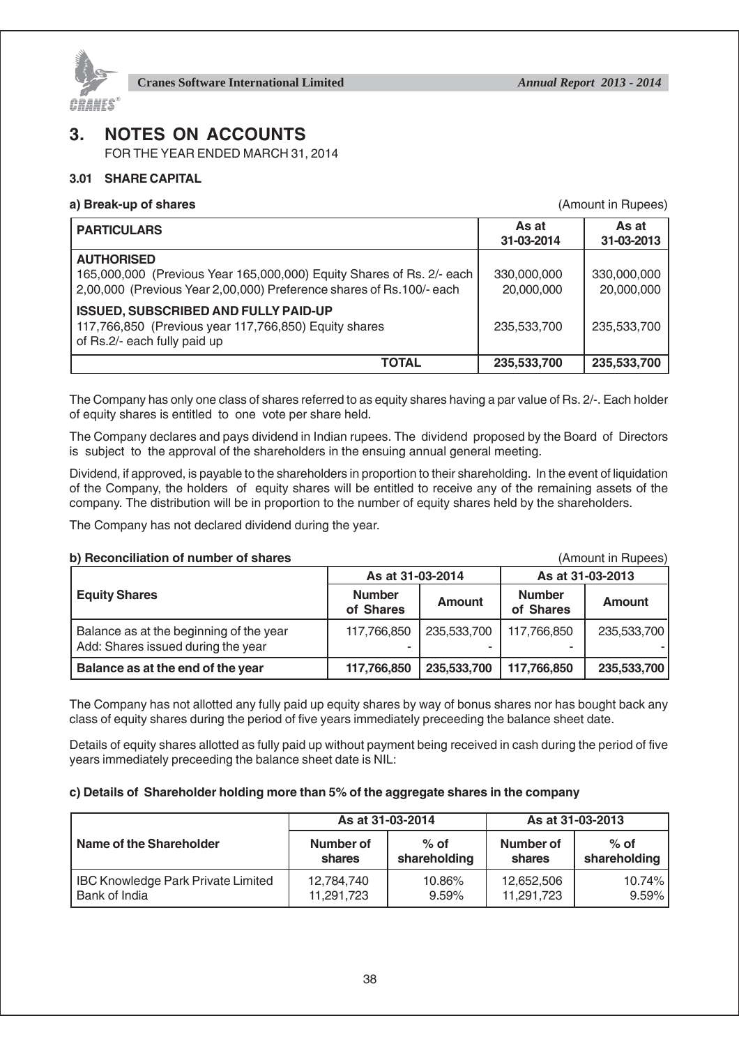# 3. NOTES ON ACCOUNTS

FOR THE YEAR ENDED MARCH 31, 2014

### 3.01 SHARE CAPITAL

**a) Break-up of shares** (Amount in Rupees)

| PARTICULARS | As at 31-03-2014 | As at 31-03-2013 |
|---|---|---|
| **AUTHORISED** | | |
| 165,000,000 (Previous Year 165,000,000) Equity Shares of Rs. 2/- each | 330,000,000 | 330,000,000 |
| 2,00,000 (Previous Year 2,00,000) Preference shares of Rs.100/- each | 20,000,000 | 20,000,000 |
| **ISSUED, SUBSCRIBED AND FULLY PAID-UP** | | |
| 117,766,850 (Previous year 117,766,850) Equity shares of Rs.2/- each fully paid up | 235,533,700 | 235,533,700 |
| **TOTAL** | **235,533,700** | **235,533,700** |

The Company has only one class of shares referred to as equity shares having a par value of Rs. 2/-. Each holder of equity shares is entitled to one vote per share held.

The Company declares and pays dividend in Indian rupees. The dividend proposed by the Board of Directors is subject to the approval of the shareholders in the ensuing annual general meeting.

Dividend, if approved, is payable to the shareholders in proportion to their shareholding. In the event of liquidation of the Company, the holders of equity shares will be entitled to receive any of the remaining assets of the company. The distribution will be in proportion to the number of equity shares held by the shareholders.

The Company has not declared dividend during the year.

**b) Reconciliation of number of shares** (Amount in Rupees)

| Equity Shares | As at 31-03-2014 | | As at 31-03-2013 | |
|---|---|---|---|---|
| | Number of Shares | Amount | Number of Shares | Amount |
| Balance as at the beginning of the year | 117,766,850 | 235,533,700 | 117,766,850 | 235,533,700 |
| Add: Shares issued during the year | - | - | - | - |
| **Balance as at the end of the year** | **117,766,850** | **235,533,700** | **117,766,850** | **235,533,700** |

The Company has not allotted any fully paid up equity shares by way of bonus shares nor has bought back any class of equity shares during the period of five years immediately preceeding the balance sheet date.

Details of equity shares allotted as fully paid up without payment being received in cash during the period of five years immediately preceeding the balance sheet date is NIL:

**c) Details of Shareholder holding more than 5% of the aggregate shares in the company**

| Name of the Shareholder | As at 31-03-2014 | | As at 31-03-2013 | |
|---|---|---|---|---|
| | Number of shares | % of shareholding | Number of shares | % of shareholding |
| IBC Knowledge Park Private Limited | 12,784,740 | 10.86% | 12,652,506 | 10.74% |
| Bank of India | 11,291,723 | 9.59% | 11,291,723 | 9.59% |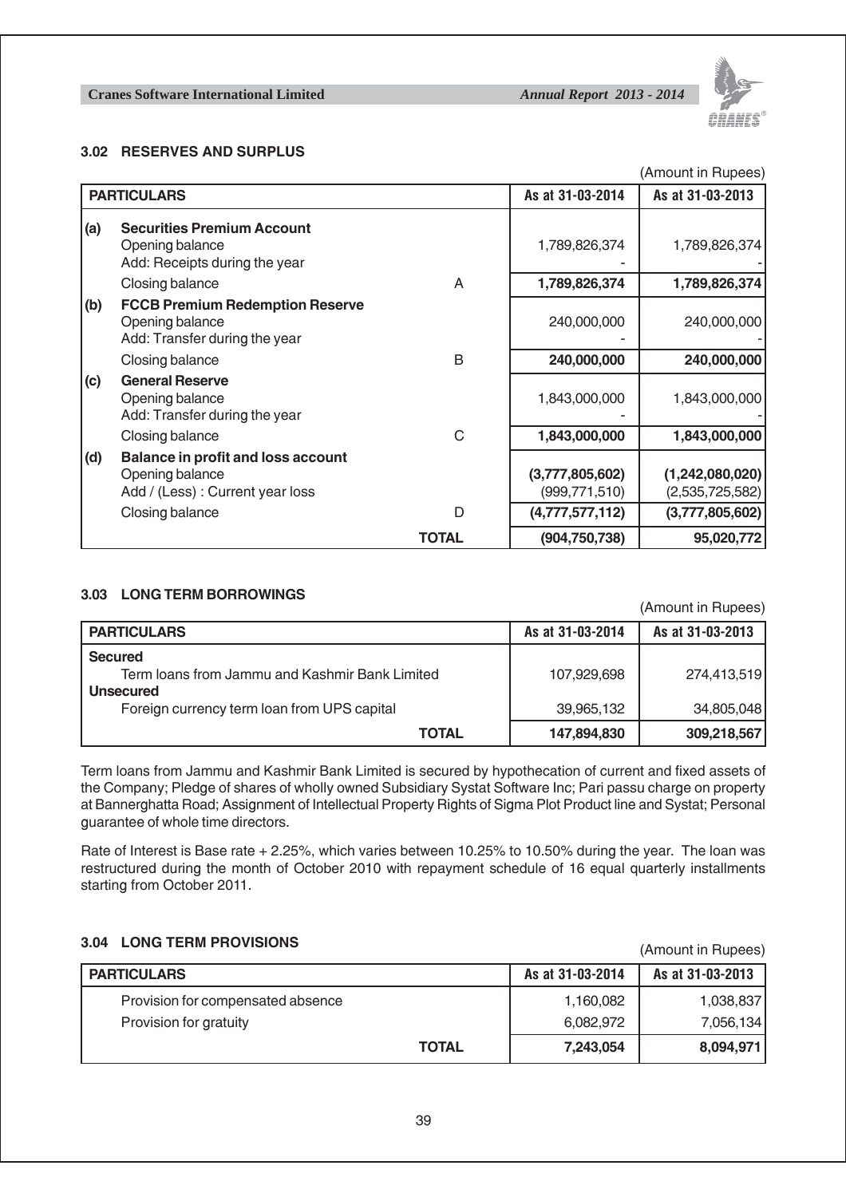### 3.02 RESERVES AND SURPLUS

(Amount in Rupees)

| | PARTICULARS | | As at 31-03-2014 | As at 31-03-2013 |
|---|---|---|---|---|
| (a) | **Securities Premium Account** | | | |
| | Opening balance | | 1,789,826,374 | 1,789,826,374 |
| | Add: Receipts during the year | | - | - |
| | Closing balance | A | **1,789,826,374** | **1,789,826,374** |
| (b) | **FCCB Premium Redemption Reserve** | | | |
| | Opening balance | | 240,000,000 | 240,000,000 |
| | Add: Transfer during the year | | - | - |
| | Closing balance | B | **240,000,000** | **240,000,000** |
| (c) | **General Reserve** | | | |
| | Opening balance | | 1,843,000,000 | 1,843,000,000 |
| | Add: Transfer during the year | | - | - |
| | Closing balance | C | **1,843,000,000** | **1,843,000,000** |
| (d) | **Balance in profit and loss account** | | | |
| | Opening balance | | **(3,777,805,602)** | **(1,242,080,020)** |
| | Add / (Less) : Current year loss | | (999,771,510) | (2,535,725,582) |
| | Closing balance | D | **(4,777,577,112)** | **(3,777,805,602)** |
| | | **TOTAL** | **(904,750,738)** | **95,020,772** |

### 3.03 LONG TERM BORROWINGS

(Amount in Rupees)

| PARTICULARS | As at 31-03-2014 | As at 31-03-2013 |
|---|---|---|
| **Secured** | | |
| Term loans from Jammu and Kashmir Bank Limited | 107,929,698 | 274,413,519 |
| **Unsecured** | | |
| Foreign currency term loan from UPS capital | 39,965,132 | 34,805,048 |
| **TOTAL** | **147,894,830** | **309,218,567** |

Term loans from Jammu and Kashmir Bank Limited is secured by hypothecation of current and fixed assets of the Company; Pledge of shares of wholly owned Subsidiary Systat Software Inc; Pari passu charge on property at Bannerghatta Road; Assignment of Intellectual Property Rights of Sigma Plot Product line and Systat; Personal guarantee of whole time directors.

Rate of Interest is Base rate + 2.25%, which varies between 10.25% to 10.50% during the year. The loan was restructured during the month of October 2010 with repayment schedule of 16 equal quarterly installments starting from October 2011.

### 3.04 LONG TERM PROVISIONS

(Amount in Rupees)

| PARTICULARS | As at 31-03-2014 | As at 31-03-2013 |
|---|---|---|
| Provision for compensated absence | 1,160,082 | 1,038,837 |
| Provision for gratuity | 6,082,972 | 7,056,134 |
| **TOTAL** | **7,243,054** | **8,094,971** |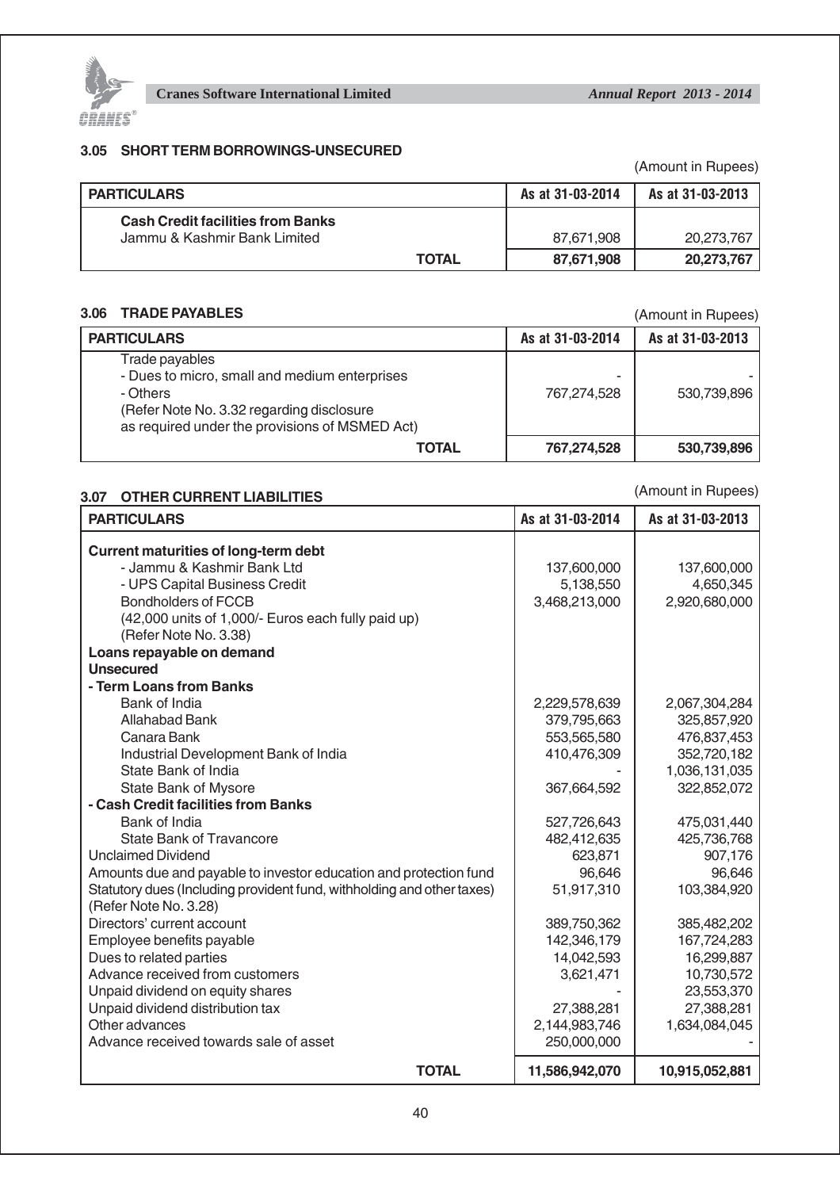### 3.05 SHORT TERM BORROWINGS-UNSECURED

(Amount in Rupees)

| PARTICULARS | As at 31-03-2014 | As at 31-03-2013 |
|---|---|---|
| **Cash Credit facilities from Banks** | | |
| Jammu & Kashmir Bank Limited | 87,671,908 | 20,273,767 |
| **TOTAL** | **87,671,908** | **20,273,767** |

### 3.06 TRADE PAYABLES

(Amount in Rupees)

| PARTICULARS | As at 31-03-2014 | As at 31-03-2013 |
|---|---|---|
| Trade payables | | |
| - Dues to micro, small and medium enterprises | - | - |
| - Others | 767,274,528 | 530,739,896 |
| (Refer Note No. 3.32 regarding disclosure as required under the provisions of MSMED Act) | | |
| **TOTAL** | **767,274,528** | **530,739,896** |

### 3.07 OTHER CURRENT LIABILITIES

(Amount in Rupees)

| PARTICULARS | As at 31-03-2014 | As at 31-03-2013 |
|---|---|---|
| **Current maturities of long-term debt** | | |
| - Jammu & Kashmir Bank Ltd | 137,600,000 | 137,600,000 |
| - UPS Capital Business Credit | 5,138,550 | 4,650,345 |
| Bondholders of FCCB | 3,468,213,000 | 2,920,680,000 |
| (42,000 units of 1,000/- Euros each fully paid up) | | |
| (Refer Note No. 3.38) | | |
| **Loans repayable on demand** | | |
| **Unsecured** | | |
| **- Term Loans from Banks** | | |
| Bank of India | 2,229,578,639 | 2,067,304,284 |
| Allahabad Bank | 379,795,663 | 325,857,920 |
| Canara Bank | 553,565,580 | 476,837,453 |
| Industrial Development Bank of India | 410,476,309 | 352,720,182 |
| State Bank of India | - | 1,036,131,035 |
| State Bank of Mysore | 367,664,592 | 322,852,072 |
| **- Cash Credit facilities from Banks** | | |
| Bank of India | 527,726,643 | 475,031,440 |
| State Bank of Travancore | 482,412,635 | 425,736,768 |
| Unclaimed Dividend | 623,871 | 907,176 |
| Amounts due and payable to investor education and protection fund | 96,646 | 96,646 |
| Statutory dues (Including provident fund, withholding and other taxes) (Refer Note No. 3.28) | 51,917,310 | 103,384,920 |
| Directors' current account | 389,750,362 | 385,482,202 |
| Employee benefits payable | 142,346,179 | 167,724,283 |
| Dues to related parties | 14,042,593 | 16,299,887 |
| Advance received from customers | 3,621,471 | 10,730,572 |
| Unpaid dividend on equity shares | - | 23,553,370 |
| Unpaid dividend distribution tax | 27,388,281 | 27,388,281 |
| Other advances | 2,144,983,746 | 1,634,084,045 |
| Advance received towards sale of asset | 250,000,000 | - |
| **TOTAL** | **11,586,942,070** | **10,915,052,881** |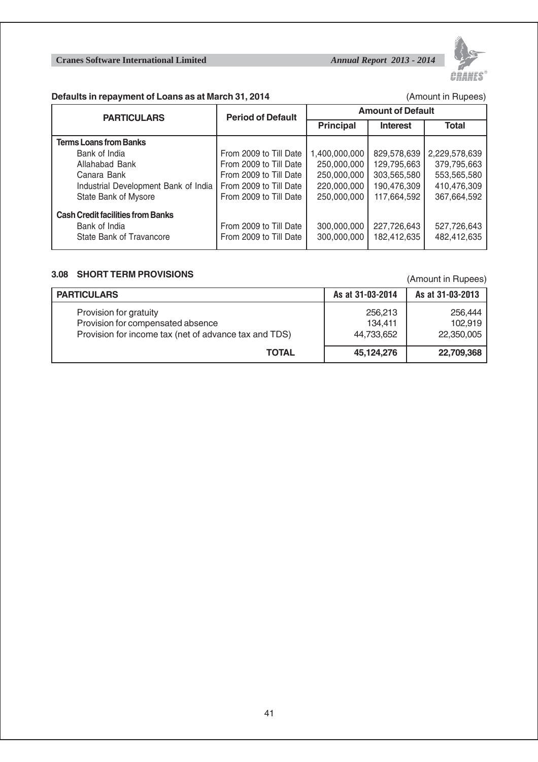**Defaults in repayment of Loans as at March 31, 2014**

(Amount in Rupees)

| PARTICULARS | Period of Default | Amount of Default | | |
|---|---|---|---|---|
| | | Principal | Interest | Total |
| **Terms Loans from Banks** | | | | |
| Bank of India | From 2009 to Till Date | 1,400,000,000 | 829,578,639 | 2,229,578,639 |
| Allahabad Bank | From 2009 to Till Date | 250,000,000 | 129,795,663 | 379,795,663 |
| Canara Bank | From 2009 to Till Date | 250,000,000 | 303,565,580 | 553,565,580 |
| Industrial Development Bank of India | From 2009 to Till Date | 220,000,000 | 190,476,309 | 410,476,309 |
| State Bank of Mysore | From 2009 to Till Date | 250,000,000 | 117,664,592 | 367,664,592 |
| **Cash Credit facilities from Banks** | | | | |
| Bank of India | From 2009 to Till Date | 300,000,000 | 227,726,643 | 527,726,643 |
| State Bank of Travancore | From 2009 to Till Date | 300,000,000 | 182,412,635 | 482,412,635 |

### 3.08 SHORT TERM PROVISIONS

(Amount in Rupees)

| PARTICULARS | As at 31-03-2014 | As at 31-03-2013 |
|---|---|---|
| Provision for gratuity | 256,213 | 256,444 |
| Provision for compensated absence | 134,411 | 102,919 |
| Provision for income tax (net of advance tax and TDS) | 44,733,652 | 22,350,005 |
| **TOTAL** | **45,124,276** | **22,709,368** |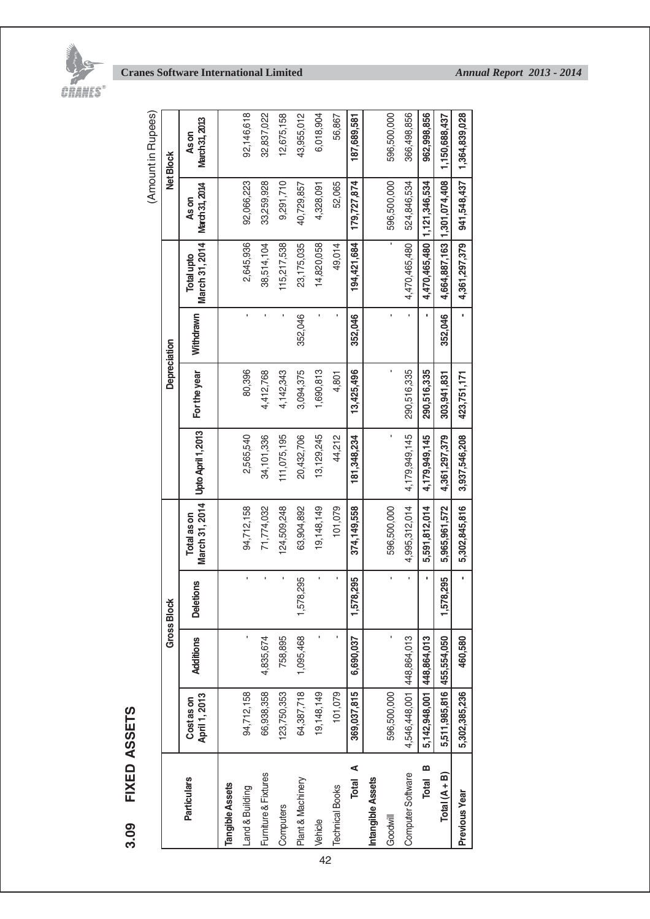## 3.09 FIXED ASSETS

(Amount in Rupees)

| Particulars | Gross Block | | | | Depreciation | | | | Net Block | |
|---|---|---|---|---|---|---|---|---|---|---|
| | Cost as on April 1, 2013 | Additions | Deletions | Total as on March 31, 2014 | Upto April 1, 2013 | For the year | Withdrawn | Total upto March 31, 2014 | As on March 31, 2014 | As on March 31, 2013 |
| **Tangible Assets** | | | | | | | | | | |
| Land & Building | 94,712,158 | - | - | 94,712,158 | 2,565,540 | 80,396 | - | 2,645,936 | 92,066,223 | 92,146,618 |
| Furniture & Fixtures | 66,938,358 | 4,835,674 | - | 71,774,032 | 34,101,336 | 4,412,768 | - | 38,514,104 | 33,259,928 | 32,837,022 |
| Computers | 123,750,353 | 758,895 | - | 124,509,248 | 111,075,195 | 4,142,343 | - | 115,217,538 | 9,291,710 | 12,675,158 |
| Plant & Machinery | 64,387,718 | 1,095,468 | 1,578,295 | 63,904,892 | 20,432,706 | 3,094,375 | 352,046 | 23,175,035 | 40,729,857 | 43,955,012 |
| Vehicle | 19,148,149 | - | - | 19,148,149 | 13,129,245 | 1,690,813 | - | 14,820,058 | 4,328,091 | 6,018,904 |
| Technical Books | 101,079 | - | - | 101,079 | 44,212 | 4,801 | - | 49,014 | 52,065 | 56,867 |
| **Total A** | **369,037,815** | **6,690,037** | **1,578,295** | **374,149,558** | **181,348,234** | **13,425,496** | **352,046** | **194,421,684** | **179,727,874** | **187,689,581** |
| **Intangible Assets** | | | | | | | | | | |
| Goodwill | 596,500,000 | - | - | 596,500,000 | - | - | - | - | 596,500,000 | 596,500,000 |
| Computer Software | 4,546,448,001 | 448,864,013 | - | 4,995,312,014 | 4,179,949,145 | 290,516,335 | - | 4,470,465,480 | 524,846,534 | 366,498,856 |
| **Total B** | **5,142,948,001** | **448,864,013** | **-** | **5,591,812,014** | **4,179,949,145** | **290,516,335** | **-** | **4,470,465,480** | **1,121,346,534** | **962,998,856** |
| **Total (A + B)** | **5,511,985,816** | **455,554,050** | **1,578,295** | **5,965,961,572** | **4,361,297,379** | **303,941,831** | **352,046** | **4,664,887,163** | **1,301,074,408** | **1,150,688,437** |
| **Previous Year** | **5,302,385,236** | **460,580** | **-** | **5,302,845,816** | **3,937,546,208** | **423,751,171** | **-** | **4,361,297,379** | **941,548,437** | **1,364,839,028** |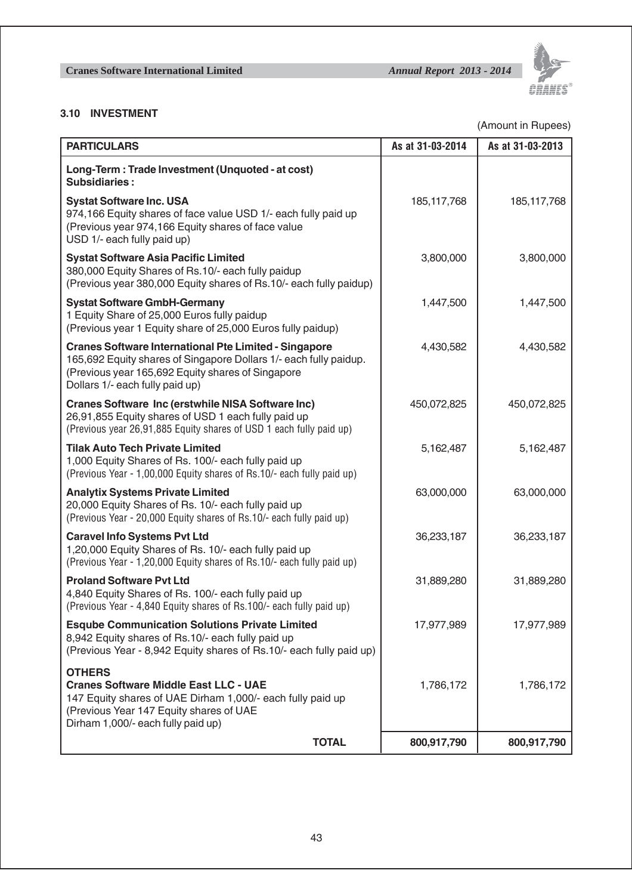### 3.10 INVESTMENT

(Amount in Rupees)

| PARTICULARS | As at 31-03-2014 | As at 31-03-2013 |
|---|---|---|
| **Long-Term : Trade Investment (Unquoted - at cost)**<br>**Subsidiaries :** | | |
| **Systat Software Inc. USA**<br>974,166 Equity shares of face value USD 1/- each fully paid up<br>(Previous year 974,166 Equity shares of face value USD 1/- each fully paid up) | 185,117,768 | 185,117,768 |
| **Systat Software Asia Pacific Limited**<br>380,000 Equity Shares of Rs.10/- each fully paidup<br>(Previous year 380,000 Equity shares of Rs.10/- each fully paidup) | 3,800,000 | 3,800,000 |
| **Systat Software GmbH-Germany**<br>1 Equity Share of 25,000 Euros fully paidup<br>(Previous year 1 Equity share of 25,000 Euros fully paidup) | 1,447,500 | 1,447,500 |
| **Cranes Software International Pte Limited - Singapore**<br>165,692 Equity shares of Singapore Dollars 1/- each fully paidup.<br>(Previous year 165,692 Equity shares of Singapore Dollars 1/- each fully paid up) | 4,430,582 | 4,430,582 |
| **Cranes Software Inc (erstwhile NISA Software Inc)**<br>26,91,855 Equity shares of USD 1 each fully paid up<br>(Previous year 26,91,885 Equity shares of USD 1 each fully paid up) | 450,072,825 | 450,072,825 |
| **Tilak Auto Tech Private Limited**<br>1,000 Equity Shares of Rs. 100/- each fully paid up<br>(Previous Year - 1,00,000 Equity shares of Rs.10/- each fully paid up) | 5,162,487 | 5,162,487 |
| **Analytix Systems Private Limited**<br>20,000 Equity Shares of Rs. 10/- each fully paid up<br>(Previous Year - 20,000 Equity shares of Rs.10/- each fully paid up) | 63,000,000 | 63,000,000 |
| **Caravel Info Systems Pvt Ltd**<br>1,20,000 Equity Shares of Rs. 10/- each fully paid up<br>(Previous Year - 1,20,000 Equity shares of Rs.10/- each fully paid up) | 36,233,187 | 36,233,187 |
| **Proland Software Pvt Ltd**<br>4,840 Equity Shares of Rs. 100/- each fully paid up<br>(Previous Year - 4,840 Equity shares of Rs.100/- each fully paid up) | 31,889,280 | 31,889,280 |
| **Esqube Communication Solutions Private Limited**<br>8,942 Equity shares of Rs.10/- each fully paid up<br>(Previous Year - 8,942 Equity shares of Rs.10/- each fully paid up) | 17,977,989 | 17,977,989 |
| **OTHERS**<br>**Cranes Software Middle East LLC - UAE**<br>147 Equity shares of UAE Dirham 1,000/- each fully paid up<br>(Previous Year 147 Equity shares of UAE Dirham 1,000/- each fully paid up) | 1,786,172 | 1,786,172 |
| **TOTAL** | **800,917,790** | **800,917,790** |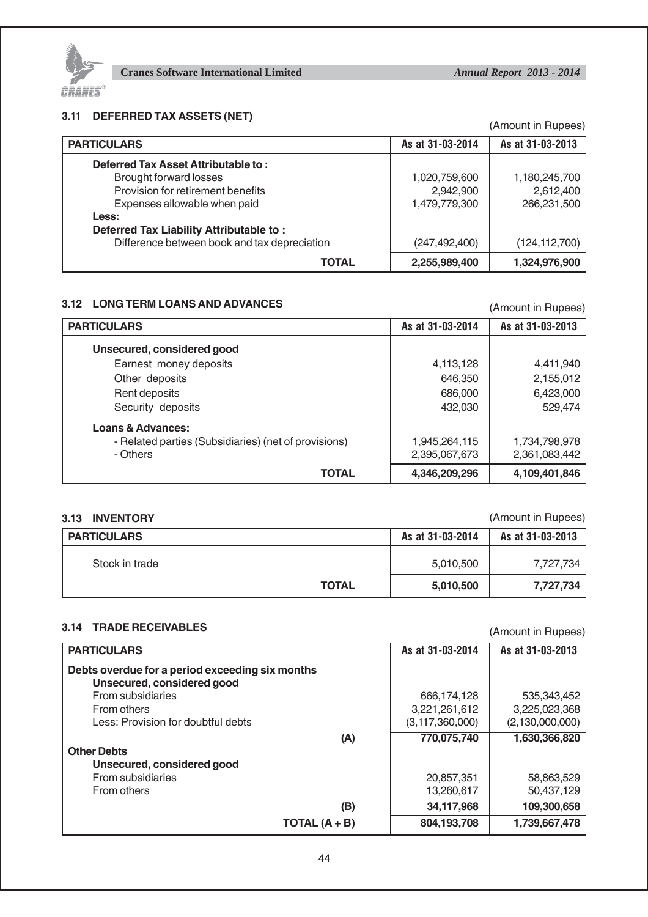### 3.11 DEFERRED TAX ASSETS (NET)

(Amount in Rupees)

| PARTICULARS | As at 31-03-2014 | As at 31-03-2013 |
|---|---|---|
| **Deferred Tax Asset Attributable to :** | | |
| Brought forward losses | 1,020,759,600 | 1,180,245,700 |
| Provision for retirement benefits | 2,942,900 | 2,612,400 |
| Expenses allowable when paid | 1,479,779,300 | 266,231,500 |
| **Less:** | | |
| **Deferred Tax Liability Attributable to :** | | |
| Difference between book and tax depreciation | (247,492,400) | (124,112,700) |
| **TOTAL** | **2,255,989,400** | **1,324,976,900** |

### 3.12 LONG TERM LOANS AND ADVANCES

(Amount in Rupees)

| PARTICULARS | As at 31-03-2014 | As at 31-03-2013 |
|---|---|---|
| **Unsecured, considered good** | | |
| Earnest money deposits | 4,113,128 | 4,411,940 |
| Other deposits | 646,350 | 2,155,012 |
| Rent deposits | 686,000 | 6,423,000 |
| Security deposits | 432,030 | 529,474 |
| **Loans & Advances:** | | |
| - Related parties (Subsidiaries) (net of provisions) | 1,945,264,115 | 1,734,798,978 |
| - Others | 2,395,067,673 | 2,361,083,442 |
| **TOTAL** | **4,346,209,296** | **4,109,401,846** |

### 3.13 INVENTORY

(Amount in Rupees)

| PARTICULARS | As at 31-03-2014 | As at 31-03-2013 |
|---|---|---|
| Stock in trade | 5,010,500 | 7,727,734 |
| **TOTAL** | **5,010,500** | **7,727,734** |

### 3.14 TRADE RECEIVABLES

(Amount in Rupees)

| PARTICULARS | As at 31-03-2014 | As at 31-03-2013 |
|---|---|---|
| **Debts overdue for a period exceeding six months** | | |
| **Unsecured, considered good** | | |
| From subsidiaries | 666,174,128 | 535,343,452 |
| From others | 3,221,261,612 | 3,225,023,368 |
| Less: Provision for doubtful debts | (3,117,360,000) | (2,130,000,000) |
| **(A)** | **770,075,740** | **1,630,366,820** |
| **Other Debts** | | |
| **Unsecured, considered good** | | |
| From subsidiaries | 20,857,351 | 58,863,529 |
| From others | 13,260,617 | 50,437,129 |
| **(B)** | **34,117,968** | **109,300,658** |
| **TOTAL (A + B)** | **804,193,708** | **1,739,667,478** |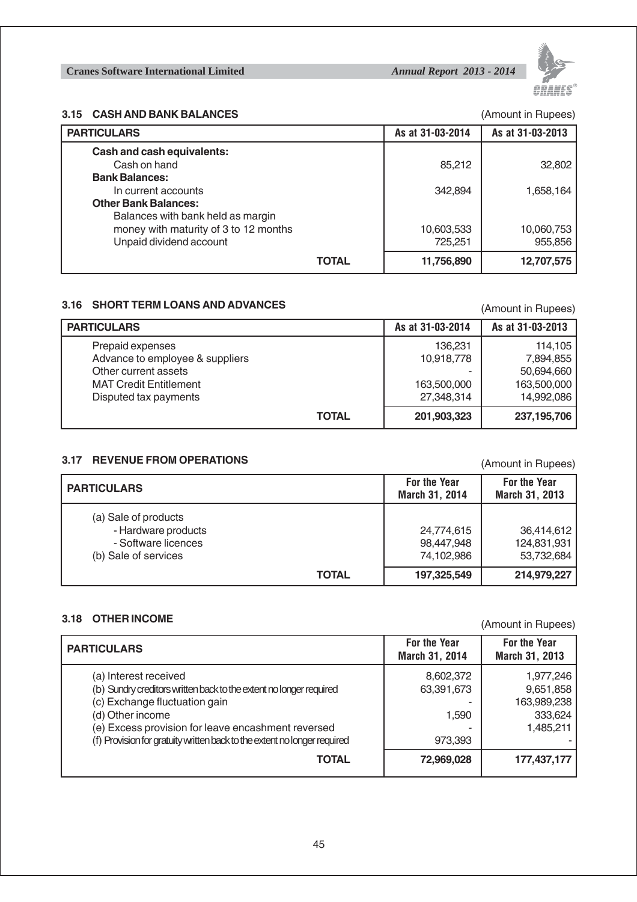### 3.15 CASH AND BANK BALANCES

(Amount in Rupees)

| PARTICULARS | As at 31-03-2014 | As at 31-03-2013 |
|---|---|---|
| **Cash and cash equivalents:** | | |
| Cash on hand | 85,212 | 32,802 |
| **Bank Balances:** | | |
| In current accounts | 342,894 | 1,658,164 |
| **Other Bank Balances:** | | |
| Balances with bank held as margin money with maturity of 3 to 12 months | 10,603,533 | 10,060,753 |
| Unpaid dividend account | 725,251 | 955,856 |
| **TOTAL** | **11,756,890** | **12,707,575** |

### 3.16 SHORT TERM LOANS AND ADVANCES

(Amount in Rupees)

| PARTICULARS | As at 31-03-2014 | As at 31-03-2013 |
|---|---|---|
| Prepaid expenses | 136,231 | 114,105 |
| Advance to employee & suppliers | 10,918,778 | 7,894,855 |
| Other current assets | - | 50,694,660 |
| MAT Credit Entitlement | 163,500,000 | 163,500,000 |
| Disputed tax payments | 27,348,314 | 14,992,086 |
| **TOTAL** | **201,903,323** | **237,195,706** |

### 3.17 REVENUE FROM OPERATIONS

(Amount in Rupees)

| PARTICULARS | For the Year March 31, 2014 | For the Year March 31, 2013 |
|---|---|---|
| (a) Sale of products | | |
| - Hardware products | 24,774,615 | 36,414,612 |
| - Software licences | 98,447,948 | 124,831,931 |
| (b) Sale of services | 74,102,986 | 53,732,684 |
| **TOTAL** | **197,325,549** | **214,979,227** |

### 3.18 OTHER INCOME

(Amount in Rupees)

| PARTICULARS | For the Year March 31, 2014 | For the Year March 31, 2013 |
|---|---|---|
| (a) Interest received | 8,602,372 | 1,977,246 |
| (b) Sundry creditors written back to the extent no longer required | 63,391,673 | 9,651,858 |
| (c) Exchange fluctuation gain | - | 163,989,238 |
| (d) Other income | 1,590 | 333,624 |
| (e) Excess provision for leave encashment reversed | - | 1,485,211 |
| (f) Provision for gratuity written back to the extent no longer required | 973,393 | - |
| **TOTAL** | **72,969,028** | **177,437,177** |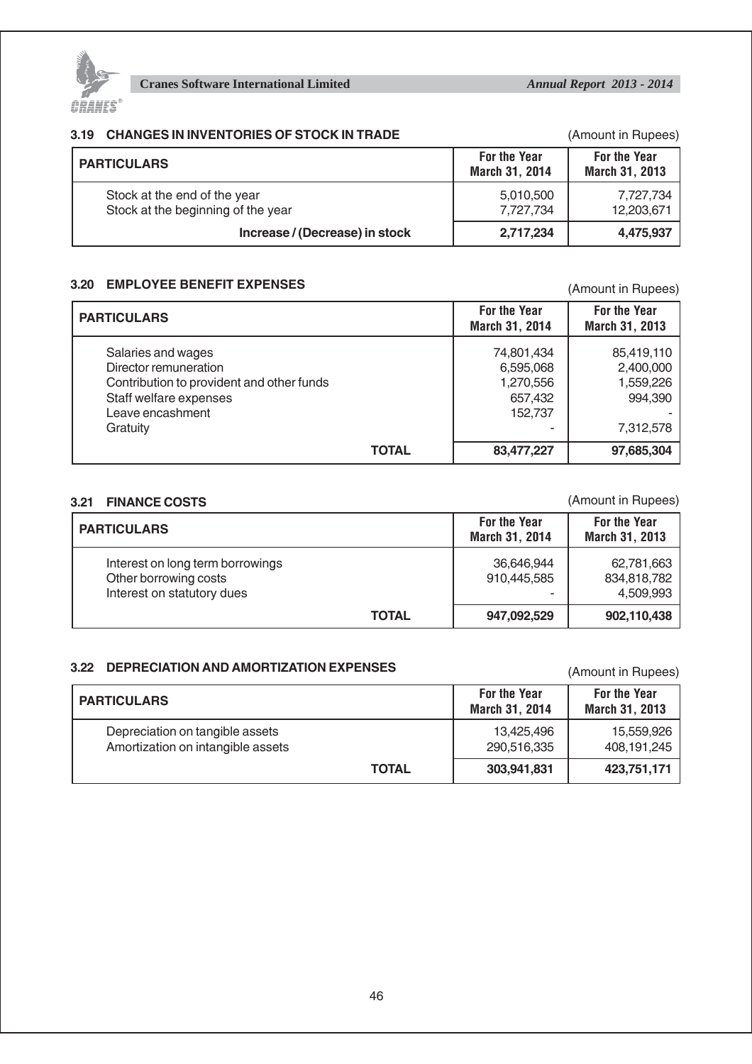### 3.19 CHANGES IN INVENTORIES OF STOCK IN TRADE

(Amount in Rupees)

| PARTICULARS | For the Year March 31, 2014 | For the Year March 31, 2013 |
|---|---|---|
| Stock at the end of the year | 5,010,500 | 7,727,734 |
| Stock at the beginning of the year | 7,727,734 | 12,203,671 |
| **Increase / (Decrease) in stock** | **2,717,234** | **4,475,937** |

### 3.20 EMPLOYEE BENEFIT EXPENSES

(Amount in Rupees)

| PARTICULARS | For the Year March 31, 2014 | For the Year March 31, 2013 |
|---|---|---|
| Salaries and wages | 74,801,434 | 85,419,110 |
| Director remuneration | 6,595,068 | 2,400,000 |
| Contribution to provident and other funds | 1,270,556 | 1,559,226 |
| Staff welfare expenses | 657,432 | 994,390 |
| Leave encashment | 152,737 | - |
| Gratuity | - | 7,312,578 |
| **TOTAL** | **83,477,227** | **97,685,304** |

### 3.21 FINANCE COSTS

(Amount in Rupees)

| PARTICULARS | For the Year March 31, 2014 | For the Year March 31, 2013 |
|---|---|---|
| Interest on long term borrowings | 36,646,944 | 62,781,663 |
| Other borrowing costs | 910,445,585 | 834,818,782 |
| Interest on statutory dues | - | 4,509,993 |
| **TOTAL** | **947,092,529** | **902,110,438** |

### 3.22 DEPRECIATION AND AMORTIZATION EXPENSES

(Amount in Rupees)

| PARTICULARS | For the Year March 31, 2014 | For the Year March 31, 2013 |
|---|---|---|
| Depreciation on tangible assets | 13,425,496 | 15,559,926 |
| Amortization on intangible assets | 290,516,335 | 408,191,245 |
| **TOTAL** | **303,941,831** | **423,751,171** |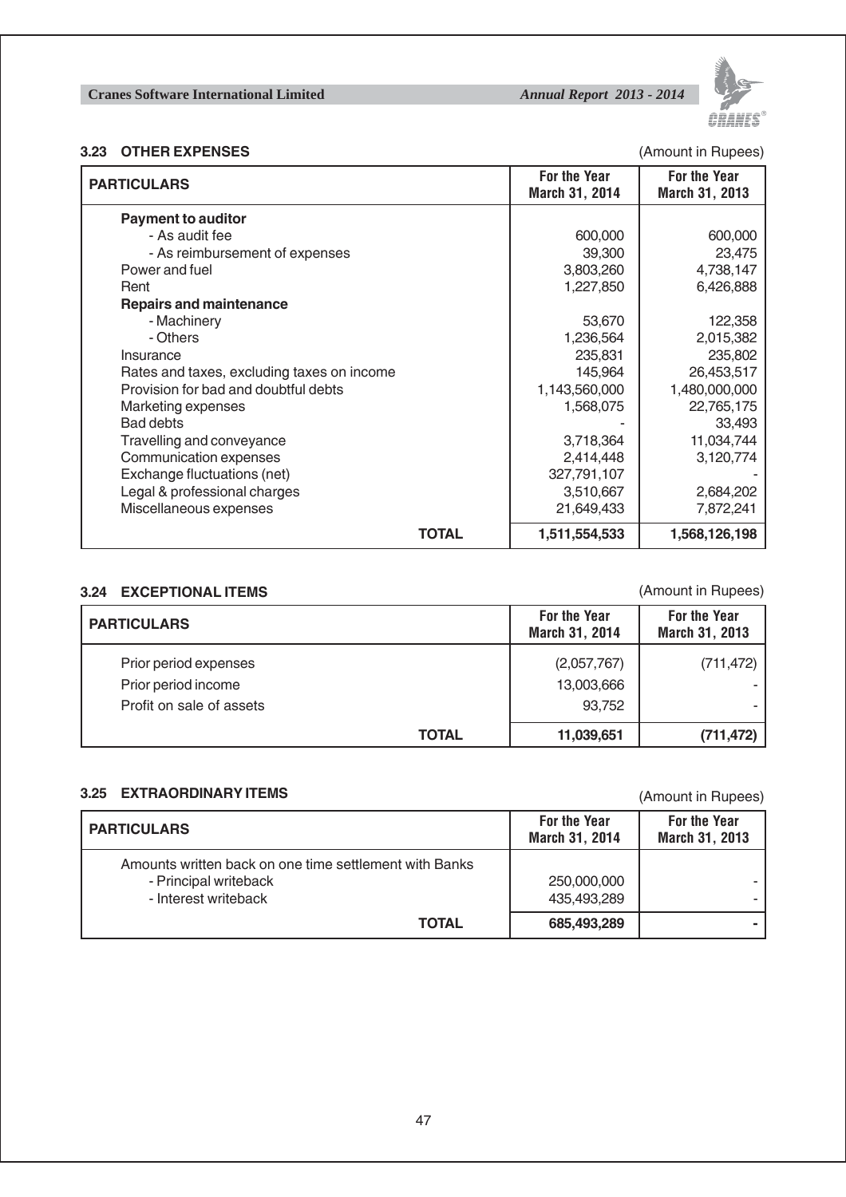### 3.23 OTHER EXPENSES

(Amount in Rupees)

| PARTICULARS | For the Year March 31, 2014 | For the Year March 31, 2013 |
|---|---|---|
| **Payment to auditor** | | |
| - As audit fee | 600,000 | 600,000 |
| - As reimbursement of expenses | 39,300 | 23,475 |
| Power and fuel | 3,803,260 | 4,738,147 |
| Rent | 1,227,850 | 6,426,888 |
| **Repairs and maintenance** | | |
| - Machinery | 53,670 | 122,358 |
| - Others | 1,236,564 | 2,015,382 |
| Insurance | 235,831 | 235,802 |
| Rates and taxes, excluding taxes on income | 145,964 | 26,453,517 |
| Provision for bad and doubtful debts | 1,143,560,000 | 1,480,000,000 |
| Marketing expenses | 1,568,075 | 22,765,175 |
| Bad debts | - | 33,493 |
| Travelling and conveyance | 3,718,364 | 11,034,744 |
| Communication expenses | 2,414,448 | 3,120,774 |
| Exchange fluctuations (net) | 327,791,107 | - |
| Legal & professional charges | 3,510,667 | 2,684,202 |
| Miscellaneous expenses | 21,649,433 | 7,872,241 |
| **TOTAL** | **1,511,554,533** | **1,568,126,198** |

### 3.24 EXCEPTIONAL ITEMS

(Amount in Rupees)

| PARTICULARS | For the Year March 31, 2014 | For the Year March 31, 2013 |
|---|---|---|
| Prior period expenses | (2,057,767) | (711,472) |
| Prior period income | 13,003,666 | - |
| Profit on sale of assets | 93,752 | - |
| **TOTAL** | **11,039,651** | **(711,472)** |

### 3.25 EXTRAORDINARY ITEMS

(Amount in Rupees)

| PARTICULARS | For the Year March 31, 2014 | For the Year March 31, 2013 |
|---|---|---|
| Amounts written back on one time settlement with Banks | | |
| - Principal writeback | 250,000,000 | - |
| - Interest writeback | 435,493,289 | - |
| **TOTAL** | **685,493,289** | **-** |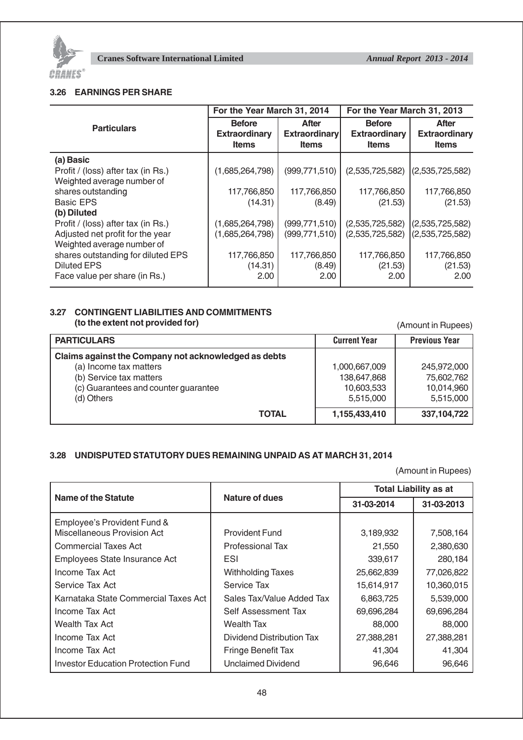### 3.26 EARNINGS PER SHARE

| Particulars | For the Year March 31, 2014 | | For the Year March 31, 2013 | |
|---|---|---|---|---|
| | Before Extraordinary Items | After Extraordinary Items | Before Extraordinary Items | After Extraordinary Items |
| **(a) Basic** | | | | |
| Profit / (loss) after tax (in Rs.) | (1,685,264,798) | (999,771,510) | (2,535,725,582) | (2,535,725,582) |
| Weighted average number of shares outstanding | 117,766,850 | 117,766,850 | 117,766,850 | 117,766,850 |
| Basic EPS | (14.31) | (8.49) | (21.53) | (21.53) |
| **(b) Diluted** | | | | |
| Profit / (loss) after tax (in Rs.) | (1,685,264,798) | (999,771,510) | (2,535,725,582) | (2,535,725,582) |
| Adjusted net profit for the year | (1,685,264,798) | (999,771,510) | (2,535,725,582) | (2,535,725,582) |
| Weighted average number of shares outstanding for diluted EPS | 117,766,850 | 117,766,850 | 117,766,850 | 117,766,850 |
| Diluted EPS | (14.31) | (8.49) | (21.53) | (21.53) |
| Face value per share (in Rs.) | 2.00 | 2.00 | 2.00 | 2.00 |

### 3.27 CONTINGENT LIABILITIES AND COMMITMENTS (to the extent not provided for)

(Amount in Rupees)

| PARTICULARS | Current Year | Previous Year |
|---|---|---|
| **Claims against the Company not acknowledged as debts** | | |
| (a) Income tax matters | 1,000,667,009 | 245,972,000 |
| (b) Service tax matters | 138,647,868 | 75,602,762 |
| (c) Guarantees and counter guarantee | 10,603,533 | 10,014,960 |
| (d) Others | 5,515,000 | 5,515,000 |
| **TOTAL** | **1,155,433,410** | **337,104,722** |

### 3.28 UNDISPUTED STATUTORY DUES REMAINING UNPAID AS AT MARCH 31, 2014

(Amount in Rupees)

| Name of the Statute | Nature of dues | Total Liability as at | |
|---|---|---|---|
| | | 31-03-2014 | 31-03-2013 |
| Employee's Provident Fund & Miscellaneous Provision Act | Provident Fund | 3,189,932 | 7,508,164 |
| Commercial Taxes Act | Professional Tax | 21,550 | 2,380,630 |
| Employees State Insurance Act | ESI | 339,617 | 280,184 |
| Income Tax Act | Withholding Taxes | 25,662,839 | 77,026,822 |
| Service Tax Act | Service Tax | 15,614,917 | 10,360,015 |
| Karnataka State Commercial Taxes Act | Sales Tax/Value Added Tax | 6,863,725 | 5,539,000 |
| Income Tax Act | Self Assessment Tax | 69,696,284 | 69,696,284 |
| Wealth Tax Act | Wealth Tax | 88,000 | 88,000 |
| Income Tax Act | Dividend Distribution Tax | 27,388,281 | 27,388,281 |
| Income Tax Act | Fringe Benefit Tax | 41,304 | 41,304 |
| Investor Education Protection Fund | Unclaimed Dividend | 96,646 | 96,646 |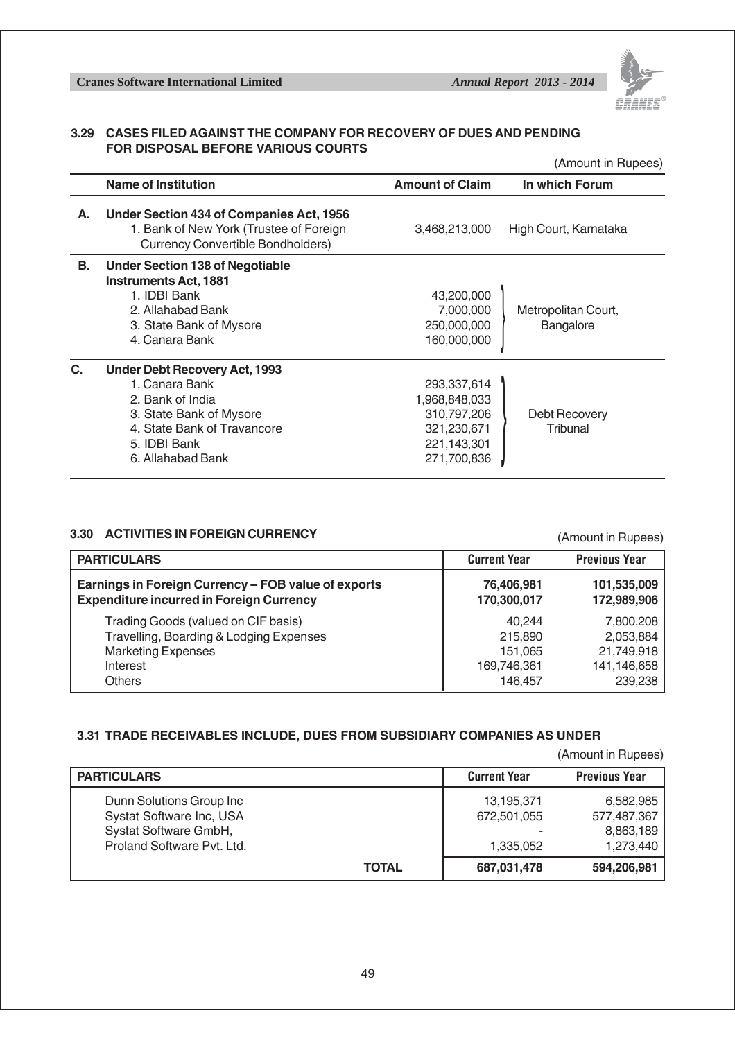### 3.29 CASES FILED AGAINST THE COMPANY FOR RECOVERY OF DUES AND PENDING FOR DISPOSAL BEFORE VARIOUS COURTS

(Amount in Rupees)

| | Name of Institution | Amount of Claim | In which Forum |
|---|---|---|---|
| **A.** | **Under Section 434 of Companies Act, 1956** | | |
| | 1. Bank of New York (Trustee of Foreign Currency Convertible Bondholders) | 3,468,213,000 | High Court, Karnataka |
| **B.** | **Under Section 138 of Negotiable Instruments Act, 1881** | | |
| | 1. IDBI Bank | 43,200,000 | Metropolitan Court, Bangalore |
| | 2. Allahabad Bank | 7,000,000 | |
| | 3. State Bank of Mysore | 250,000,000 | |
| | 4. Canara Bank | 160,000,000 | |
| **C.** | **Under Debt Recovery Act, 1993** | | |
| | 1. Canara Bank | 293,337,614 | Debt Recovery Tribunal |
| | 2. Bank of India | 1,968,848,033 | |
| | 3. State Bank of Mysore | 310,797,206 | |
| | 4. State Bank of Travancore | 321,230,671 | |
| | 5. IDBI Bank | 221,143,301 | |
| | 6. Allahabad Bank | 271,700,836 | |

### 3.30 ACTIVITIES IN FOREIGN CURRENCY

(Amount in Rupees)

| PARTICULARS | Current Year | Previous Year |
|---|---|---|
| **Earnings in Foreign Currency – FOB value of exports** | **76,406,981** | **101,535,009** |
| **Expenditure incurred in Foreign Currency** | **170,300,017** | **172,989,906** |
| Trading Goods (valued on CIF basis) | 40,244 | 7,800,208 |
| Travelling, Boarding & Lodging Expenses | 215,890 | 2,053,884 |
| Marketing Expenses | 151,065 | 21,749,918 |
| Interest | 169,746,361 | 141,146,658 |
| Others | 146,457 | 239,238 |

### 3.31 TRADE RECEIVABLES INCLUDE, DUES FROM SUBSIDIARY COMPANIES AS UNDER

(Amount in Rupees)

| PARTICULARS | Current Year | Previous Year |
|---|---|---|
| Dunn Solutions Group Inc | 13,195,371 | 6,582,985 |
| Systat Software Inc, USA | 672,501,055 | 577,487,367 |
| Systat Software GmbH, | - | 8,863,189 |
| Proland Software Pvt. Ltd. | 1,335,052 | 1,273,440 |
| **TOTAL** | **687,031,478** | **594,206,981** |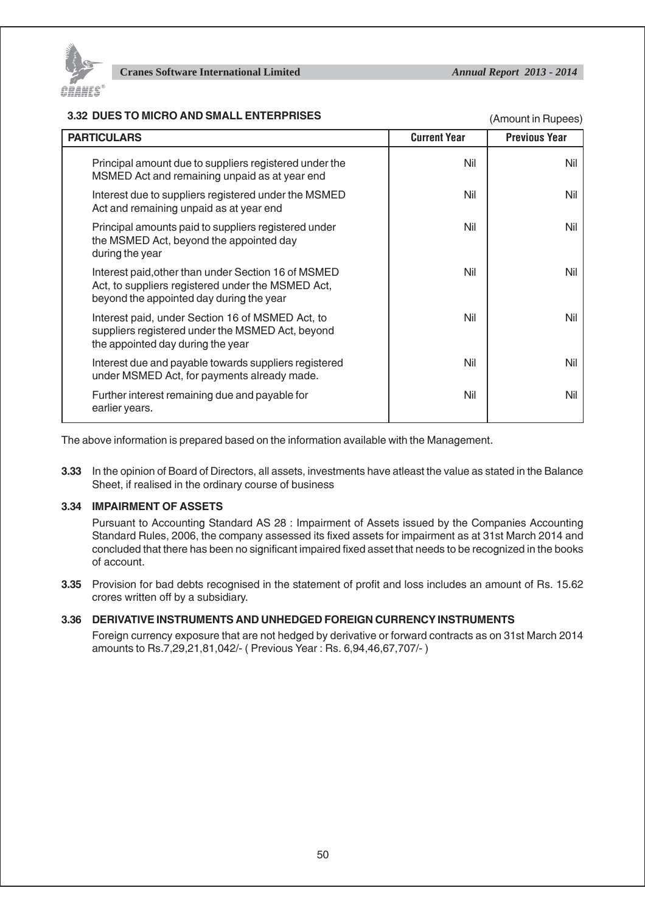### 3.32 DUES TO MICRO AND SMALL ENTERPRISES

(Amount in Rupees)

| PARTICULARS | Current Year | Previous Year |
|---|---|---|
| Principal amount due to suppliers registered under the MSMED Act and remaining unpaid as at year end | Nil | Nil |
| Interest due to suppliers registered under the MSMED Act and remaining unpaid as at year end | Nil | Nil |
| Principal amounts paid to suppliers registered under the MSMED Act, beyond the appointed day during the year | Nil | Nil |
| Interest paid,other than under Section 16 of MSMED Act, to suppliers registered under the MSMED Act, beyond the appointed day during the year | Nil | Nil |
| Interest paid, under Section 16 of MSMED Act, to suppliers registered under the MSMED Act, beyond the appointed day during the year | Nil | Nil |
| Interest due and payable towards suppliers registered under MSMED Act, for payments already made. | Nil | Nil |
| Further interest remaining due and payable for earlier years. | Nil | Nil |

The above information is prepared based on the information available with the Management.

**3.33** In the opinion of Board of Directors, all assets, investments have atleast the value as stated in the Balance Sheet, if realised in the ordinary course of business

### 3.34 IMPAIRMENT OF ASSETS

Pursuant to Accounting Standard AS 28 : Impairment of Assets issued by the Companies Accounting Standard Rules, 2006, the company assessed its fixed assets for impairment as at 31st March 2014 and concluded that there has been no significant impaired fixed asset that needs to be recognized in the books of account.

**3.35** Provision for bad debts recognised in the statement of profit and loss includes an amount of Rs. 15.62 crores written off by a subsidiary.

### 3.36 DERIVATIVE INSTRUMENTS AND UNHEDGED FOREIGN CURRENCY INSTRUMENTS

Foreign currency exposure that are not hedged by derivative or forward contracts as on 31st March 2014 amounts to Rs.7,29,21,81,042/- ( Previous Year : Rs. 6,94,46,67,707/- )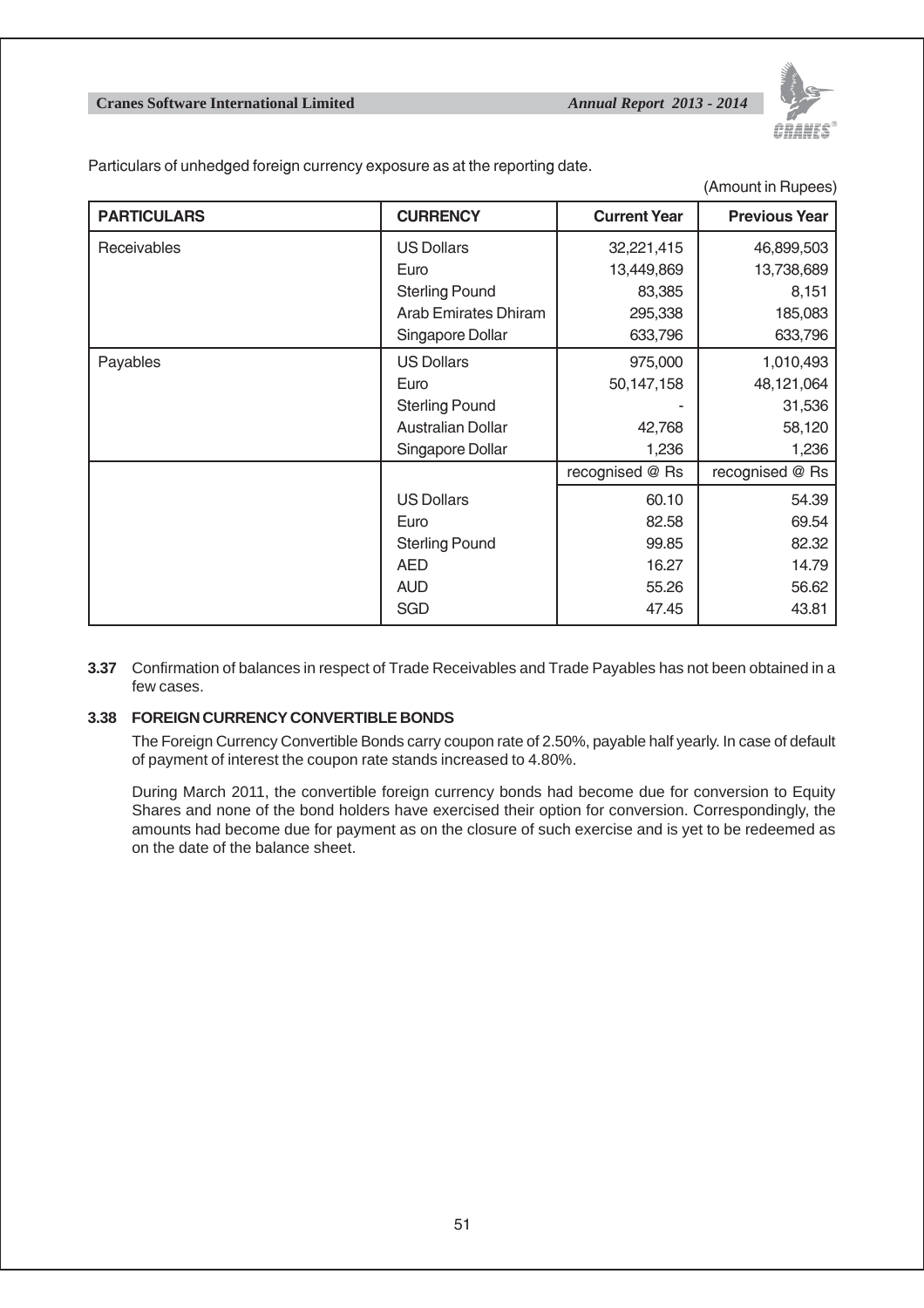Particulars of unhedged foreign currency exposure as at the reporting date.

(Amount in Rupees)

| PARTICULARS | CURRENCY | Current Year | Previous Year |
|---|---|---|---|
| Receivables | US Dollars | 32,221,415 | 46,899,503 |
| | Euro | 13,449,869 | 13,738,689 |
| | Sterling Pound | 83,385 | 8,151 |
| | Arab Emirates Dhiram | 295,338 | 185,083 |
| | Singapore Dollar | 633,796 | 633,796 |
| Payables | US Dollars | 975,000 | 1,010,493 |
| | Euro | 50,147,158 | 48,121,064 |
| | Sterling Pound | - | 31,536 |
| | Australian Dollar | 42,768 | 58,120 |
| | Singapore Dollar | 1,236 | 1,236 |
| | | recognised @ Rs | recognised @ Rs |
| | US Dollars | 60.10 | 54.39 |
| | Euro | 82.58 | 69.54 |
| | Sterling Pound | 99.85 | 82.32 |
| | AED | 16.27 | 14.79 |
| | AUD | 55.26 | 56.62 |
| | SGD | 47.45 | 43.81 |

**3.37** Confirmation of balances in respect of Trade Receivables and Trade Payables has not been obtained in a few cases.

### 3.38 FOREIGN CURRENCY CONVERTIBLE BONDS

The Foreign Currency Convertible Bonds carry coupon rate of 2.50%, payable half yearly. In case of default of payment of interest the coupon rate stands increased to 4.80%.

During March 2011, the convertible foreign currency bonds had become due for conversion to Equity Shares and none of the bond holders have exercised their option for conversion. Correspondingly, the amounts had become due for payment as on the closure of such exercise and is yet to be redeemed as on the date of the balance sheet.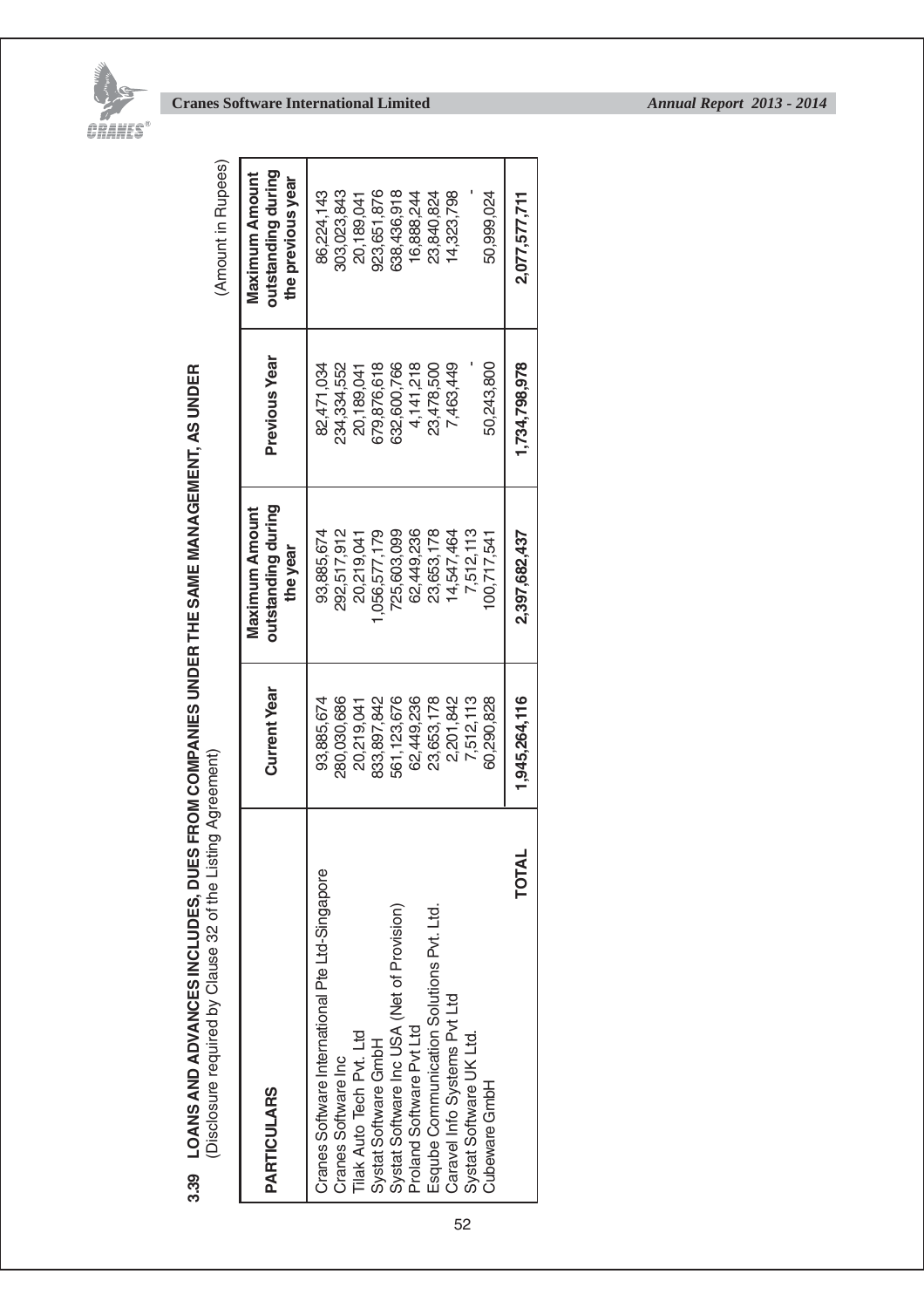## 3.39 LOANS AND ADVANCES INCLUDES, DUES FROM COMPANIES UNDER THE SAME MANAGEMENT, AS UNDER

(Disclosure required by Clause 32 of the Listing Agreement)

(Amount in Rupees)

| PARTICULARS | Current Year | Maximum Amount outstanding during the year | Previous Year | Maximum Amount outstanding during the previous year |
|---|---|---|---|---|
| Cranes Software International Pte Ltd-Singapore | 93,885,674 | 93,885,674 | 82,471,034 | 86,224,143 |
| Cranes Software Inc | 280,030,686 | 292,517,912 | 234,334,552 | 303,023,843 |
| Tilak Auto Tech Pvt. Ltd | 20,219,041 | 20,219,041 | 20,189,041 | 20,189,041 |
| Systat Software GmbH | 833,897,842 | 1,056,577,179 | 679,876,618 | 923,651,876 |
| Systat Software Inc USA (Net of Provision) | 561,123,676 | 725,603,099 | 632,600,766 | 638,436,918 |
| Proland Software Pvt Ltd | 62,449,236 | 62,449,236 | 4,141,218 | 16,888,244 |
| Esqube Communication Solutions Pvt. Ltd. | 23,653,178 | 23,653,178 | 23,478,500 | 23,840,824 |
| Caravel Info Systems Pvt Ltd | 2,201,842 | 14,547,464 | 7,463,449 | 14,323,798 |
| Systat Software UK Ltd. | 7,512,113 | 7,512,113 | - | - |
| Cubeware GmbH | 60,290,828 | 100,717,541 | 50,243,800 | 50,999,024 |
| **TOTAL** | **1,945,264,116** | **2,397,682,437** | **1,734,798,978** | **2,077,577,711** |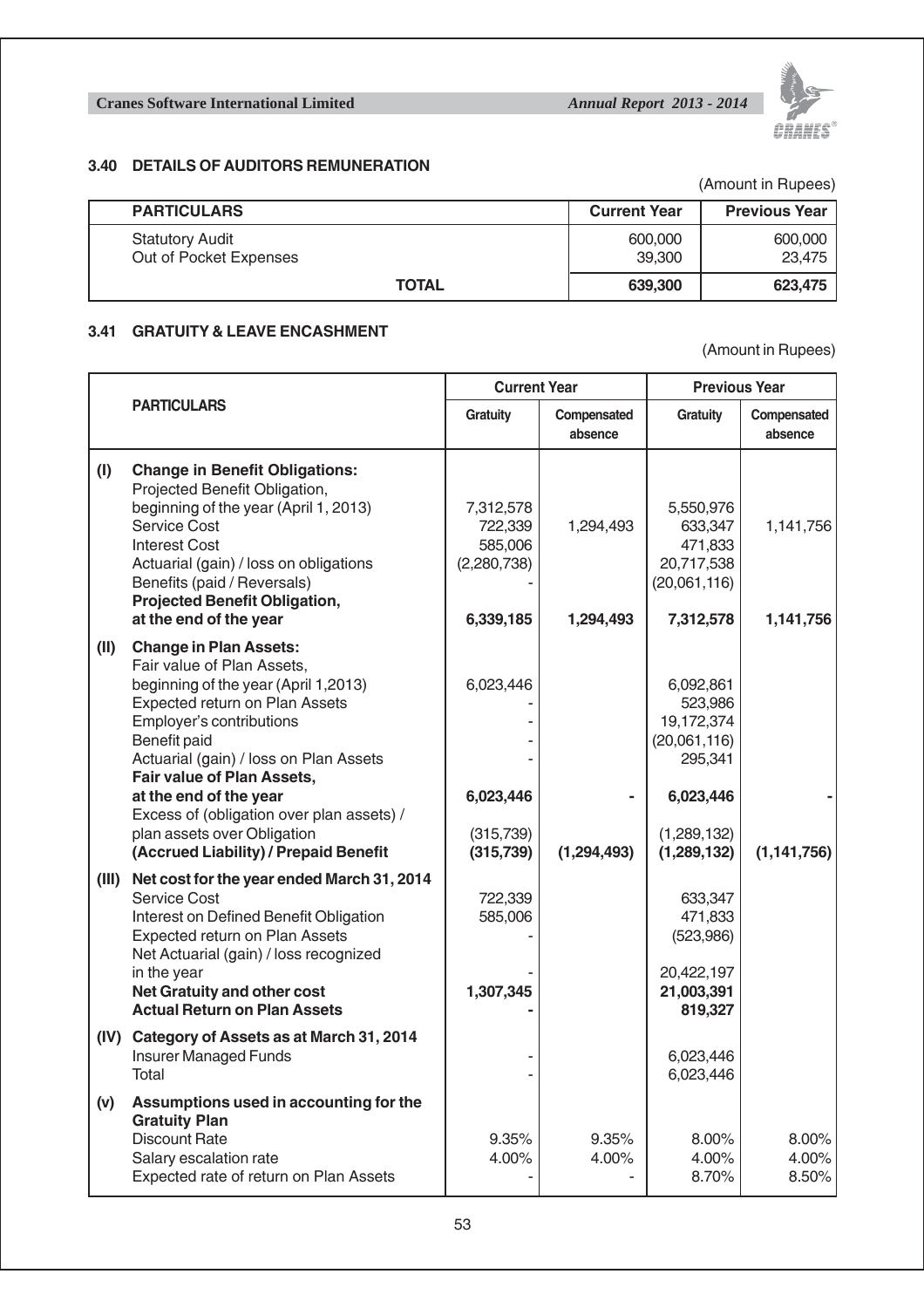### 3.40 DETAILS OF AUDITORS REMUNERATION

(Amount in Rupees)

| PARTICULARS | Current Year | Previous Year |
|---|---|---|
| Statutory Audit | 600,000 | 600,000 |
| Out of Pocket Expenses | 39,300 | 23,475 |
| **TOTAL** | **639,300** | **623,475** |

### 3.41 GRATUITY & LEAVE ENCASHMENT

(Amount in Rupees)

| | PARTICULARS | Current Year | | Previous Year | |
|---|---|---|---|---|---|
| | | Gratuity | Compensated absence | Gratuity | Compensated absence |
| **(I)** | **Change in Benefit Obligations:** | | | | |
| | Projected Benefit Obligation, beginning of the year (April 1, 2013) | 7,312,578 | | 5,550,976 | |
| | Service Cost | 722,339 | 1,294,493 | 633,347 | 1,141,756 |
| | Interest Cost | 585,006 | | 471,833 | |
| | Actuarial (gain) / loss on obligations | (2,280,738) | | 20,717,538 | |
| | Benefits (paid / Reversals) | - | | (20,061,116) | |
| | **Projected Benefit Obligation, at the end of the year** | **6,339,185** | **1,294,493** | **7,312,578** | **1,141,756** |
| **(II)** | **Change in Plan Assets:** | | | | |
| | Fair value of Plan Assets, beginning of the year (April 1,2013) | 6,023,446 | | 6,092,861 | |
| | Expected return on Plan Assets | - | | 523,986 | |
| | Employer's contributions | - | | 19,172,374 | |
| | Benefit paid | - | | (20,061,116) | |
| | Actuarial (gain) / loss on Plan Assets | - | | 295,341 | |
| | **Fair value of Plan Assets, at the end of the year** | **6,023,446** | **-** | **6,023,446** | **-** |
| | Excess of (obligation over plan assets) / plan assets over Obligation | (315,739) | | (1,289,132) | |
| | **(Accrued Liability) / Prepaid Benefit** | **(315,739)** | **(1,294,493)** | **(1,289,132)** | **(1,141,756)** |
| **(III)** | **Net cost for the year ended March 31, 2014** | | | | |
| | Service Cost | 722,339 | | 633,347 | |
| | Interest on Defined Benefit Obligation | 585,006 | | 471,833 | |
| | Expected return on Plan Assets | - | | (523,986) | |
| | Net Actuarial (gain) / loss recognized in the year | - | | 20,422,197 | |
| | **Net Gratuity and other cost** | **1,307,345** | | **21,003,391** | |
| | **Actual Return on Plan Assets** | **-** | | **819,327** | |
| **(IV)** | **Category of Assets as at March 31, 2014** | | | | |
| | Insurer Managed Funds | - | | 6,023,446 | |
| | Total | - | | 6,023,446 | |
| **(v)** | **Assumptions used in accounting for the Gratuity Plan** | | | | |
| | Discount Rate | 9.35% | 9.35% | 8.00% | 8.00% |
| | Salary escalation rate | 4.00% | 4.00% | 4.00% | 4.00% |
| | Expected rate of return on Plan Assets | - | - | 8.70% | 8.50% |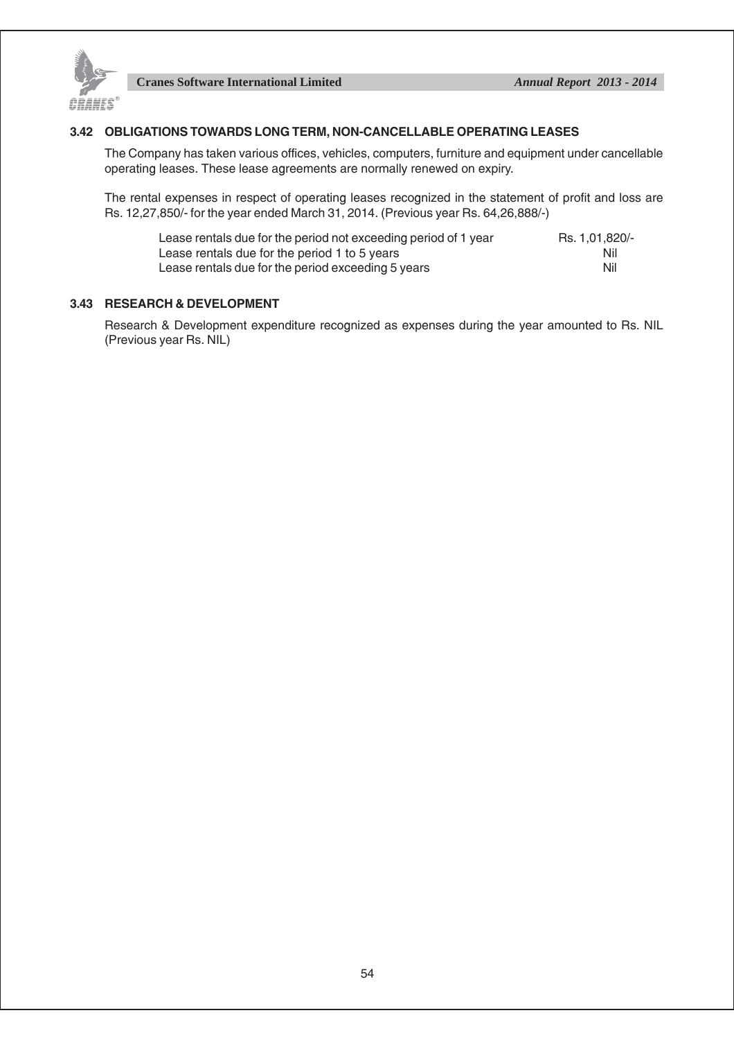### 3.42 OBLIGATIONS TOWARDS LONG TERM, NON-CANCELLABLE OPERATING LEASES

The Company has taken various offices, vehicles, computers, furniture and equipment under cancellable operating leases. These lease agreements are normally renewed on expiry.

The rental expenses in respect of operating leases recognized in the statement of profit and loss are Rs. 12,27,850/- for the year ended March 31, 2014. (Previous year Rs. 64,26,888/-)

| | |
|---|---|
| Lease rentals due for the period not exceeding period of 1 year | Rs. 1,01,820/- |
| Lease rentals due for the period 1 to 5 years | Nil |
| Lease rentals due for the period exceeding 5 years | Nil |

### 3.43 RESEARCH & DEVELOPMENT

Research & Development expenditure recognized as expenses during the year amounted to Rs. NIL (Previous year Rs. NIL)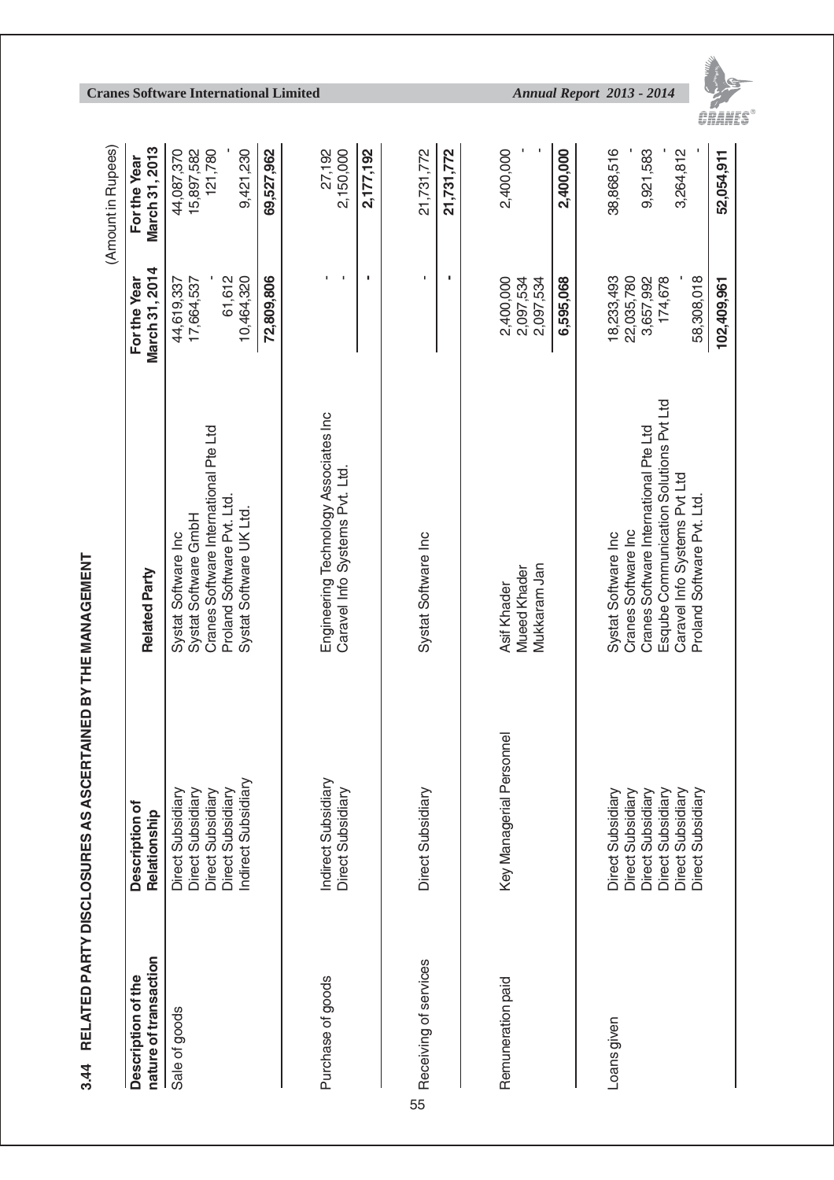## 3.44 RELATED PARTY DISCLOSURES AS ASCERTAINED BY THE MANAGEMENT

(Amount in Rupees)

| Description of the nature of transaction | Description of Relationship | Related Party | For the Year March 31, 2014 | For the Year March 31, 2013 |
|---|---|---|---|---|
| Sale of goods | Direct Subsidiary | Systat Software Inc | 44,619,337 | 44,087,370 |
| | Direct Subsidiary | Systat Software GmbH | 17,664,537 | 15,897,582 |
| | Direct Subsidiary | Cranes Software International Pte Ltd | - | 121,780 |
| | Direct Subsidiary | Proland Software Pvt. Ltd. | 61,612 | - |
| | Indirect Subsidiary | Systat Software UK Ltd. | 10,464,320 | 9,421,230 |
| | | | **72,809,806** | **69,527,962** |
| Purchase of goods | Indirect Subsidiary | Engineering Technology Associates Inc | - | 27,192 |
| | Direct Subsidiary | Caravel Info Systems Pvt. Ltd. | - | 2,150,000 |
| | | | **-** | **2,177,192** |
| Receiving of services | Direct Subsidiary | Systat Software Inc | - | 21,731,772 |
| | | | **-** | **21,731,772** |
| Remuneration paid | Key Managerial Personnel | Asif Khader | 2,400,000 | 2,400,000 |
| | | Mueed Khader | 2,097,534 | - |
| | | Mukkaram Jan | 2,097,534 | - |
| | | | **6,595,068** | **2,400,000** |
| Loans given | Direct Subsidiary | Systat Software Inc | 18,233,493 | 38,868,516 |
| | Direct Subsidiary | Cranes Software Inc | 22,035,780 | - |
| | Direct Subsidiary | Cranes Software International Pte Ltd | 3,657,992 | 9,921,583 |
| | Direct Subsidiary | Esqube Communication Solutions Pvt Ltd | 174,678 | - |
| | Direct Subsidiary | Caravel Info Systems Pvt Ltd | - | 3,264,812 |
| | Direct Subsidiary | Proland Software Pvt. Ltd. | 58,308,018 | - |
| | | | **102,409,961** | **52,054,911** |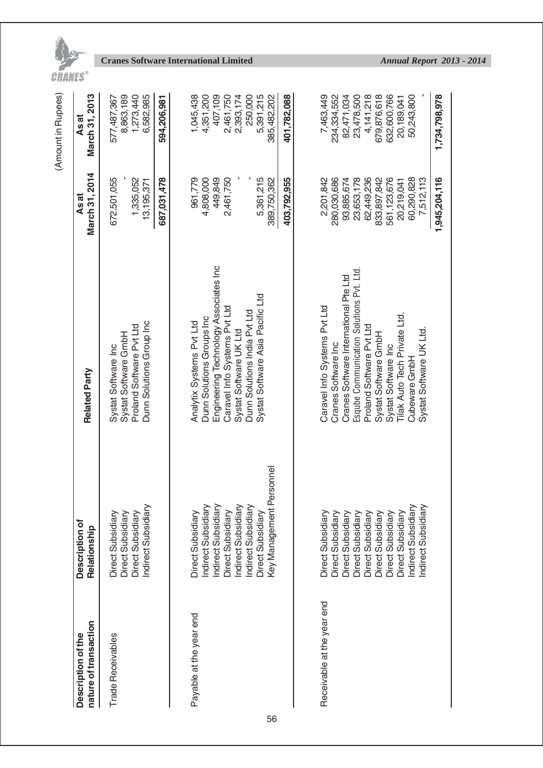(Amount in Rupees)

| Description of the nature of transaction | Description of Relationship | Related Party | As at March 31, 2014 | As at March 31, 2013 |
|---|---|---|---|---|
| Trade Receivables | Direct Subsidiary | Systat Software Inc | 672,501,055 | 577,487,367 |
| | Direct Subsidiary | Systat Software GmbH | - | 8,863,189 |
| | Direct Subsidiary | Proland Software Pvt Ltd | 1,335,052 | 1,273,440 |
| | Indirect Subsidiary | Dunn Solutions Group Inc | 13,195,371 | 6,582,985 |
| | | | **687,031,478** | **594,206,981** |
| Payable at the year end | Direct Subsidiary | Analytix Systems Pvt Ltd | 961,779 | 1,045,438 |
| | Indirect Subsidiary | Dunn Solutions Groups Inc | 4,808,000 | 4,351,200 |
| | Indirect Subsidiary | Engineering Technology Associates Inc | 449,849 | 407,109 |
| | Direct Subsidiary | Caravel Info Systems Pvt Ltd | 2,461,750 | 2,461,750 |
| | Indirect Subsidiary | Systat Software UK Ltd | - | 2,393,174 |
| | Indirect Subsidiary | Dunn Solutions India Pvt Ltd | - | 250,000 |
| | Direct Subsidiary | Systat Software Asia Pacific Ltd | 5,361,215 | 5,391,215 |
| | Key Management Personnel | | 389,750,362 | 385,482,202 |
| | | | **403,792,955** | **401,782,088** |
| Receivable at the year end | Direct Subsidiary | Caravel Info Systems Pvt Ltd | 2,201,842 | 7,463,449 |
| | Direct Subsidiary | Cranes Software Inc | 280,030,686 | 234,334,552 |
| | Direct Subsidiary | Cranes Software International Pte Ltd | 93,885,674 | 82,471,034 |
| | Direct Subsidiary | Esqube Communication Solutions Pvt. Ltd. | 23,653,178 | 23,478,500 |
| | Direct Subsidiary | Proland Software Pvt Ltd | 62,449,236 | 4,141,218 |
| | Direct Subsidiary | Systat Software GmbH | 833,897,842 | 679,876,618 |
| | Direct Subsidiary | Systat Software Inc | 561,123,676 | 632,600,766 |
| | Direct Subsidiary | Tilak Auto Tech Private Ltd. | 20,219,041 | 20,189,041 |
| | Indirect Subsidiary | Cubeware GmbH | 60,290,828 | 50,243,800 |
| | Indirect Subsidiary | Systat Software UK Ltd. | 7,512,113 | - |
| | | | **1,945,204,116** | **1,734,798,978** |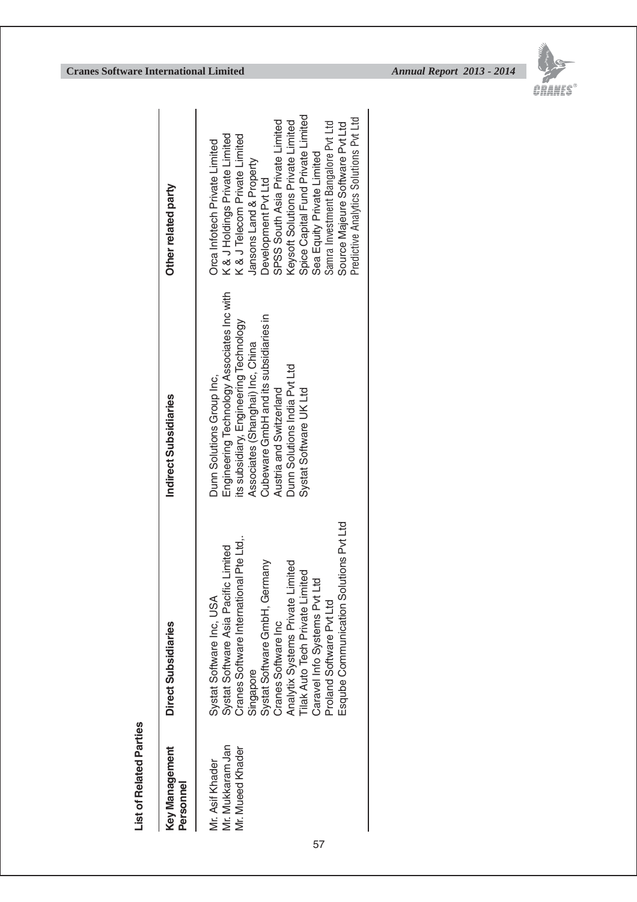## List of Related Parties

| Key Management Personnel | Direct Subsidiaries | Indirect Subsidiaries | Other related party |
|---|---|---|---|
| Mr. Asif Khader<br>Mr. Mukkaram Jan<br>Mr. Mueed Khader | Systat Software Inc, USA<br>Systat Software Asia Pacific Limited<br>Cranes Software International Pte Ltd,. Singapore<br>Systat Software GmbH, Germany<br>Cranes Software Inc<br>Analytix Systems Private Limited<br>Tilak Auto Tech Private Limited<br>Caravel Info Systems Pvt Ltd<br>Proland Software Pvt Ltd<br>Esqube Communication Solutions Pvt Ltd | Dunn Solutions Group Inc,<br>Engineering Technology Associates Inc with its subsidiary, Engineering Technology Associates (Shanghai) Inc, China<br>Cubeware GmbH and its subsidiaries in Austria and Switzerland<br>Dunn Solutions India Pvt Ltd<br>Systat Software UK Ltd | Orca Infotech Private Limited<br>K & J Holdings Private Limited<br>K & J Telecom Private Limited<br>Jansons Land & Property Development Pvt Ltd<br>SPSS South Asia Private Limited<br>Keysoft Solutions Private Limited<br>Spice Capital Fund Private Limited<br>Sea Equity Private Limited<br>Samra Investment Bangalore Pvt Ltd<br>Source Majeure Software Pvt Ltd<br>Predictive Analytics Solutions Pvt Ltd |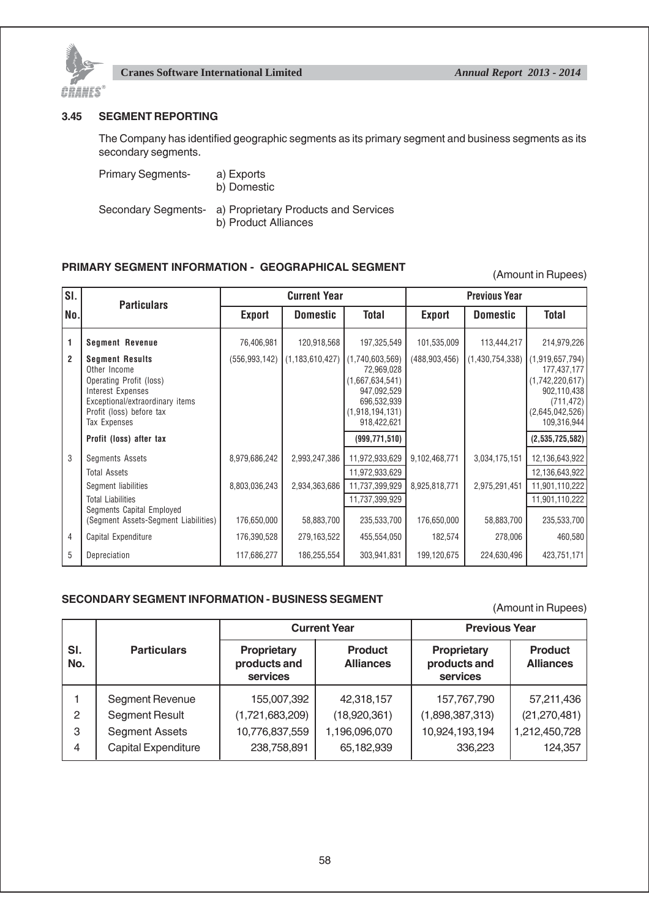### 3.45 SEGMENT REPORTING

The Company has identified geographic segments as its primary segment and business segments as its secondary segments.

Primary Segments- a) Exports
b) Domestic

Secondary Segments- a) Proprietary Products and Services
b) Product Alliances

**PRIMARY SEGMENT INFORMATION - GEOGRAPHICAL SEGMENT**

(Amount in Rupees)

| Sl. No. | Particulars | Current Year | | | Previous Year | | |
|---|---|---|---|---|---|---|---|
| | | Export | Domestic | Total | Export | Domestic | Total |
| 1 | **Segment Revenue** | 76,406,981 | 120,918,568 | 197,325,549 | 101,535,009 | 113,444,217 | 214,979,226 |
| 2 | **Segment Results** | (556,993,142) | (1,183,610,427) | (1,740,603,569) | (488,903,456) | (1,430,754,338) | (1,919,657,794) |
| | Other Income | | | 72,969,028 | | | 177,437,177 |
| | Operating Profit (loss) | | | (1,667,634,541) | | | (1,742,220,617) |
| | Interest Expenses | | | 947,092,529 | | | 902,110,438 |
| | Exceptional/extraordinary items | | | 696,532,939 | | | (711,472) |
| | Profit (loss) before tax | | | (1,918,194,131) | | | (2,645,042,526) |
| | Tax Expenses | | | 918,422,621 | | | 109,316,944 |
| | **Profit (loss) after tax** | | | **(999,771,510)** | | | **(2,535,725,582)** |
| 3 | Segments Assets | 8,979,686,242 | 2,993,247,386 | 11,972,933,629 | 9,102,468,771 | 3,034,175,151 | 12,136,643,922 |
| | Total Assets | | | 11,972,933,629 | | | 12,136,643,922 |
| | Segment liabilities | 8,803,036,243 | 2,934,363,686 | 11,737,399,929 | 8,925,818,771 | 2,975,291,451 | 11,901,110,222 |
| | Total Liabilities | | | 11,737,399,929 | | | 11,901,110,222 |
| | Segments Capital Employed (Segment Assets-Segment Liabilities) | 176,650,000 | 58,883,700 | 235,533,700 | 176,650,000 | 58,883,700 | 235,533,700 |
| 4 | Capital Expenditure | 176,390,528 | 279,163,522 | 455,554,050 | 182,574 | 278,006 | 460,580 |
| 5 | Depreciation | 117,686,277 | 186,255,554 | 303,941,831 | 199,120,675 | 224,630,496 | 423,751,171 |

**SECONDARY SEGMENT INFORMATION - BUSINESS SEGMENT**

(Amount in Rupees)

| Sl. No. | Particulars | Current Year | | Previous Year | |
|---|---|---|---|---|---|
| | | Proprietary products and services | Product Alliances | Proprietary products and services | Product Alliances |
| 1 | Segment Revenue | 155,007,392 | 42,318,157 | 157,767,790 | 57,211,436 |
| 2 | Segment Result | (1,721,683,209) | (18,920,361) | (1,898,387,313) | (21,270,481) |
| 3 | Segment Assets | 10,776,837,559 | 1,196,096,070 | 10,924,193,194 | 1,212,450,728 |
| 4 | Capital Expenditure | 238,758,891 | 65,182,939 | 336,223 | 124,357 |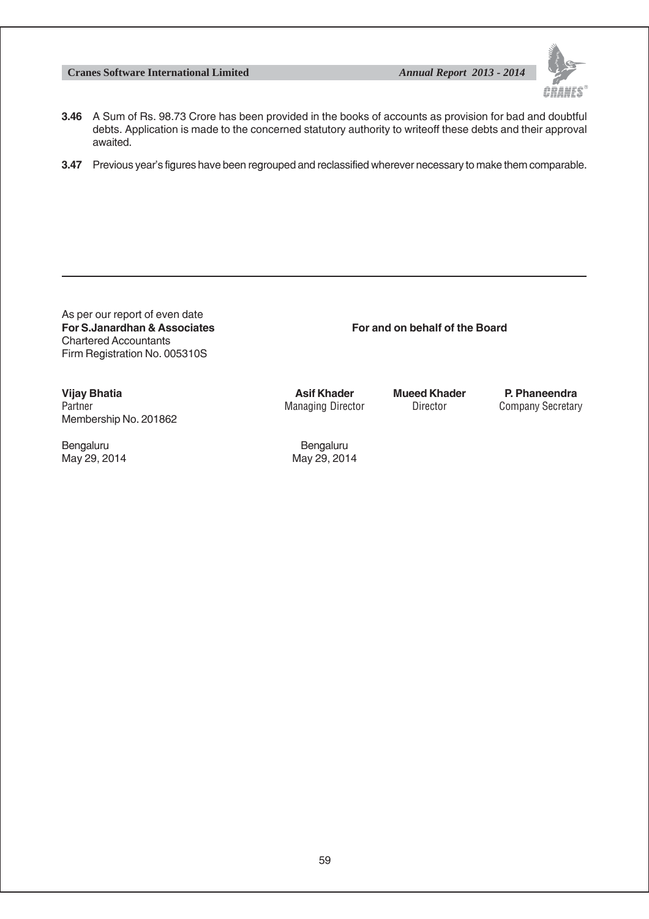**3.46** A Sum of Rs. 98.73 Crore has been provided in the books of accounts as provision for bad and doubtful debts. Application is made to the concerned statutory authority to writeoff these debts and their approval awaited.

**3.47** Previous year's figures have been regrouped and reclassified wherever necessary to make them comparable.

---

As per our report of even date
**For S.Janardhan & Associates**
Chartered Accountants
Firm Registration No. 005310S

**For and on behalf of the Board**

**Vijay Bhatia**
Partner
Membership No. 201862

Bengaluru
May 29, 2014

**Asif Khader**
Managing Director

**Mueed Khader**
Director

**P. Phaneendra**
Company Secretary

Bengaluru
May 29, 2014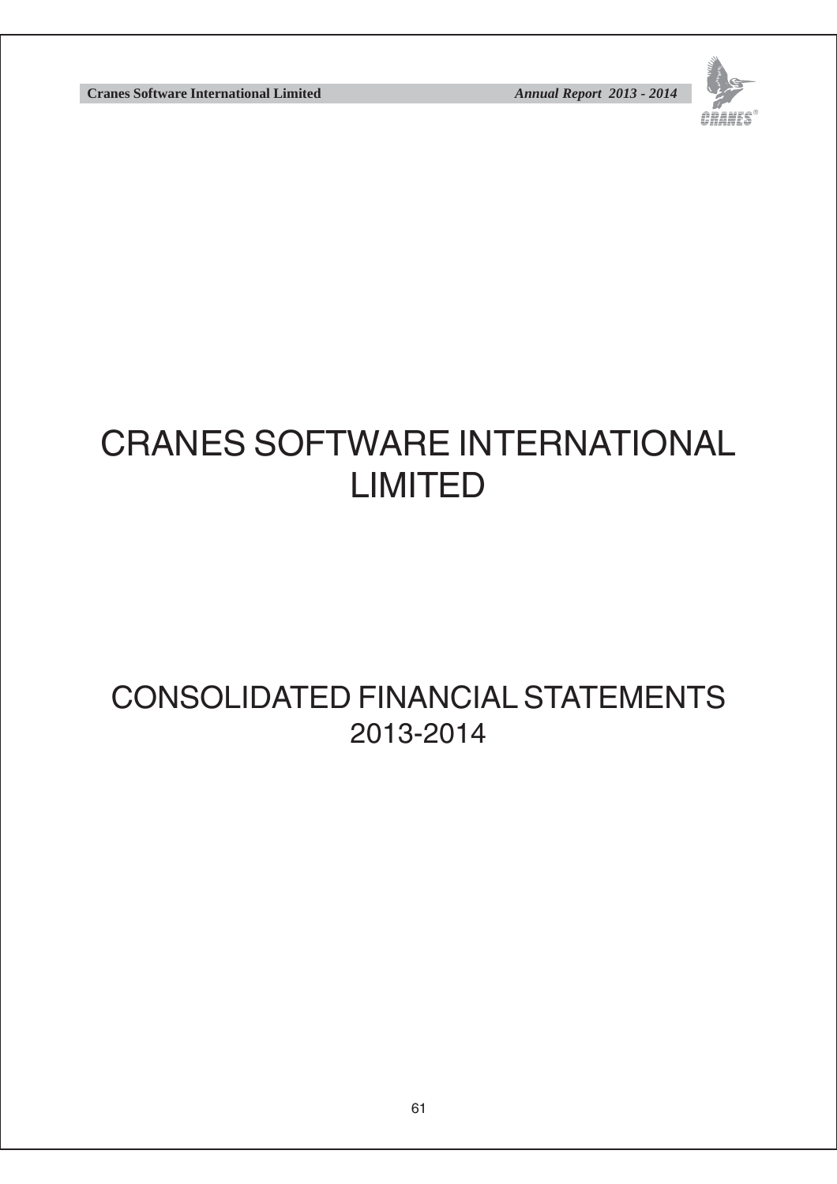# CRANES SOFTWARE INTERNATIONAL LIMITED

## CONSOLIDATED FINANCIAL STATEMENTS 2013-2014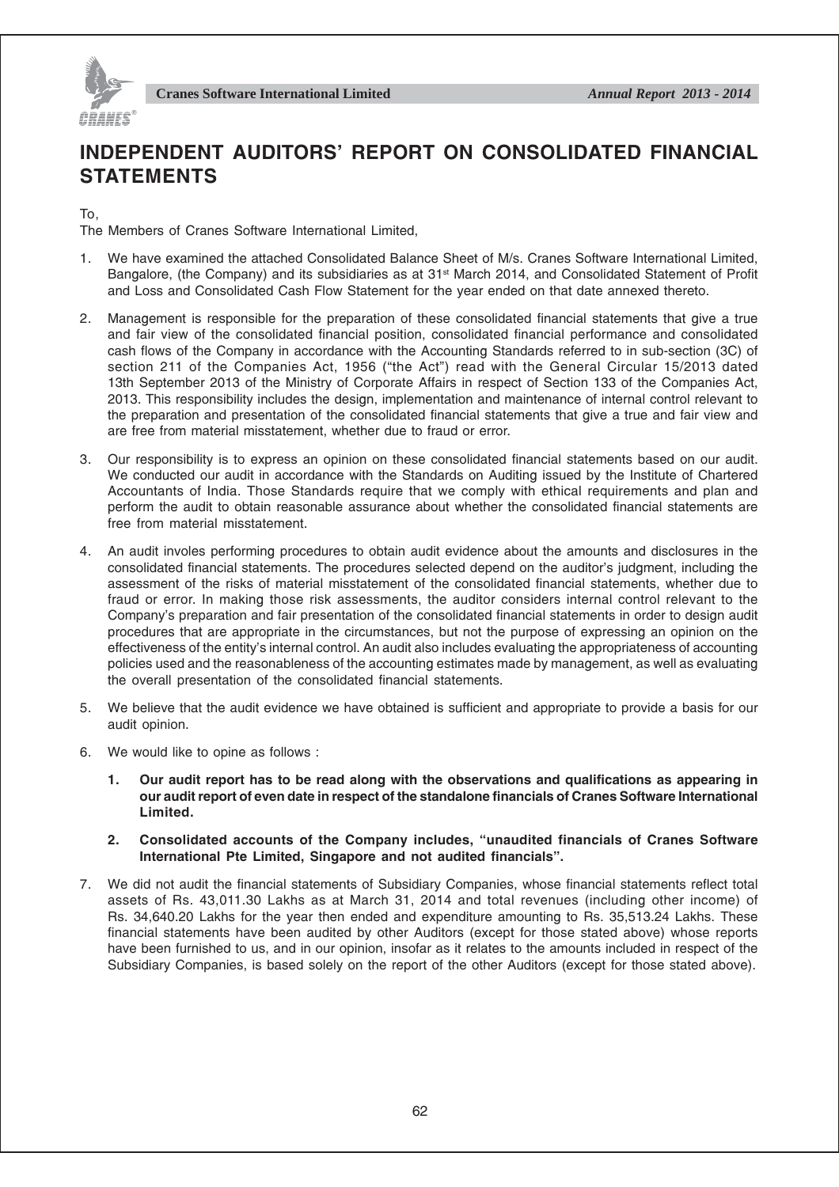# INDEPENDENT AUDITORS' REPORT ON CONSOLIDATED FINANCIAL STATEMENTS

To,

The Members of Cranes Software International Limited,

1. We have examined the attached Consolidated Balance Sheet of M/s. Cranes Software International Limited, Bangalore, (the Company) and its subsidiaries as at 31st March 2014, and Consolidated Statement of Profit and Loss and Consolidated Cash Flow Statement for the year ended on that date annexed thereto.

2. Management is responsible for the preparation of these consolidated financial statements that give a true and fair view of the consolidated financial position, consolidated financial performance and consolidated cash flows of the Company in accordance with the Accounting Standards referred to in sub-section (3C) of section 211 of the Companies Act, 1956 ("the Act") read with the General Circular 15/2013 dated 13th September 2013 of the Ministry of Corporate Affairs in respect of Section 133 of the Companies Act, 2013. This responsibility includes the design, implementation and maintenance of internal control relevant to the preparation and presentation of the consolidated financial statements that give a true and fair view and are free from material misstatement, whether due to fraud or error.

3. Our responsibility is to express an opinion on these consolidated financial statements based on our audit. We conducted our audit in accordance with the Standards on Auditing issued by the Institute of Chartered Accountants of India. Those Standards require that we comply with ethical requirements and plan and perform the audit to obtain reasonable assurance about whether the consolidated financial statements are free from material misstatement.

4. An audit involes performing procedures to obtain audit evidence about the amounts and disclosures in the consolidated financial statements. The procedures selected depend on the auditor's judgment, including the assessment of the risks of material misstatement of the consolidated financial statements, whether due to fraud or error. In making those risk assessments, the auditor considers internal control relevant to the Company's preparation and fair presentation of the consolidated financial statements in order to design audit procedures that are appropriate in the circumstances, but not the purpose of expressing an opinion on the effectiveness of the entity's internal control. An audit also includes evaluating the appropriateness of accounting policies used and the reasonableness of the accounting estimates made by management, as well as evaluating the overall presentation of the consolidated financial statements.

5. We believe that the audit evidence we have obtained is sufficient and appropriate to provide a basis for our audit opinion.

6. We would like to opine as follows :

   1. **Our audit report has to be read along with the observations and qualifications as appearing in our audit report of even date in respect of the standalone financials of Cranes Software International Limited.**

   2. **Consolidated accounts of the Company includes, "unaudited financials of Cranes Software International Pte Limited, Singapore and not audited financials".**

7. We did not audit the financial statements of Subsidiary Companies, whose financial statements reflect total assets of Rs. 43,011.30 Lakhs as at March 31, 2014 and total revenues (including other income) of Rs. 34,640.20 Lakhs for the year then ended and expenditure amounting to Rs. 35,513.24 Lakhs. These financial statements have been audited by other Auditors (except for those stated above) whose reports have been furnished to us, and in our opinion, insofar as it relates to the amounts included in respect of the Subsidiary Companies, is based solely on the report of the other Auditors (except for those stated above).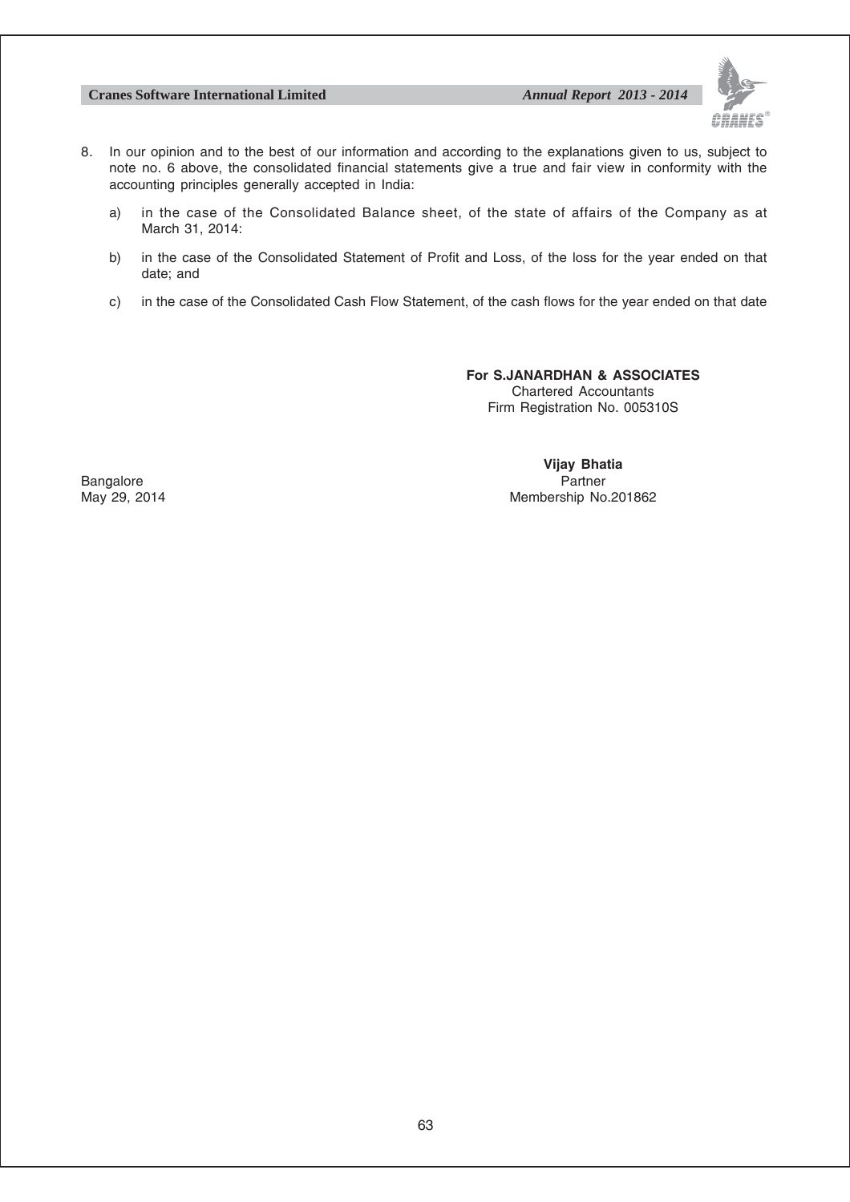8. In our opinion and to the best of our information and according to the explanations given to us, subject to note no. 6 above, the consolidated financial statements give a true and fair view in conformity with the accounting principles generally accepted in India:

   a) in the case of the Consolidated Balance sheet, of the state of affairs of the Company as at March 31, 2014:

   b) in the case of the Consolidated Statement of Profit and Loss, of the loss for the year ended on that date; and

   c) in the case of the Consolidated Cash Flow Statement, of the cash flows for the year ended on that date

**For S.JANARDHAN & ASSOCIATES**
Chartered Accountants
Firm Registration No. 005310S

**Vijay Bhatia**
Partner
Membership No.201862

Bangalore
May 29, 2014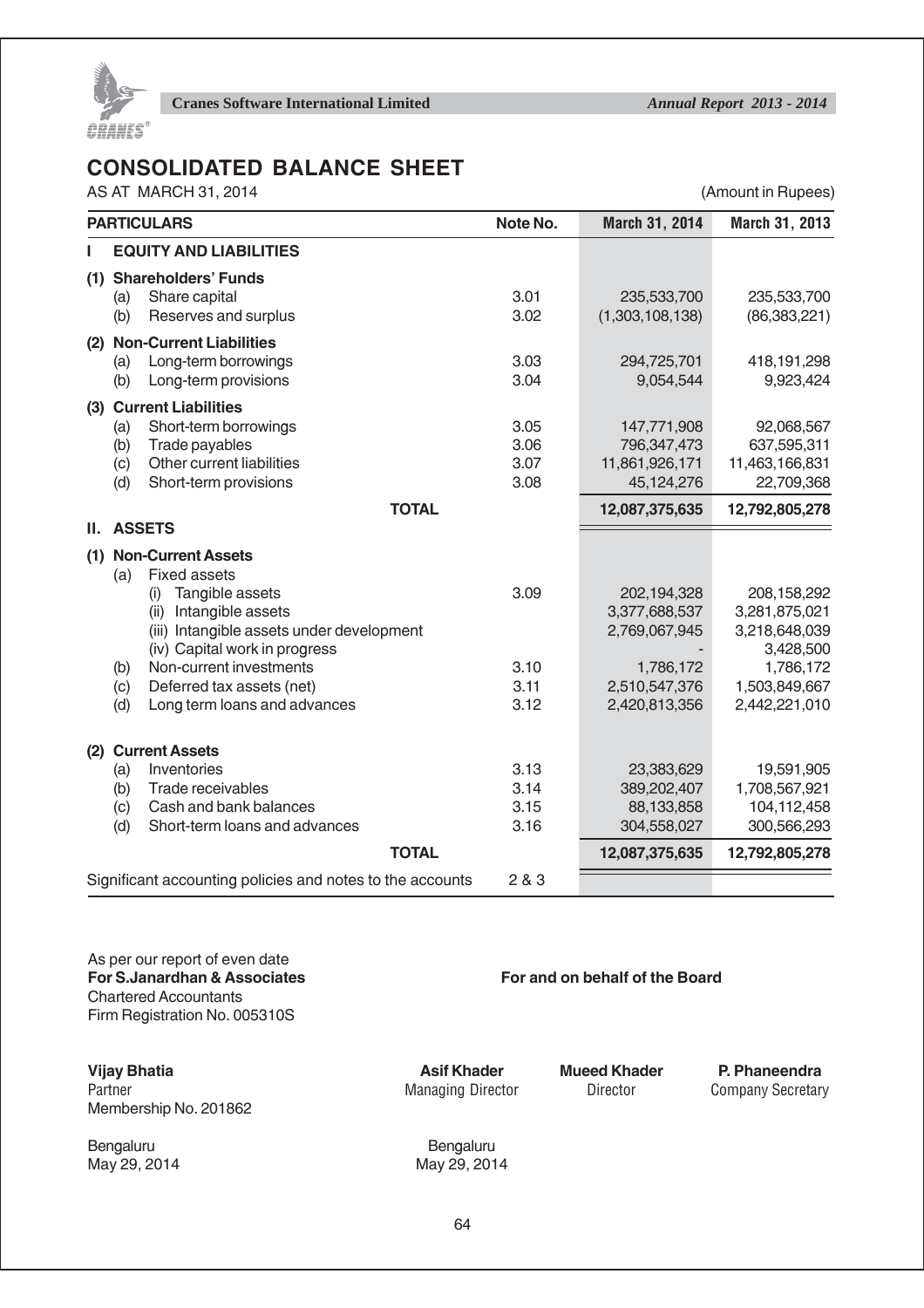# CONSOLIDATED BALANCE SHEET

AS AT MARCH 31, 2014

(Amount in Rupees)

| PARTICULARS | Note No. | March 31, 2014 | March 31, 2013 |
|---|---|---|---|
| **I EQUITY AND LIABILITIES** | | | |
| **(1) Shareholders' Funds** | | | |
| (a) Share capital | 3.01 | 235,533,700 | 235,533,700 |
| (b) Reserves and surplus | 3.02 | (1,303,108,138) | (86,383,221) |
| **(2) Non-Current Liabilities** | | | |
| (a) Long-term borrowings | 3.03 | 294,725,701 | 418,191,298 |
| (b) Long-term provisions | 3.04 | 9,054,544 | 9,923,424 |
| **(3) Current Liabilities** | | | |
| (a) Short-term borrowings | 3.05 | 147,771,908 | 92,068,567 |
| (b) Trade payables | 3.06 | 796,347,473 | 637,595,311 |
| (c) Other current liabilities | 3.07 | 11,861,926,171 | 11,463,166,831 |
| (d) Short-term provisions | 3.08 | 45,124,276 | 22,709,368 |
| **TOTAL** | | **12,087,375,635** | **12,792,805,278** |
| **II. ASSETS** | | | |
| **(1) Non-Current Assets** | | | |
| (a) Fixed assets | | | |
| (i) Tangible assets | 3.09 | 202,194,328 | 208,158,292 |
| (ii) Intangible assets | | 3,377,688,537 | 3,281,875,021 |
| (iii) Intangible assets under development | | 2,769,067,945 | 3,218,648,039 |
| (iv) Capital work in progress | | - | 3,428,500 |
| (b) Non-current investments | 3.10 | 1,786,172 | 1,786,172 |
| (c) Deferred tax assets (net) | 3.11 | 2,510,547,376 | 1,503,849,667 |
| (d) Long term loans and advances | 3.12 | 2,420,813,356 | 2,442,221,010 |
| **(2) Current Assets** | | | |
| (a) Inventories | 3.13 | 23,383,629 | 19,591,905 |
| (b) Trade receivables | 3.14 | 389,202,407 | 1,708,567,921 |
| (c) Cash and bank balances | 3.15 | 88,133,858 | 104,112,458 |
| (d) Short-term loans and advances | 3.16 | 304,558,027 | 300,566,293 |
| **TOTAL** | | **12,087,375,635** | **12,792,805,278** |
| Significant accounting policies and notes to the accounts | 2 & 3 | | |

As per our report of even date
**For S.Janardhan & Associates**
Chartered Accountants
Firm Registration No. 005310S

**For and on behalf of the Board**

**Vijay Bhatia**
Partner
Membership No. 201862

**Asif Khader**
Managing Director

**Mueed Khader**
Director

**P. Phaneendra**
Company Secretary

Bengaluru
May 29, 2014

Bengaluru
May 29, 2014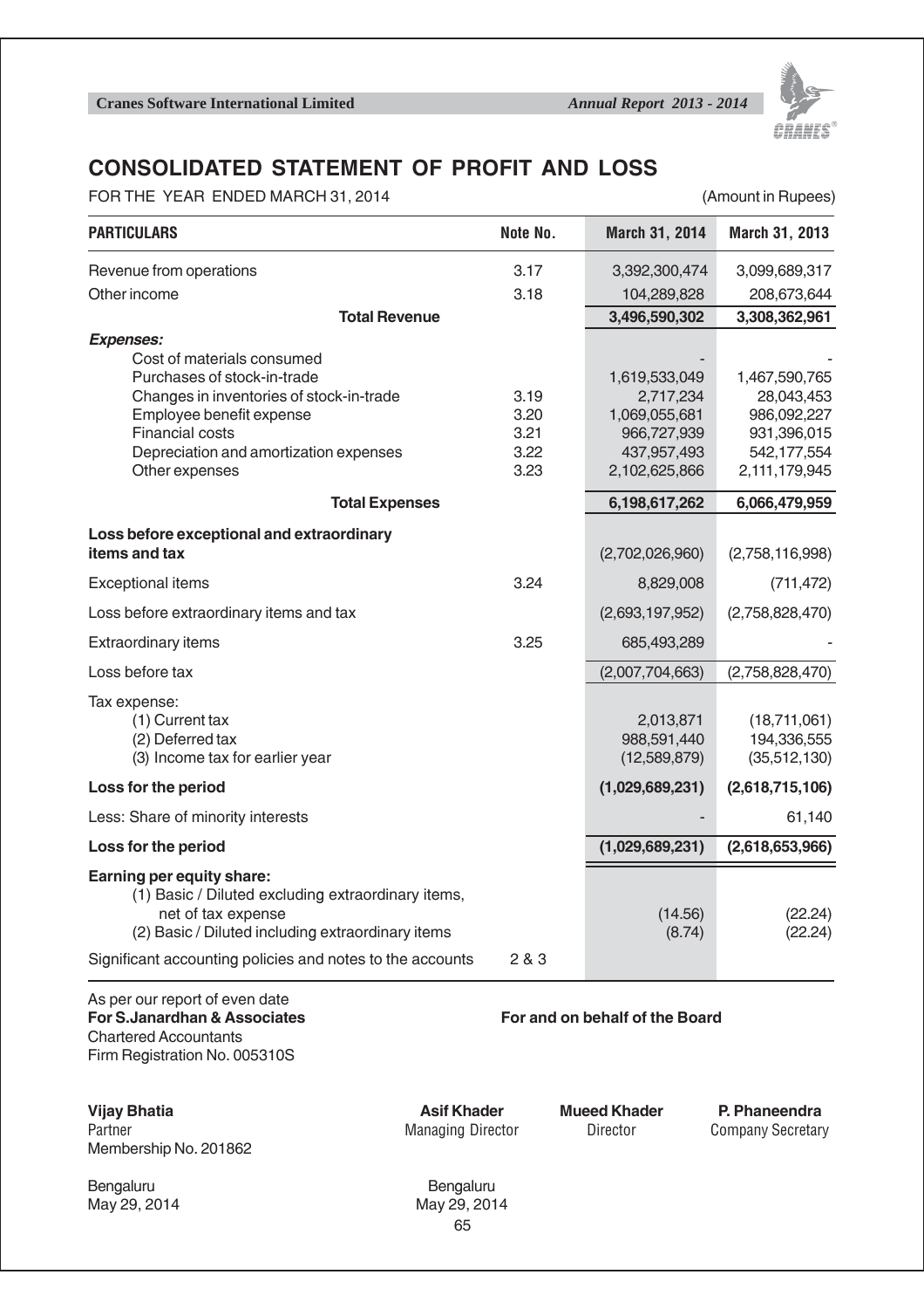# CONSOLIDATED STATEMENT OF PROFIT AND LOSS

FOR THE YEAR ENDED MARCH 31, 2014 (Amount in Rupees)

| PARTICULARS | Note No. | March 31, 2014 | March 31, 2013 |
|---|---|---|---|
| Revenue from operations | 3.17 | 3,392,300,474 | 3,099,689,317 |
| Other income | 3.18 | 104,289,828 | 208,673,644 |
| **Total Revenue** | | **3,496,590,302** | **3,308,362,961** |
| ***Expenses:*** | | | |
| Cost of materials consumed | | - | - |
| Purchases of stock-in-trade | | 1,619,533,049 | 1,467,590,765 |
| Changes in inventories of stock-in-trade | 3.19 | 2,717,234 | 28,043,453 |
| Employee benefit expense | 3.20 | 1,069,055,681 | 986,092,227 |
| Financial costs | 3.21 | 966,727,939 | 931,396,015 |
| Depreciation and amortization expenses | 3.22 | 437,957,493 | 542,177,554 |
| Other expenses | 3.23 | 2,102,625,866 | 2,111,179,945 |
| **Total Expenses** | | **6,198,617,262** | **6,066,479,959** |
| **Loss before exceptional and extraordinary items and tax** | | (2,702,026,960) | (2,758,116,998) |
| Exceptional items | 3.24 | 8,829,008 | (711,472) |
| Loss before extraordinary items and tax | | (2,693,197,952) | (2,758,828,470) |
| Extraordinary items | 3.25 | 685,493,289 | - |
| Loss before tax | | (2,007,704,663) | (2,758,828,470) |
| Tax expense: | | | |
| (1) Current tax | | 2,013,871 | (18,711,061) |
| (2) Deferred tax | | 988,591,440 | 194,336,555 |
| (3) Income tax for earlier year | | (12,589,879) | (35,512,130) |
| **Loss for the period** | | **(1,029,689,231)** | **(2,618,715,106)** |
| Less: Share of minority interests | | - | 61,140 |
| **Loss for the period** | | **(1,029,689,231)** | **(2,618,653,966)** |
| **Earning per equity share:** | | | |
| (1) Basic / Diluted excluding extraordinary items, net of tax expense | | (14.56) | (22.24) |
| (2) Basic / Diluted including extraordinary items | | (8.74) | (22.24) |
| Significant accounting policies and notes to the accounts | 2 & 3 | | |

As per our report of even date
**For S.Janardhan & Associates**
Chartered Accountants
Firm Registration No. 005310S

**For and on behalf of the Board**

**Vijay Bhatia**
Partner
Membership No. 201862

**Asif Khader**
Managing Director

**Mueed Khader**
Director

**P. Phaneendra**
Company Secretary

Bengaluru
May 29, 2014

Bengaluru
May 29, 2014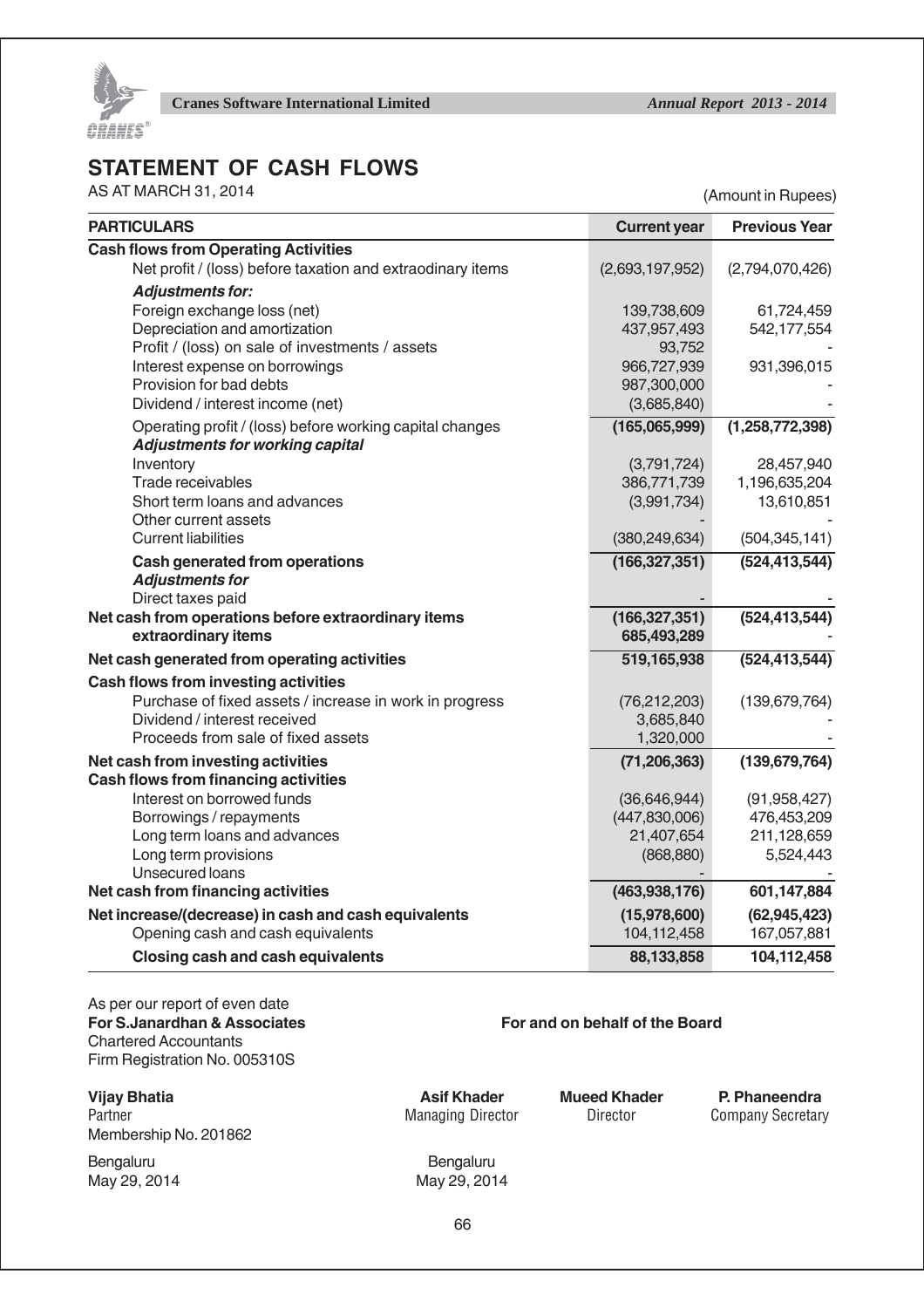# STATEMENT OF CASH FLOWS

AS AT MARCH 31, 2014

(Amount in Rupees)

| PARTICULARS | Current year | Previous Year |
|---|---|---|
| **Cash flows from Operating Activities** | | |
| Net profit / (loss) before taxation and extraodinary items | (2,693,197,952) | (2,794,070,426) |
| ***Adjustments for:*** | | |
| Foreign exchange loss (net) | 139,738,609 | 61,724,459 |
| Depreciation and amortization | 437,957,493 | 542,177,554 |
| Profit / (loss) on sale of investments / assets | 93,752 | - |
| Interest expense on borrowings | 966,727,939 | 931,396,015 |
| Provision for bad debts | 987,300,000 | - |
| Dividend / interest income (net) | (3,685,840) | - |
| Operating profit / (loss) before working capital changes | **(165,065,999)** | **(1,258,772,398)** |
| ***Adjustments for working capital*** | | |
| Inventory | (3,791,724) | 28,457,940 |
| Trade receivables | 386,771,739 | 1,196,635,204 |
| Short term loans and advances | (3,991,734) | 13,610,851 |
| Other current assets | - | - |
| Current liabilities | (380,249,634) | (504,345,141) |
| **Cash generated from operations** | **(166,327,351)** | **(524,413,544)** |
| ***Adjustments for*** | | |
| Direct taxes paid | - | - |
| **Net cash from operations before extraordinary items** | **(166,327,351)** | **(524,413,544)** |
| **extraordinary items** | **685,493,289** | - |
| **Net cash generated from operating activities** | **519,165,938** | **(524,413,544)** |
| **Cash flows from investing activities** | | |
| Purchase of fixed assets / increase in work in progress | (76,212,203) | (139,679,764) |
| Dividend / interest received | 3,685,840 | - |
| Proceeds from sale of fixed assets | 1,320,000 | - |
| **Net cash from investing activities** | **(71,206,363)** | **(139,679,764)** |
| **Cash flows from financing activities** | | |
| Interest on borrowed funds | (36,646,944) | (91,958,427) |
| Borrowings / repayments | (447,830,006) | 476,453,209 |
| Long term loans and advances | 21,407,654 | 211,128,659 |
| Long term provisions | (868,880) | 5,524,443 |
| Unsecured loans | - | - |
| **Net cash from financing activities** | **(463,938,176)** | **601,147,884** |
| **Net increase/(decrease) in cash and cash equivalents** | **(15,978,600)** | **(62,945,423)** |
| Opening cash and cash equivalents | 104,112,458 | 167,057,881 |
| **Closing cash and cash equivalents** | **88,133,858** | **104,112,458** |

As per our report of even date
**For S.Janardhan & Associates**
Chartered Accountants
Firm Registration No. 005310S

**For and on behalf of the Board**

**Vijay Bhatia**
Partner
Membership No. 201862

**Asif Khader**
Managing Director

**Mueed Khader**
Director

**P. Phaneendra**
Company Secretary

Bengaluru
May 29, 2014

Bengaluru
May 29, 2014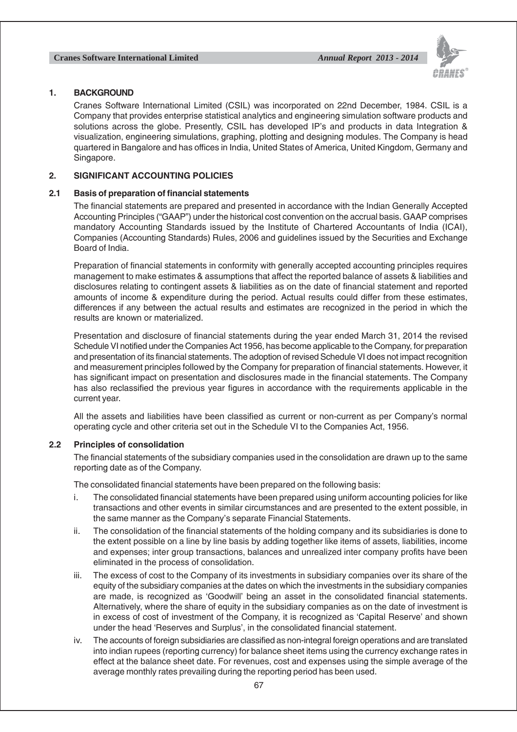## 1. BACKGROUND

Cranes Software International Limited (CSIL) was incorporated on 22nd December, 1984. CSIL is a Company that provides enterprise statistical analytics and engineering simulation software products and solutions across the globe. Presently, CSIL has developed IP's and products in data Integration & visualization, engineering simulations, graphing, plotting and designing modules. The Company is head quartered in Bangalore and has offices in India, United States of America, United Kingdom, Germany and Singapore.

## 2. SIGNIFICANT ACCOUNTING POLICIES

### 2.1 Basis of preparation of financial statements

The financial statements are prepared and presented in accordance with the Indian Generally Accepted Accounting Principles ("GAAP") under the historical cost convention on the accrual basis. GAAP comprises mandatory Accounting Standards issued by the Institute of Chartered Accountants of India (ICAI), Companies (Accounting Standards) Rules, 2006 and guidelines issued by the Securities and Exchange Board of India.

Preparation of financial statements in conformity with generally accepted accounting principles requires management to make estimates & assumptions that affect the reported balance of assets & liabilities and disclosures relating to contingent assets & liabilities as on the date of financial statement and reported amounts of income & expenditure during the period. Actual results could differ from these estimates, differences if any between the actual results and estimates are recognized in the period in which the results are known or materialized.

Presentation and disclosure of financial statements during the year ended March 31, 2014 the revised Schedule VI notified under the Companies Act 1956, has become applicable to the Company, for preparation and presentation of its financial statements. The adoption of revised Schedule VI does not impact recognition and measurement principles followed by the Company for preparation of financial statements. However, it has significant impact on presentation and disclosures made in the financial statements. The Company has also reclassified the previous year figures in accordance with the requirements applicable in the current year.

All the assets and liabilities have been classified as current or non-current as per Company's normal operating cycle and other criteria set out in the Schedule VI to the Companies Act, 1956.

### 2.2 Principles of consolidation

The financial statements of the subsidiary companies used in the consolidation are drawn up to the same reporting date as of the Company.

The consolidated financial statements have been prepared on the following basis:

i. The consolidated financial statements have been prepared using uniform accounting policies for like transactions and other events in similar circumstances and are presented to the extent possible, in the same manner as the Company's separate Financial Statements.

ii. The consolidation of the financial statements of the holding company and its subsidiaries is done to the extent possible on a line by line basis by adding together like items of assets, liabilities, income and expenses; inter group transactions, balances and unrealized inter company profits have been eliminated in the process of consolidation.

iii. The excess of cost to the Company of its investments in subsidiary companies over its share of the equity of the subsidiary companies at the dates on which the investments in the subsidiary companies are made, is recognized as 'Goodwill' being an asset in the consolidated financial statements. Alternatively, where the share of equity in the subsidiary companies as on the date of investment is in excess of cost of investment of the Company, it is recognized as 'Capital Reserve' and shown under the head 'Reserves and Surplus', in the consolidated financial statement.

iv. The accounts of foreign subsidiaries are classified as non-integral foreign operations and are translated into indian rupees (reporting currency) for balance sheet items using the currency exchange rates in effect at the balance sheet date. For revenues, cost and expenses using the simple average of the average monthly rates prevailing during the reporting period has been used.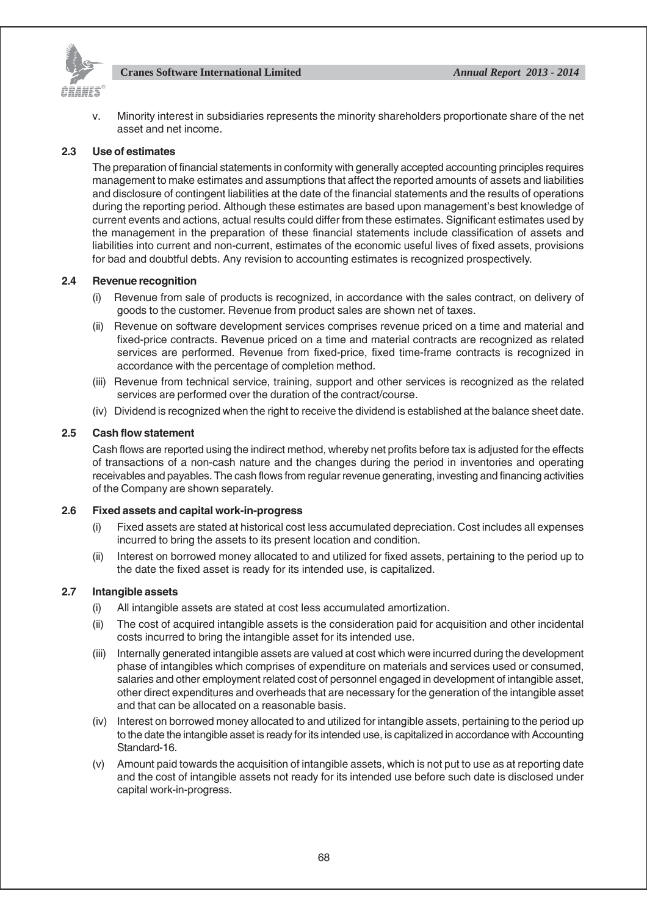v. Minority interest in subsidiaries represents the minority shareholders proportionate share of the net asset and net income.

### 2.3 Use of estimates

The preparation of financial statements in conformity with generally accepted accounting principles requires management to make estimates and assumptions that affect the reported amounts of assets and liabilities and disclosure of contingent liabilities at the date of the financial statements and the results of operations during the reporting period. Although these estimates are based upon management's best knowledge of current events and actions, actual results could differ from these estimates. Significant estimates used by the management in the preparation of these financial statements include classification of assets and liabilities into current and non-current, estimates of the economic useful lives of fixed assets, provisions for bad and doubtful debts. Any revision to accounting estimates is recognized prospectively.

### 2.4 Revenue recognition

(i) Revenue from sale of products is recognized, in accordance with the sales contract, on delivery of goods to the customer. Revenue from product sales are shown net of taxes.

(ii) Revenue on software development services comprises revenue priced on a time and material and fixed-price contracts. Revenue priced on a time and material contracts are recognized as related services are performed. Revenue from fixed-price, fixed time-frame contracts is recognized in accordance with the percentage of completion method.

(iii) Revenue from technical service, training, support and other services is recognized as the related services are performed over the duration of the contract/course.

(iv) Dividend is recognized when the right to receive the dividend is established at the balance sheet date.

### 2.5 Cash flow statement

Cash flows are reported using the indirect method, whereby net profits before tax is adjusted for the effects of transactions of a non-cash nature and the changes during the period in inventories and operating receivables and payables. The cash flows from regular revenue generating, investing and financing activities of the Company are shown separately.

### 2.6 Fixed assets and capital work-in-progress

(i) Fixed assets are stated at historical cost less accumulated depreciation. Cost includes all expenses incurred to bring the assets to its present location and condition.

(ii) Interest on borrowed money allocated to and utilized for fixed assets, pertaining to the period up to the date the fixed asset is ready for its intended use, is capitalized.

### 2.7 Intangible assets

(i) All intangible assets are stated at cost less accumulated amortization.

(ii) The cost of acquired intangible assets is the consideration paid for acquisition and other incidental costs incurred to bring the intangible asset for its intended use.

(iii) Internally generated intangible assets are valued at cost which were incurred during the development phase of intangibles which comprises of expenditure on materials and services used or consumed, salaries and other employment related cost of personnel engaged in development of intangible asset, other direct expenditures and overheads that are necessary for the generation of the intangible asset and that can be allocated on a reasonable basis.

(iv) Interest on borrowed money allocated to and utilized for intangible assets, pertaining to the period up to the date the intangible asset is ready for its intended use, is capitalized in accordance with Accounting Standard-16.

(v) Amount paid towards the acquisition of intangible assets, which is not put to use as at reporting date and the cost of intangible assets not ready for its intended use before such date is disclosed under capital work-in-progress.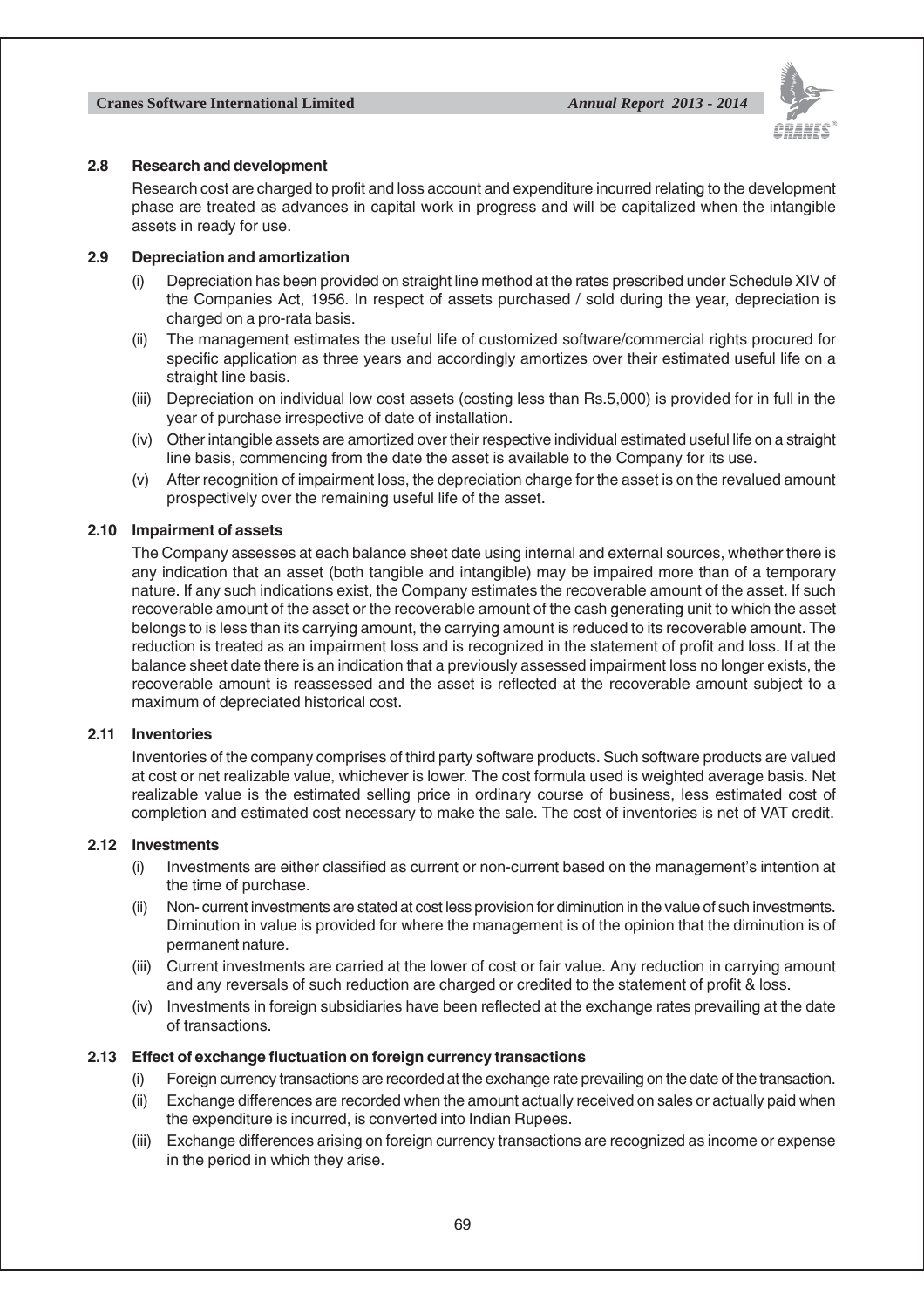### 2.8 Research and development

Research cost are charged to profit and loss account and expenditure incurred relating to the development phase are treated as advances in capital work in progress and will be capitalized when the intangible assets in ready for use.

### 2.9 Depreciation and amortization

(i) Depreciation has been provided on straight line method at the rates prescribed under Schedule XIV of the Companies Act, 1956. In respect of assets purchased / sold during the year, depreciation is charged on a pro-rata basis.

(ii) The management estimates the useful life of customized software/commercial rights procured for specific application as three years and accordingly amortizes over their estimated useful life on a straight line basis.

(iii) Depreciation on individual low cost assets (costing less than Rs.5,000) is provided for in full in the year of purchase irrespective of date of installation.

(iv) Other intangible assets are amortized over their respective individual estimated useful life on a straight line basis, commencing from the date the asset is available to the Company for its use.

(v) After recognition of impairment loss, the depreciation charge for the asset is on the revalued amount prospectively over the remaining useful life of the asset.

### 2.10 Impairment of assets

The Company assesses at each balance sheet date using internal and external sources, whether there is any indication that an asset (both tangible and intangible) may be impaired more than of a temporary nature. If any such indications exist, the Company estimates the recoverable amount of the asset. If such recoverable amount of the asset or the recoverable amount of the cash generating unit to which the asset belongs to is less than its carrying amount, the carrying amount is reduced to its recoverable amount. The reduction is treated as an impairment loss and is recognized in the statement of profit and loss. If at the balance sheet date there is an indication that a previously assessed impairment loss no longer exists, the recoverable amount is reassessed and the asset is reflected at the recoverable amount subject to a maximum of depreciated historical cost.

### 2.11 Inventories

Inventories of the company comprises of third party software products. Such software products are valued at cost or net realizable value, whichever is lower. The cost formula used is weighted average basis. Net realizable value is the estimated selling price in ordinary course of business, less estimated cost of completion and estimated cost necessary to make the sale. The cost of inventories is net of VAT credit.

### 2.12 Investments

(i) Investments are either classified as current or non-current based on the management's intention at the time of purchase.

(ii) Non- current investments are stated at cost less provision for diminution in the value of such investments. Diminution in value is provided for where the management is of the opinion that the diminution is of permanent nature.

(iii) Current investments are carried at the lower of cost or fair value. Any reduction in carrying amount and any reversals of such reduction are charged or credited to the statement of profit & loss.

(iv) Investments in foreign subsidiaries have been reflected at the exchange rates prevailing at the date of transactions.

### 2.13 Effect of exchange fluctuation on foreign currency transactions

(i) Foreign currency transactions are recorded at the exchange rate prevailing on the date of the transaction.

(ii) Exchange differences are recorded when the amount actually received on sales or actually paid when the expenditure is incurred, is converted into Indian Rupees.

(iii) Exchange differences arising on foreign currency transactions are recognized as income or expense in the period in which they arise.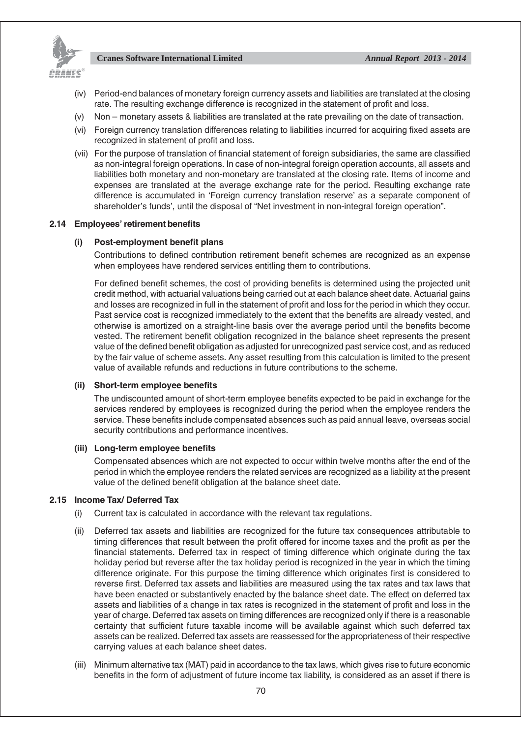(iv) Period-end balances of monetary foreign currency assets and liabilities are translated at the closing rate. The resulting exchange difference is recognized in the statement of profit and loss.

(v) Non – monetary assets & liabilities are translated at the rate prevailing on the date of transaction.

(vi) Foreign currency translation differences relating to liabilities incurred for acquiring fixed assets are recognized in statement of profit and loss.

(vii) For the purpose of translation of financial statement of foreign subsidiaries, the same are classified as non-integral foreign operations. In case of non-integral foreign operation accounts, all assets and liabilities both monetary and non-monetary are translated at the closing rate. Items of income and expenses are translated at the average exchange rate for the period. Resulting exchange rate difference is accumulated in 'Foreign currency translation reserve' as a separate component of shareholder's funds', until the disposal of "Net investment in non-integral foreign operation".

### 2.14 Employees' retirement benefits

#### (i) Post-employment benefit plans

Contributions to defined contribution retirement benefit schemes are recognized as an expense when employees have rendered services entitling them to contributions.

For defined benefit schemes, the cost of providing benefits is determined using the projected unit credit method, with actuarial valuations being carried out at each balance sheet date. Actuarial gains and losses are recognized in full in the statement of profit and loss for the period in which they occur. Past service cost is recognized immediately to the extent that the benefits are already vested, and otherwise is amortized on a straight-line basis over the average period until the benefits become vested. The retirement benefit obligation recognized in the balance sheet represents the present value of the defined benefit obligation as adjusted for unrecognized past service cost, and as reduced by the fair value of scheme assets. Any asset resulting from this calculation is limited to the present value of available refunds and reductions in future contributions to the scheme.

#### (ii) Short-term employee benefits

The undiscounted amount of short-term employee benefits expected to be paid in exchange for the services rendered by employees is recognized during the period when the employee renders the service. These benefits include compensated absences such as paid annual leave, overseas social security contributions and performance incentives.

#### (iii) Long-term employee benefits

Compensated absences which are not expected to occur within twelve months after the end of the period in which the employee renders the related services are recognized as a liability at the present value of the defined benefit obligation at the balance sheet date.

### 2.15 Income Tax/ Deferred Tax

(i) Current tax is calculated in accordance with the relevant tax regulations.

(ii) Deferred tax assets and liabilities are recognized for the future tax consequences attributable to timing differences that result between the profit offered for income taxes and the profit as per the financial statements. Deferred tax in respect of timing difference which originate during the tax holiday period but reverse after the tax holiday period is recognized in the year in which the timing difference originate. For this purpose the timing difference which originates first is considered to reverse first. Deferred tax assets and liabilities are measured using the tax rates and tax laws that have been enacted or substantively enacted by the balance sheet date. The effect on deferred tax assets and liabilities of a change in tax rates is recognized in the statement of profit and loss in the year of charge. Deferred tax assets on timing differences are recognized only if there is a reasonable certainty that sufficient future taxable income will be available against which such deferred tax assets can be realized. Deferred tax assets are reassessed for the appropriateness of their respective carrying values at each balance sheet dates.

(iii) Minimum alternative tax (MAT) paid in accordance to the tax laws, which gives rise to future economic benefits in the form of adjustment of future income tax liability, is considered as an asset if there is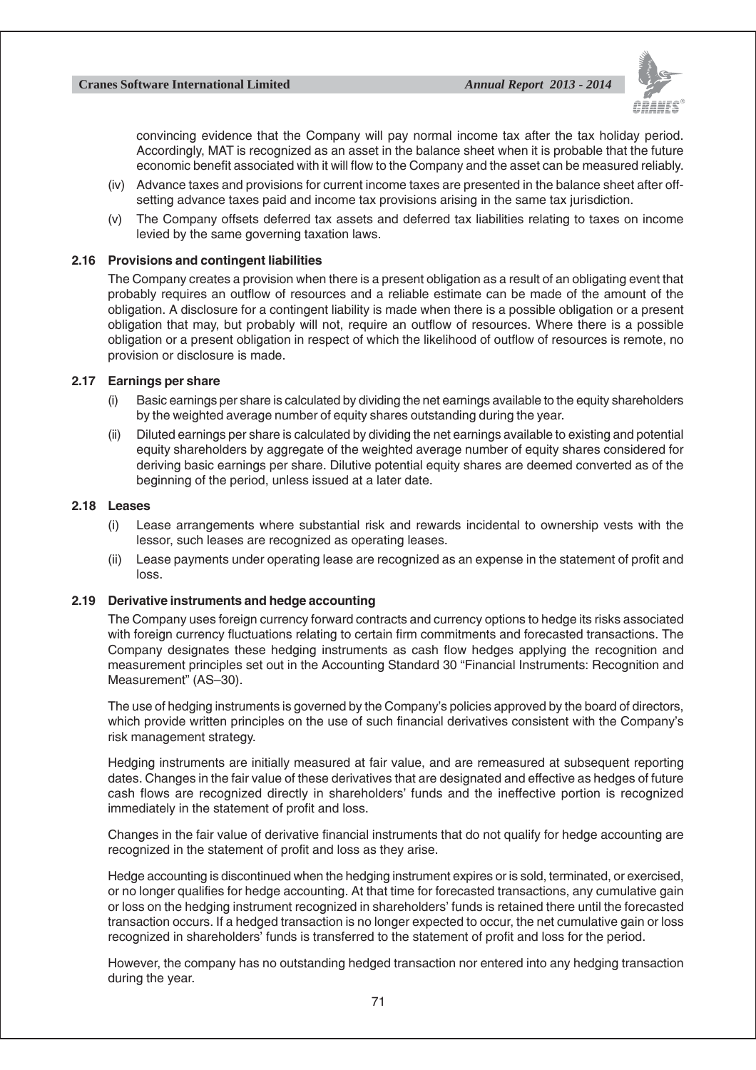convincing evidence that the Company will pay normal income tax after the tax holiday period. Accordingly, MAT is recognized as an asset in the balance sheet when it is probable that the future economic benefit associated with it will flow to the Company and the asset can be measured reliably.

(iv) Advance taxes and provisions for current income taxes are presented in the balance sheet after off-setting advance taxes paid and income tax provisions arising in the same tax jurisdiction.

(v) The Company offsets deferred tax assets and deferred tax liabilities relating to taxes on income levied by the same governing taxation laws.

### 2.16 Provisions and contingent liabilities

The Company creates a provision when there is a present obligation as a result of an obligating event that probably requires an outflow of resources and a reliable estimate can be made of the amount of the obligation. A disclosure for a contingent liability is made when there is a possible obligation or a present obligation that may, but probably will not, require an outflow of resources. Where there is a possible obligation or a present obligation in respect of which the likelihood of outflow of resources is remote, no provision or disclosure is made.

### 2.17 Earnings per share

(i) Basic earnings per share is calculated by dividing the net earnings available to the equity shareholders by the weighted average number of equity shares outstanding during the year.

(ii) Diluted earnings per share is calculated by dividing the net earnings available to existing and potential equity shareholders by aggregate of the weighted average number of equity shares considered for deriving basic earnings per share. Dilutive potential equity shares are deemed converted as of the beginning of the period, unless issued at a later date.

### 2.18 Leases

(i) Lease arrangements where substantial risk and rewards incidental to ownership vests with the lessor, such leases are recognized as operating leases.

(ii) Lease payments under operating lease are recognized as an expense in the statement of profit and loss.

### 2.19 Derivative instruments and hedge accounting

The Company uses foreign currency forward contracts and currency options to hedge its risks associated with foreign currency fluctuations relating to certain firm commitments and forecasted transactions. The Company designates these hedging instruments as cash flow hedges applying the recognition and measurement principles set out in the Accounting Standard 30 "Financial Instruments: Recognition and Measurement" (AS–30).

The use of hedging instruments is governed by the Company's policies approved by the board of directors, which provide written principles on the use of such financial derivatives consistent with the Company's risk management strategy.

Hedging instruments are initially measured at fair value, and are remeasured at subsequent reporting dates. Changes in the fair value of these derivatives that are designated and effective as hedges of future cash flows are recognized directly in shareholders' funds and the ineffective portion is recognized immediately in the statement of profit and loss.

Changes in the fair value of derivative financial instruments that do not qualify for hedge accounting are recognized in the statement of profit and loss as they arise.

Hedge accounting is discontinued when the hedging instrument expires or is sold, terminated, or exercised, or no longer qualifies for hedge accounting. At that time for forecasted transactions, any cumulative gain or loss on the hedging instrument recognized in shareholders' funds is retained there until the forecasted transaction occurs. If a hedged transaction is no longer expected to occur, the net cumulative gain or loss recognized in shareholders' funds is transferred to the statement of profit and loss for the period.

However, the company has no outstanding hedged transaction nor entered into any hedging transaction during the year.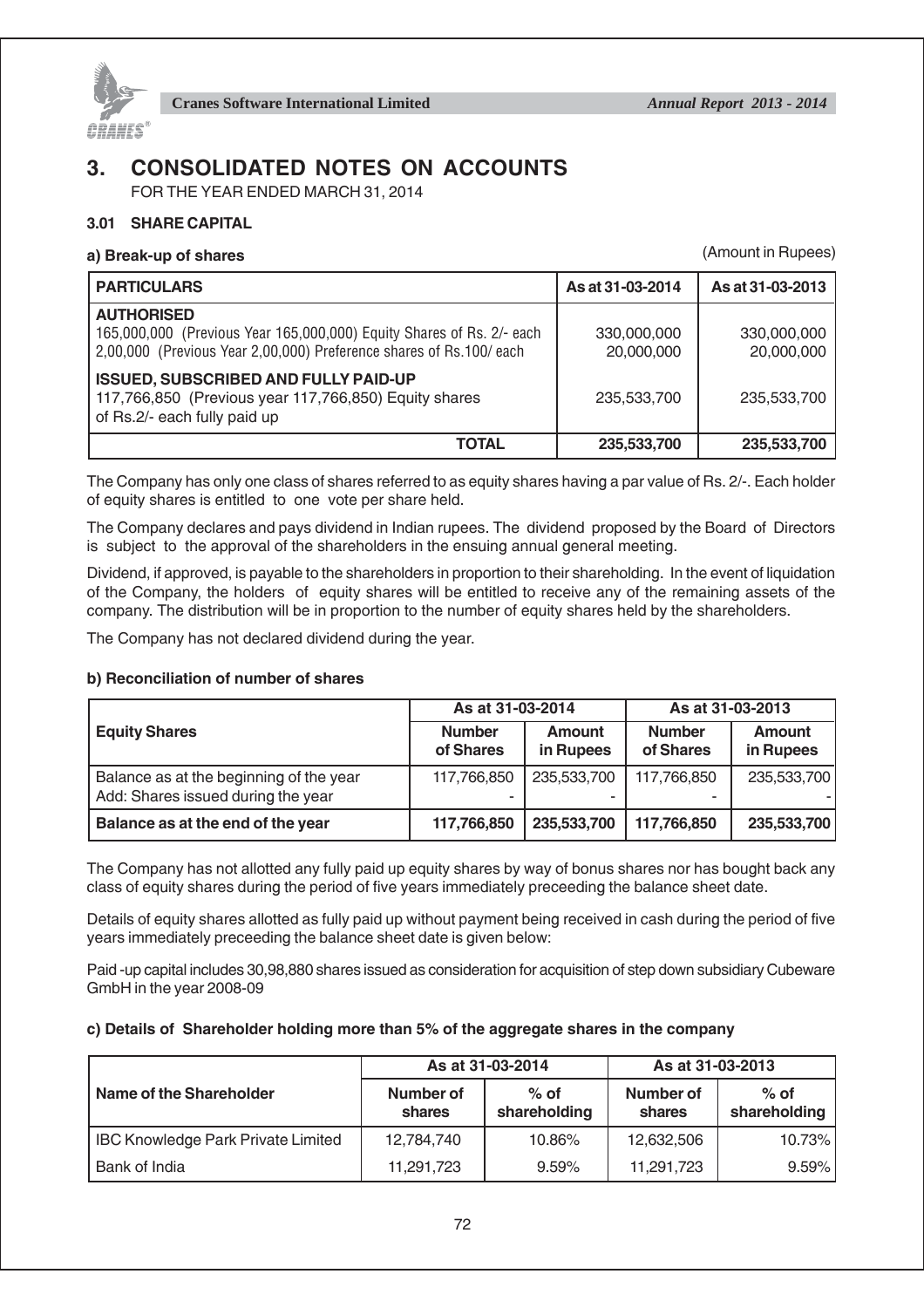# 3. CONSOLIDATED NOTES ON ACCOUNTS

FOR THE YEAR ENDED MARCH 31, 2014

### 3.01 SHARE CAPITAL

**a) Break-up of shares** (Amount in Rupees)

| PARTICULARS | As at 31-03-2014 | As at 31-03-2013 |
|---|---|---|
| **AUTHORISED** | | |
| 165,000,000 (Previous Year 165,000,000) Equity Shares of Rs. 2/- each | 330,000,000 | 330,000,000 |
| 2,00,000 (Previous Year 2,00,000) Preference shares of Rs.100/ each | 20,000,000 | 20,000,000 |
| **ISSUED, SUBSCRIBED AND FULLY PAID-UP** | | |
| 117,766,850 (Previous year 117,766,850) Equity shares of Rs.2/- each fully paid up | 235,533,700 | 235,533,700 |
| **TOTAL** | **235,533,700** | **235,533,700** |

The Company has only one class of shares referred to as equity shares having a par value of Rs. 2/-. Each holder of equity shares is entitled to one vote per share held.

The Company declares and pays dividend in Indian rupees. The dividend proposed by the Board of Directors is subject to the approval of the shareholders in the ensuing annual general meeting.

Dividend, if approved, is payable to the shareholders in proportion to their shareholding. In the event of liquidation of the Company, the holders of equity shares will be entitled to receive any of the remaining assets of the company. The distribution will be in proportion to the number of equity shares held by the shareholders.

The Company has not declared dividend during the year.

**b) Reconciliation of number of shares**

| Equity Shares | As at 31-03-2014 | | As at 31-03-2013 | |
|---|---|---|---|---|
| | Number of Shares | Amount in Rupees | Number of Shares | Amount in Rupees |
| Balance as at the beginning of the year | 117,766,850 | 235,533,700 | 117,766,850 | 235,533,700 |
| Add: Shares issued during the year | - | - | - | - |
| **Balance as at the end of the year** | **117,766,850** | **235,533,700** | **117,766,850** | **235,533,700** |

The Company has not allotted any fully paid up equity shares by way of bonus shares nor has bought back any class of equity shares during the period of five years immediately preceeding the balance sheet date.

Details of equity shares allotted as fully paid up without payment being received in cash during the period of five years immediately preceeding the balance sheet date is given below:

Paid -up capital includes 30,98,880 shares issued as consideration for acquisition of step down subsidiary Cubeware GmbH in the year 2008-09

**c) Details of Shareholder holding more than 5% of the aggregate shares in the company**

| Name of the Shareholder | As at 31-03-2014 | | As at 31-03-2013 | |
|---|---|---|---|---|
| | Number of shares | % of shareholding | Number of shares | % of shareholding |
| IBC Knowledge Park Private Limited | 12,784,740 | 10.86% | 12,632,506 | 10.73% |
| Bank of India | 11,291,723 | 9.59% | 11,291,723 | 9.59% |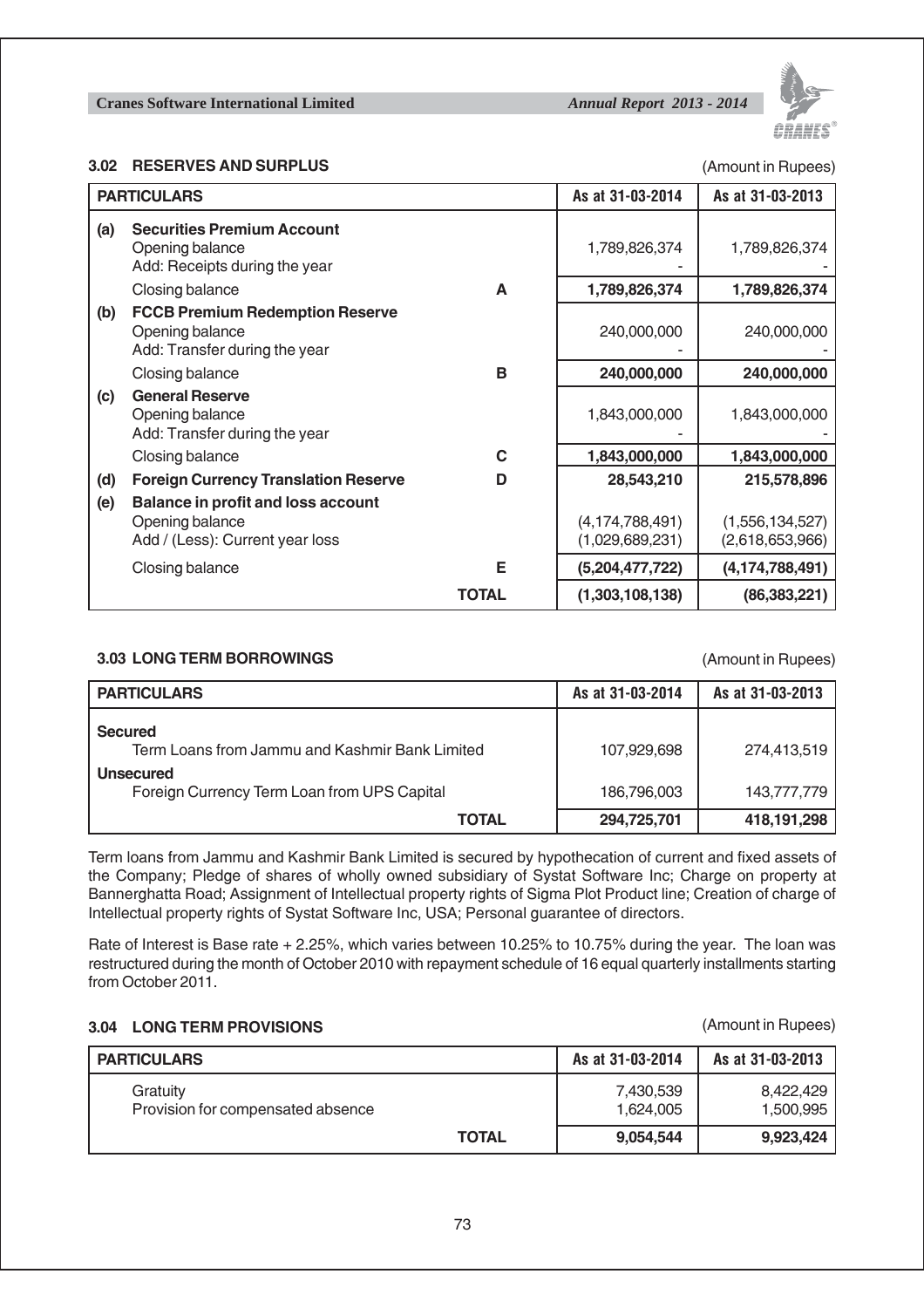### 3.02 RESERVES AND SURPLUS

(Amount in Rupees)

| | PARTICULARS | | As at 31-03-2014 | As at 31-03-2013 |
|---|---|---|---|---|
| (a) | **Securities Premium Account** | | | |
| | Opening balance | | 1,789,826,374 | 1,789,826,374 |
| | Add: Receipts during the year | | - | - |
| | Closing balance | A | **1,789,826,374** | **1,789,826,374** |
| (b) | **FCCB Premium Redemption Reserve** | | | |
| | Opening balance | | 240,000,000 | 240,000,000 |
| | Add: Transfer during the year | | - | - |
| | Closing balance | B | **240,000,000** | **240,000,000** |
| (c) | **General Reserve** | | | |
| | Opening balance | | 1,843,000,000 | 1,843,000,000 |
| | Add: Transfer during the year | | - | - |
| | Closing balance | C | **1,843,000,000** | **1,843,000,000** |
| (d) | **Foreign Currency Translation Reserve** | D | **28,543,210** | **215,578,896** |
| (e) | **Balance in profit and loss account** | | | |
| | Opening balance | | (4,174,788,491) | (1,556,134,527) |
| | Add / (Less): Current year loss | | (1,029,689,231) | (2,618,653,966) |
| | Closing balance | E | **(5,204,477,722)** | **(4,174,788,491)** |
| | | **TOTAL** | **(1,303,108,138)** | **(86,383,221)** |

### 3.03 LONG TERM BORROWINGS

(Amount in Rupees)

| PARTICULARS | As at 31-03-2014 | As at 31-03-2013 |
|---|---|---|
| **Secured** | | |
| Term Loans from Jammu and Kashmir Bank Limited | 107,929,698 | 274,413,519 |
| **Unsecured** | | |
| Foreign Currency Term Loan from UPS Capital | 186,796,003 | 143,777,779 |
| **TOTAL** | **294,725,701** | **418,191,298** |

Term loans from Jammu and Kashmir Bank Limited is secured by hypothecation of current and fixed assets of the Company; Pledge of shares of wholly owned subsidiary of Systat Software Inc; Charge on property at Bannerghatta Road; Assignment of Intellectual property rights of Sigma Plot Product line; Creation of charge of Intellectual property rights of Systat Software Inc, USA; Personal guarantee of directors.

Rate of Interest is Base rate + 2.25%, which varies between 10.25% to 10.75% during the year. The loan was restructured during the month of October 2010 with repayment schedule of 16 equal quarterly installments starting from October 2011.

### 3.04 LONG TERM PROVISIONS

(Amount in Rupees)

| PARTICULARS | As at 31-03-2014 | As at 31-03-2013 |
|---|---|---|
| Gratuity | 7,430,539 | 8,422,429 |
| Provision for compensated absence | 1,624,005 | 1,500,995 |
| **TOTAL** | **9,054,544** | **9,923,424** |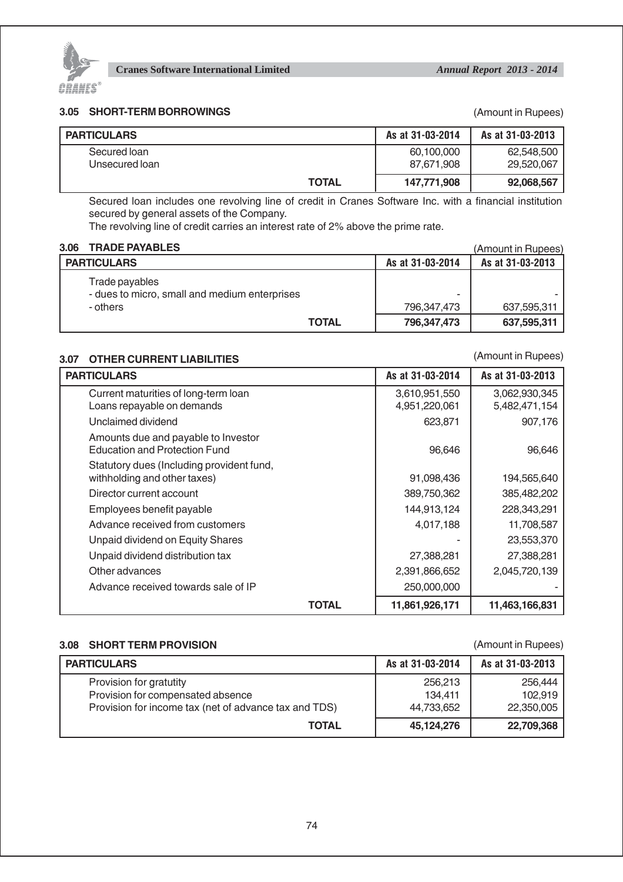### 3.05 SHORT-TERM BORROWINGS

(Amount in Rupees)

| PARTICULARS | As at 31-03-2014 | As at 31-03-2013 |
|---|---|---|
| Secured loan | 60,100,000 | 62,548,500 |
| Unsecured loan | 87,671,908 | 29,520,067 |
| **TOTAL** | **147,771,908** | **92,068,567** |

Secured loan includes one revolving line of credit in Cranes Software Inc. with a financial institution secured by general assets of the Company.

The revolving line of credit carries an interest rate of 2% above the prime rate.

### 3.06 TRADE PAYABLES

(Amount in Rupees)

| PARTICULARS | As at 31-03-2014 | As at 31-03-2013 |
|---|---|---|
| Trade payables | | |
| - dues to micro, small and medium enterprises | - | - |
| - others | 796,347,473 | 637,595,311 |
| **TOTAL** | **796,347,473** | **637,595,311** |

### 3.07 OTHER CURRENT LIABILITIES

(Amount in Rupees)

| PARTICULARS | As at 31-03-2014 | As at 31-03-2013 |
|---|---|---|
| Current maturities of long-term loan | 3,610,951,550 | 3,062,930,345 |
| Loans repayable on demands | 4,951,220,061 | 5,482,471,154 |
| Unclaimed dividend | 623,871 | 907,176 |
| Amounts due and payable to Investor Education and Protection Fund | 96,646 | 96,646 |
| Statutory dues (Including provident fund, withholding and other taxes) | 91,098,436 | 194,565,640 |
| Director current account | 389,750,362 | 385,482,202 |
| Employees benefit payable | 144,913,124 | 228,343,291 |
| Advance received from customers | 4,017,188 | 11,708,587 |
| Unpaid dividend on Equity Shares | - | 23,553,370 |
| Unpaid dividend distribution tax | 27,388,281 | 27,388,281 |
| Other advances | 2,391,866,652 | 2,045,720,139 |
| Advance received towards sale of IP | 250,000,000 | - |
| **TOTAL** | **11,861,926,171** | **11,463,166,831** |

### 3.08 SHORT TERM PROVISION

(Amount in Rupees)

| PARTICULARS | As at 31-03-2014 | As at 31-03-2013 |
|---|---|---|
| Provision for gratutity | 256,213 | 256,444 |
| Provision for compensated absence | 134,411 | 102,919 |
| Provision for income tax (net of advance tax and TDS) | 44,733,652 | 22,350,005 |
| **TOTAL** | **45,124,276** | **22,709,368** |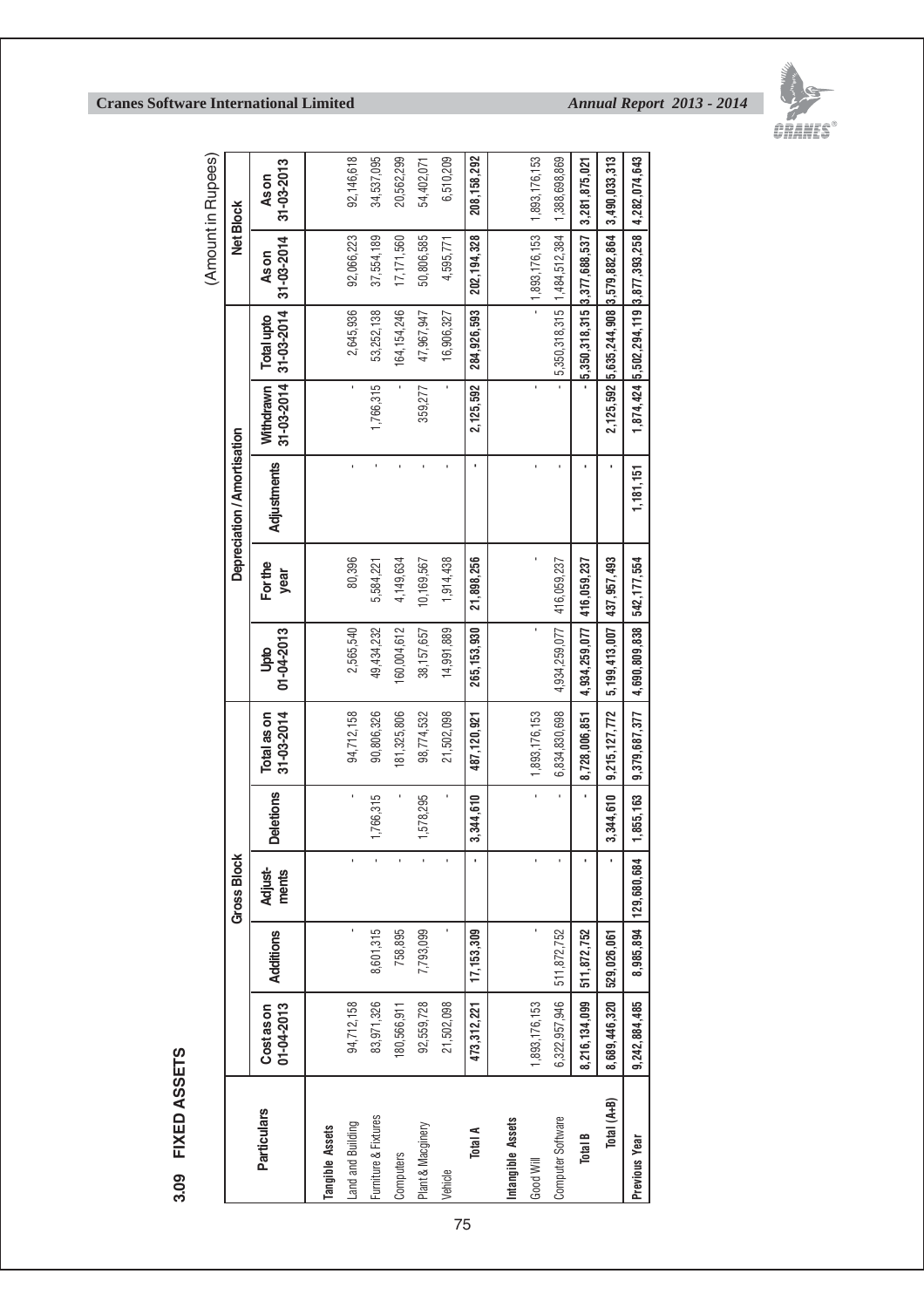## 3.09 FIXED ASSETS

(Amount in Rupees)

| Particulars | Gross Block | | | | | Depreciation / Amortisation | | | | | Net Block | |
|---|---|---|---|---|---|---|---|---|---|---|---|---|
| | Cost as on 01-04-2013 | Additions | Adjust-ments | Deletions | Total as on 31-03-2014 | Upto 01-04-2013 | For the year | Adjustments | Withdrawn 31-03-2014 | Total upto 31-03-2014 | As on 31-03-2014 | As on 31-03-2013 |
| **Tangible Assets** | | | | | | | | | | | | |
| Land and Building | 94,712,158 | - | - | - | 94,712,158 | 2,565,540 | 80,396 | - | - | 2,645,936 | 92,066,223 | 92,146,618 |
| Furniture & Fixtures | 83,971,326 | 8,601,315 | - | 1,766,315 | 90,806,326 | 49,434,232 | 5,584,221 | - | 1,766,315 | 53,252,138 | 37,554,189 | 34,537,095 |
| Computers | 180,566,911 | 758,895 | - | - | 181,325,806 | 160,004,612 | 4,149,634 | - | - | 164,154,246 | 17,171,560 | 20,562,299 |
| Plant & Macginery | 92,559,728 | 7,793,099 | - | 1,578,295 | 98,774,532 | 38,157,657 | 10,169,567 | - | 359,277 | 47,967,947 | 50,806,585 | 54,402,071 |
| Vehicle | 21,502,098 | - | - | - | 21,502,098 | 14,991,889 | 1,914,438 | - | - | 16,906,327 | 4,595,771 | 6,510,209 |
| **Total A** | **473,312,221** | **17,153,309** | **-** | **3,344,610** | **487,120,921** | **265,153,930** | **21,898,256** | **-** | **2,125,592** | **284,926,593** | **202,194,328** | **208,158,292** |
| **Intangible Assets** | | | | | | | | | | | | |
| Good Will | 1,893,176,153 | - | - | - | 1,893,176,153 | - | - | - | - | - | 1,893,176,153 | 1,893,176,153 |
| Computer Software | 6,322,957,946 | 511,872,752 | - | - | 6,834,830,698 | 4,934,259,077 | 416,059,237 | - | - | 5,350,318,315 | 1,484,512,384 | 1,388,698,869 |
| **Total B** | **8,216,134,099** | **511,872,752** | **-** | **-** | **8,728,006,851** | **4,934,259,077** | **416,059,237** | **-** | **-** | **5,350,318,315** | **3,377,688,537** | **3,281,875,021** |
| **Total (A+B)** | **8,689,446,320** | **529,026,061** | **-** | **3,344,610** | **9,215,127,772** | **5,199,413,007** | **437,957,493** | **-** | **2,125,592** | **5,635,244,908** | **3,579,882,864** | **3,490,033,313** |
| **Previous Year** | **9,242,884,485** | **8,985,894** | **129,680,684** | **1,855,163** | **9,379,687,377** | **4,690,809,838** | **542,177,554** | **1,181,151** | **1,874,424** | **5,502,294,119** | **3,877,393,258** | **4,282,074,643** |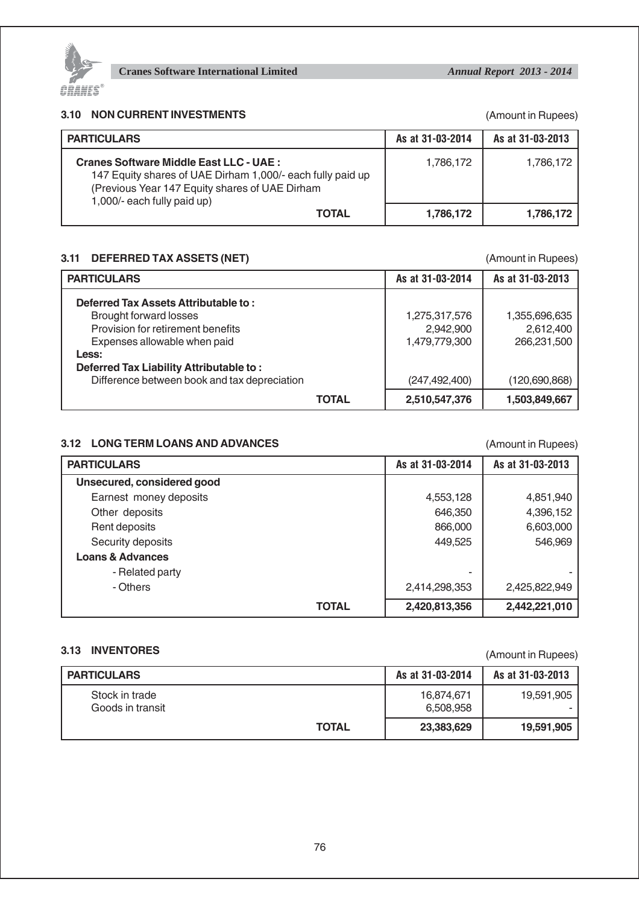### 3.10 NON CURRENT INVESTMENTS

(Amount in Rupees)

| PARTICULARS | As at 31-03-2014 | As at 31-03-2013 |
|---|---|---|
| **Cranes Software Middle East LLC - UAE :** 147 Equity shares of UAE Dirham 1,000/- each fully paid up (Previous Year 147 Equity shares of UAE Dirham 1,000/- each fully paid up) | 1,786,172 | 1,786,172 |
| **TOTAL** | **1,786,172** | **1,786,172** |

### 3.11 DEFERRED TAX ASSETS (NET)

(Amount in Rupees)

| PARTICULARS | As at 31-03-2014 | As at 31-03-2013 |
|---|---|---|
| **Deferred Tax Assets Attributable to :** | | |
| Brought forward losses | 1,275,317,576 | 1,355,696,635 |
| Provision for retirement benefits | 2,942,900 | 2,612,400 |
| Expenses allowable when paid | 1,479,779,300 | 266,231,500 |
| **Less:** | | |
| **Deferred Tax Liability Attributable to :** | | |
| Difference between book and tax depreciation | (247,492,400) | (120,690,868) |
| **TOTAL** | **2,510,547,376** | **1,503,849,667** |

### 3.12 LONG TERM LOANS AND ADVANCES

(Amount in Rupees)

| PARTICULARS | As at 31-03-2014 | As at 31-03-2013 |
|---|---|---|
| **Unsecured, considered good** | | |
| Earnest money deposits | 4,553,128 | 4,851,940 |
| Other deposits | 646,350 | 4,396,152 |
| Rent deposits | 866,000 | 6,603,000 |
| Security deposits | 449,525 | 546,969 |
| **Loans & Advances** | | |
| - Related party | - | - |
| - Others | 2,414,298,353 | 2,425,822,949 |
| **TOTAL** | **2,420,813,356** | **2,442,221,010** |

### 3.13 INVENTORES

(Amount in Rupees)

| PARTICULARS | As at 31-03-2014 | As at 31-03-2013 |
|---|---|---|
| Stock in trade | 16,874,671 | 19,591,905 |
| Goods in transit | 6,508,958 | - |
| **TOTAL** | **23,383,629** | **19,591,905** |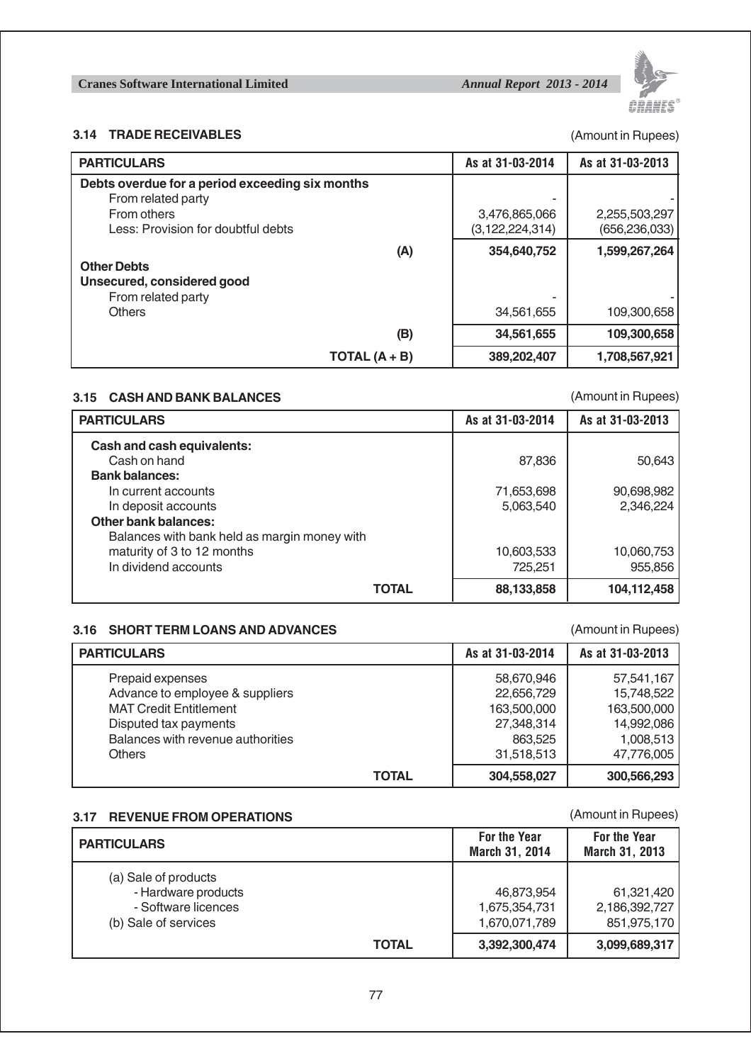### 3.14 TRADE RECEIVABLES

(Amount in Rupees)

| PARTICULARS | As at 31-03-2014 | As at 31-03-2013 |
|---|---|---|
| **Debts overdue for a period exceeding six months** | | |
| From related party | - | - |
| From others | 3,476,865,066 | 2,255,503,297 |
| Less: Provision for doubtful debts | (3,122,224,314) | (656,236,033) |
| **(A)** | **354,640,752** | **1,599,267,264** |
| **Other Debts** | | |
| **Unsecured, considered good** | | |
| From related party | - | - |
| Others | 34,561,655 | 109,300,658 |
| **(B)** | **34,561,655** | **109,300,658** |
| **TOTAL (A + B)** | **389,202,407** | **1,708,567,921** |

### 3.15 CASH AND BANK BALANCES

(Amount in Rupees)

| PARTICULARS | As at 31-03-2014 | As at 31-03-2013 |
|---|---|---|
| **Cash and cash equivalents:** | | |
| Cash on hand | 87,836 | 50,643 |
| **Bank balances:** | | |
| In current accounts | 71,653,698 | 90,698,982 |
| In deposit accounts | 5,063,540 | 2,346,224 |
| **Other bank balances:** | | |
| Balances with bank held as margin money with maturity of 3 to 12 months | 10,603,533 | 10,060,753 |
| In dividend accounts | 725,251 | 955,856 |
| **TOTAL** | **88,133,858** | **104,112,458** |

### 3.16 SHORT TERM LOANS AND ADVANCES

(Amount in Rupees)

| PARTICULARS | As at 31-03-2014 | As at 31-03-2013 |
|---|---|---|
| Prepaid expenses | 58,670,946 | 57,541,167 |
| Advance to employee & suppliers | 22,656,729 | 15,748,522 |
| MAT Credit Entitlement | 163,500,000 | 163,500,000 |
| Disputed tax payments | 27,348,314 | 14,992,086 |
| Balances with revenue authorities | 863,525 | 1,008,513 |
| Others | 31,518,513 | 47,776,005 |
| **TOTAL** | **304,558,027** | **300,566,293** |

### 3.17 REVENUE FROM OPERATIONS

(Amount in Rupees)

| PARTICULARS | For the Year March 31, 2014 | For the Year March 31, 2013 |
|---|---|---|
| (a) Sale of products | | |
| - Hardware products | 46,873,954 | 61,321,420 |
| - Software licences | 1,675,354,731 | 2,186,392,727 |
| (b) Sale of services | 1,670,071,789 | 851,975,170 |
| **TOTAL** | **3,392,300,474** | **3,099,689,317** |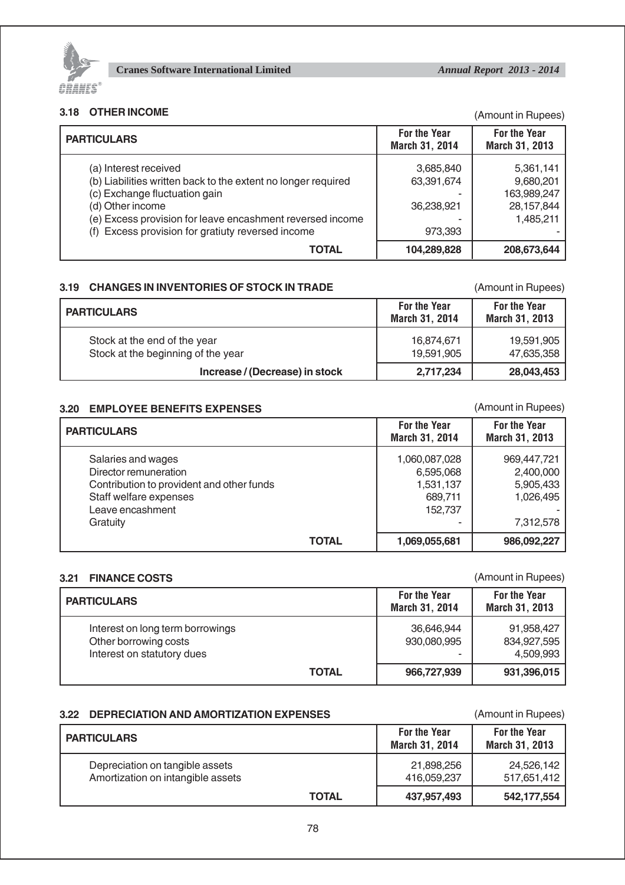### 3.18 OTHER INCOME

(Amount in Rupees)

| PARTICULARS | For the Year March 31, 2014 | For the Year March 31, 2013 |
|---|---|---|
| (a) Interest received | 3,685,840 | 5,361,141 |
| (b) Liabilities written back to the extent no longer required | 63,391,674 | 9,680,201 |
| (c) Exchange fluctuation gain | - | 163,989,247 |
| (d) Other income | 36,238,921 | 28,157,844 |
| (e) Excess provision for leave encashment reversed income | - | 1,485,211 |
| (f) Excess provision for gratiuty reversed income | 973,393 | - |
| **TOTAL** | **104,289,828** | **208,673,644** |

### 3.19 CHANGES IN INVENTORIES OF STOCK IN TRADE

(Amount in Rupees)

| PARTICULARS | For the Year March 31, 2014 | For the Year March 31, 2013 |
|---|---|---|
| Stock at the end of the year | 16,874,671 | 19,591,905 |
| Stock at the beginning of the year | 19,591,905 | 47,635,358 |
| **Increase / (Decrease) in stock** | **2,717,234** | **28,043,453** |

### 3.20 EMPLOYEE BENEFITS EXPENSES

(Amount in Rupees)

| PARTICULARS | For the Year March 31, 2014 | For the Year March 31, 2013 |
|---|---|---|
| Salaries and wages | 1,060,087,028 | 969,447,721 |
| Director remuneration | 6,595,068 | 2,400,000 |
| Contribution to provident and other funds | 1,531,137 | 5,905,433 |
| Staff welfare expenses | 689,711 | 1,026,495 |
| Leave encashment | 152,737 | - |
| Gratuity | - | 7,312,578 |
| **TOTAL** | **1,069,055,681** | **986,092,227** |

### 3.21 FINANCE COSTS

(Amount in Rupees)

| PARTICULARS | For the Year March 31, 2014 | For the Year March 31, 2013 |
|---|---|---|
| Interest on long term borrowings | 36,646,944 | 91,958,427 |
| Other borrowing costs | 930,080,995 | 834,927,595 |
| Interest on statutory dues | - | 4,509,993 |
| **TOTAL** | **966,727,939** | **931,396,015** |

### 3.22 DEPRECIATION AND AMORTIZATION EXPENSES

(Amount in Rupees)

| PARTICULARS | For the Year March 31, 2014 | For the Year March 31, 2013 |
|---|---|---|
| Depreciation on tangible assets | 21,898,256 | 24,526,142 |
| Amortization on intangible assets | 416,059,237 | 517,651,412 |
| **TOTAL** | **437,957,493** | **542,177,554** |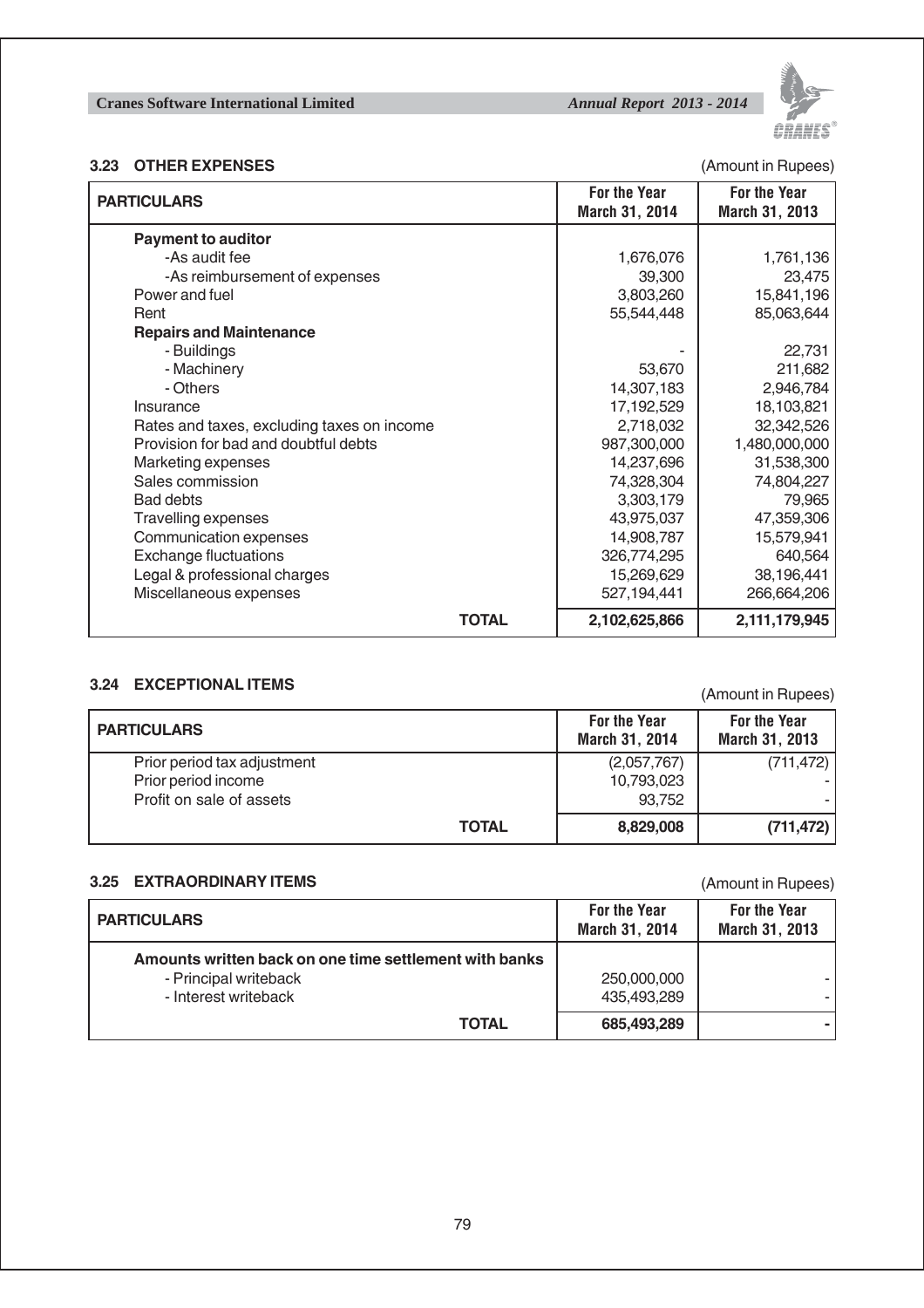### 3.23 OTHER EXPENSES

(Amount in Rupees)

| PARTICULARS | For the Year March 31, 2014 | For the Year March 31, 2013 |
|---|---|---|
| **Payment to auditor** | | |
| -As audit fee | 1,676,076 | 1,761,136 |
| -As reimbursement of expenses | 39,300 | 23,475 |
| Power and fuel | 3,803,260 | 15,841,196 |
| Rent | 55,544,448 | 85,063,644 |
| **Repairs and Maintenance** | | |
| - Buildings | - | 22,731 |
| - Machinery | 53,670 | 211,682 |
| - Others | 14,307,183 | 2,946,784 |
| Insurance | 17,192,529 | 18,103,821 |
| Rates and taxes, excluding taxes on income | 2,718,032 | 32,342,526 |
| Provision for bad and doubtful debts | 987,300,000 | 1,480,000,000 |
| Marketing expenses | 14,237,696 | 31,538,300 |
| Sales commission | 74,328,304 | 74,804,227 |
| Bad debts | 3,303,179 | 79,965 |
| Travelling expenses | 43,975,037 | 47,359,306 |
| Communication expenses | 14,908,787 | 15,579,941 |
| Exchange fluctuations | 326,774,295 | 640,564 |
| Legal & professional charges | 15,269,629 | 38,196,441 |
| Miscellaneous expenses | 527,194,441 | 266,664,206 |
| **TOTAL** | **2,102,625,866** | **2,111,179,945** |

### 3.24 EXCEPTIONAL ITEMS

(Amount in Rupees)

| PARTICULARS | For the Year March 31, 2014 | For the Year March 31, 2013 |
|---|---|---|
| Prior period tax adjustment | (2,057,767) | (711,472) |
| Prior period income | 10,793,023 | - |
| Profit on sale of assets | 93,752 | - |
| **TOTAL** | **8,829,008** | **(711,472)** |

### 3.25 EXTRAORDINARY ITEMS

(Amount in Rupees)

| PARTICULARS | For the Year March 31, 2014 | For the Year March 31, 2013 |
|---|---|---|
| **Amounts written back on one time settlement with banks** | | |
| - Principal writeback | 250,000,000 | - |
| - Interest writeback | 435,493,289 | - |
| **TOTAL** | **685,493,289** | **-** |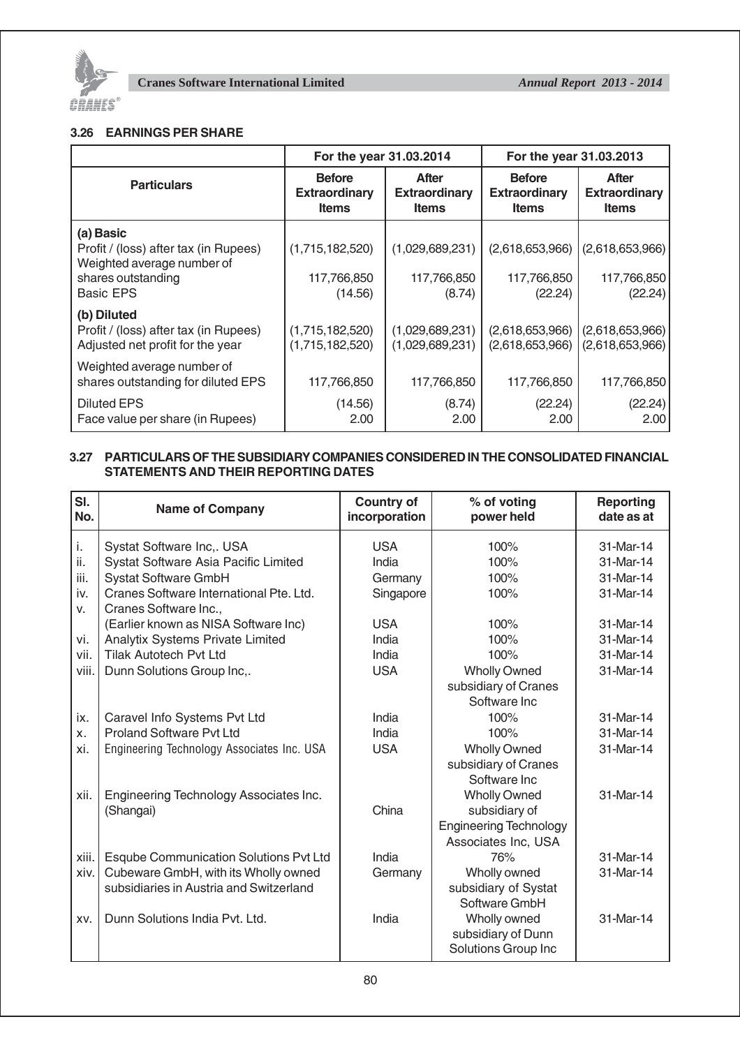### 3.26 EARNINGS PER SHARE

| Particulars | For the year 31.03.2014 | | For the year 31.03.2013 | |
|---|---|---|---|---|
| | **Before Extraordinary Items** | **After Extraordinary Items** | **Before Extraordinary Items** | **After Extraordinary Items** |
| **(a) Basic** | | | | |
| Profit / (loss) after tax (in Rupees) | (1,715,182,520) | (1,029,689,231) | (2,618,653,966) | (2,618,653,966) |
| Weighted average number of shares outstanding | 117,766,850 | 117,766,850 | 117,766,850 | 117,766,850 |
| Basic EPS | (14.56) | (8.74) | (22.24) | (22.24) |
| **(b) Diluted** | | | | |
| Profit / (loss) after tax (in Rupees) | (1,715,182,520) | (1,029,689,231) | (2,618,653,966) | (2,618,653,966) |
| Adjusted net profit for the year | (1,715,182,520) | (1,029,689,231) | (2,618,653,966) | (2,618,653,966) |
| Weighted average number of shares outstanding for diluted EPS | 117,766,850 | 117,766,850 | 117,766,850 | 117,766,850 |
| Diluted EPS | (14.56) | (8.74) | (22.24) | (22.24) |
| Face value per share (in Rupees) | 2.00 | 2.00 | 2.00 | 2.00 |

### 3.27 PARTICULARS OF THE SUBSIDIARY COMPANIES CONSIDERED IN THE CONSOLIDATED FINANCIAL STATEMENTS AND THEIR REPORTING DATES

| Sl. No. | Name of Company | Country of incorporation | % of voting power held | Reporting date as at |
|---|---|---|---|---|
| i. | Systat Software Inc,. USA | USA | 100% | 31-Mar-14 |
| ii. | Systat Software Asia Pacific Limited | India | 100% | 31-Mar-14 |
| iii. | Systat Software GmbH | Germany | 100% | 31-Mar-14 |
| iv. | Cranes Software International Pte. Ltd. | Singapore | 100% | 31-Mar-14 |
| v. | Cranes Software Inc., (Earlier known as NISA Software Inc) | USA | 100% | 31-Mar-14 |
| vi. | Analytix Systems Private Limited | India | 100% | 31-Mar-14 |
| vii. | Tilak Autotech Pvt Ltd | India | 100% | 31-Mar-14 |
| viii. | Dunn Solutions Group Inc,. | USA | Wholly Owned subsidiary of Cranes Software Inc | 31-Mar-14 |
| ix. | Caravel Info Systems Pvt Ltd | India | 100% | 31-Mar-14 |
| x. | Proland Software Pvt Ltd | India | 100% | 31-Mar-14 |
| xi. | Engineering Technology Associates Inc. USA | USA | Wholly Owned subsidiary of Cranes Software Inc | 31-Mar-14 |
| xii. | Engineering Technology Associates Inc. (Shangai) | China | Wholly Owned subsidiary of Engineering Technology Associates Inc, USA | 31-Mar-14 |
| xiii. | Esqube Communication Solutions Pvt Ltd | India | 76% | 31-Mar-14 |
| xiv. | Cubeware GmbH, with its Wholly owned subsidiaries in Austria and Switzerland | Germany | Wholly owned subsidiary of Systat Software GmbH | 31-Mar-14 |
| xv. | Dunn Solutions India Pvt. Ltd. | India | Wholly owned subsidiary of Dunn Solutions Group Inc | 31-Mar-14 |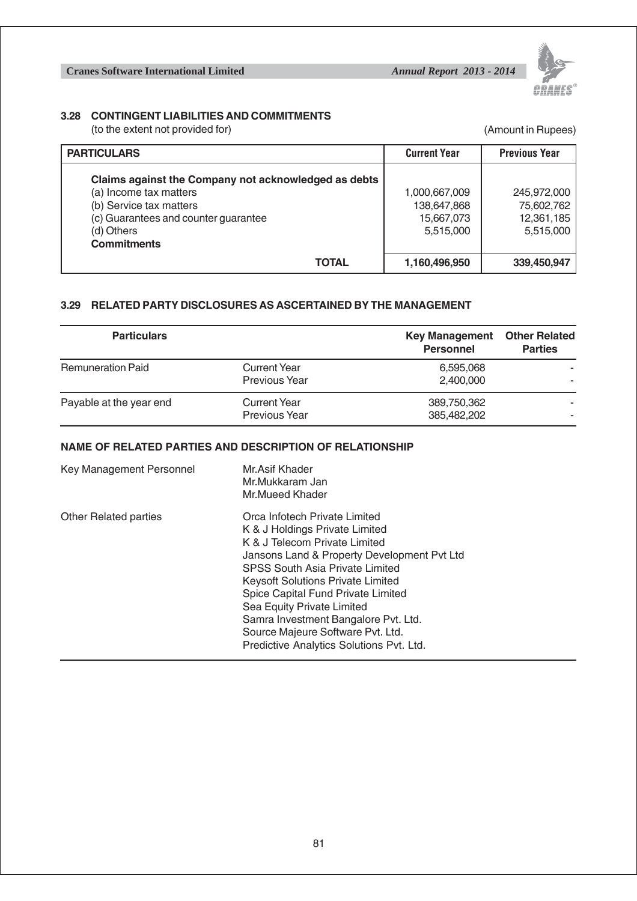### 3.28 CONTINGENT LIABILITIES AND COMMITMENTS

(to the extent not provided for)

(Amount in Rupees)

| PARTICULARS | Current Year | Previous Year |
|---|---|---|
| **Claims against the Company not acknowledged as debts** | | |
| (a) Income tax matters | 1,000,667,009 | 245,972,000 |
| (b) Service tax matters | 138,647,868 | 75,602,762 |
| (c) Guarantees and counter guarantee | 15,667,073 | 12,361,185 |
| (d) Others | 5,515,000 | 5,515,000 |
| **Commitments** | | |
| **TOTAL** | **1,160,496,950** | **339,450,947** |

### 3.29 RELATED PARTY DISCLOSURES AS ASCERTAINED BY THE MANAGEMENT

| Particulars | | Key Management Personnel | Other Related Parties |
|---|---|---|---|
| Remuneration Paid | Current Year | 6,595,068 | - |
| | Previous Year | 2,400,000 | - |
| Payable at the year end | Current Year | 389,750,362 | - |
| | Previous Year | 385,482,202 | - |

#### NAME OF RELATED PARTIES AND DESCRIPTION OF RELATIONSHIP

| | |
|---|---|
| Key Management Personnel | Mr.Asif Khader<br>Mr.Mukkaram Jan<br>Mr.Mueed Khader |
| Other Related parties | Orca Infotech Private Limited<br>K & J Holdings Private Limited<br>K & J Telecom Private Limited<br>Jansons Land & Property Development Pvt Ltd<br>SPSS South Asia Private Limited<br>Keysoft Solutions Private Limited<br>Spice Capital Fund Private Limited<br>Sea Equity Private Limited<br>Samra Investment Bangalore Pvt. Ltd.<br>Source Majeure Software Pvt. Ltd.<br>Predictive Analytics Solutions Pvt. Ltd. |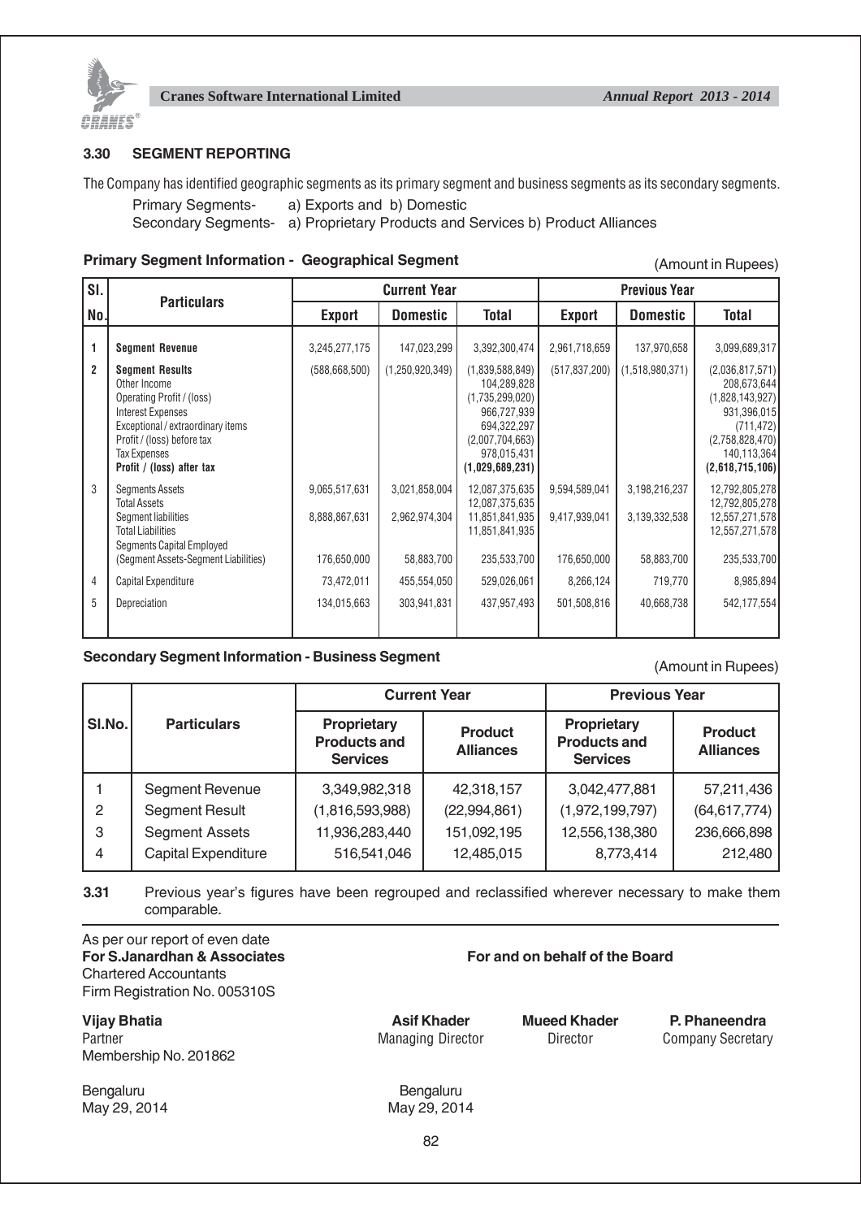### 3.30 SEGMENT REPORTING

The Company has identified geographic segments as its primary segment and business segments as its secondary segments.

Primary Segments- a) Exports and b) Domestic
Secondary Segments- a) Proprietary Products and Services b) Product Alliances

**Primary Segment Information - Geographical Segment**

(Amount in Rupees)

| Sl. No. | Particulars | Current Year | | | Previous Year | | |
|---|---|---|---|---|---|---|---|
| | | Export | Domestic | Total | Export | Domestic | Total |
| 1 | **Segment Revenue** | 3,245,277,175 | 147,023,299 | 3,392,300,474 | 2,961,718,659 | 137,970,658 | 3,099,689,317 |
| 2 | **Segment Results** | (588,668,500) | (1,250,920,349) | (1,839,588,849) | (517,837,200) | (1,518,980,371) | (2,036,817,571) |
| | Other Income | | | 104,289,828 | | | 208,673,644 |
| | Operating Profit / (loss) | | | (1,735,299,020) | | | (1,828,143,927) |
| | Interest Expenses | | | 966,727,939 | | | 931,396,015 |
| | Exceptional / extraordinary items | | | 694,322,297 | | | (711,472) |
| | Profit / (loss) before tax | | | (2,007,704,663) | | | (2,758,828,470) |
| | Tax Expenses | | | 978,015,431 | | | 140,113,364 |
| | **Profit / (loss) after tax** | | | **(1,029,689,231)** | | | **(2,618,715,106)** |
| 3 | Segments Assets | 9,065,517,631 | 3,021,858,004 | 12,087,375,635 | 9,594,589,041 | 3,198,216,237 | 12,792,805,278 |
| | Total Assets | | | 12,087,375,635 | | | 12,792,805,278 |
| | Segment liabilities | 8,888,867,631 | 2,962,974,304 | 11,851,841,935 | 9,417,939,041 | 3,139,332,538 | 12,557,271,578 |
| | Total Liabilities | | | 11,851,841,935 | | | 12,557,271,578 |
| | Segments Capital Employed (Segment Assets-Segment Liabilities) | 176,650,000 | 58,883,700 | 235,533,700 | 176,650,000 | 58,883,700 | 235,533,700 |
| 4 | Capital Expenditure | 73,472,011 | 455,554,050 | 529,026,061 | 8,266,124 | 719,770 | 8,985,894 |
| 5 | Depreciation | 134,015,663 | 303,941,831 | 437,957,493 | 501,508,816 | 40,668,738 | 542,177,554 |

**Secondary Segment Information - Business Segment**

(Amount in Rupees)

| Sl.No. | Particulars | Current Year | | Previous Year | |
|---|---|---|---|---|---|
| | | Proprietary Products and Services | Product Alliances | Proprietary Products and Services | Product Alliances |
| 1 | Segment Revenue | 3,349,982,318 | 42,318,157 | 3,042,477,881 | 57,211,436 |
| 2 | Segment Result | (1,816,593,988) | (22,994,861) | (1,972,199,797) | (64,617,774) |
| 3 | Segment Assets | 11,936,283,440 | 151,092,195 | 12,556,138,380 | 236,666,898 |
| 4 | Capital Expenditure | 516,541,046 | 12,485,015 | 8,773,414 | 212,480 |

**3.31** Previous year's figures have been regrouped and reclassified wherever necessary to make them comparable.

As per our report of even date
**For S.Janardhan & Associates**
Chartered Accountants
Firm Registration No. 005310S

**Vijay Bhatia**
Partner
Membership No. 201862

Bengaluru
May 29, 2014

**For and on behalf of the Board**

**Asif Khader**
Managing Director

**Mueed Khader**
Director

**P. Phaneendra**
Company Secretary

Bengaluru
May 29, 2014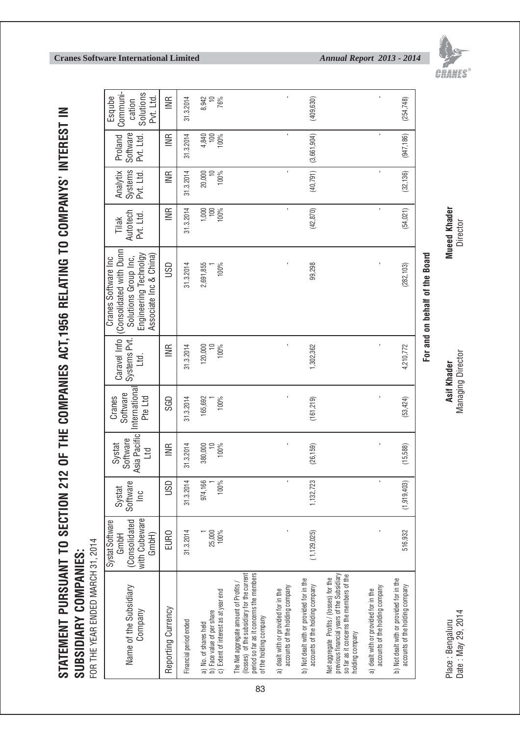# STATEMENT PURSUANT TO SECTION 212 OF THE COMPANIES ACT,1956 RELATING TO COMPANYS' INTEREST IN SUBSIDIARY COMPANIES:

FOR THE YEAR ENDED MARCH 31, 2014

| Name of the Subsidiary Company | Systat Software GmbH (Consolidated with Cubeware GmbH) | Systat Software Inc | Systat Software Asia Pacific Ltd | Cranes Software International Pte Ltd | Caravel Info Systems Pvt. Ltd. | Cranes Software Inc (Consolidated with Dunn Solutions Group Inc, Engineering Technolgy Associate Inc & China) | Tilak Autotech Pvt. Ltd. | Analytix Systems Pvt. Ltd. | Proland Software Pvt. Ltd. | Esqube Communi-cation Solutions Pvt. Ltd. |
|---|---|---|---|---|---|---|---|---|---|---|
| Reporting Currency | EURO | USD | INR | SGD | INR | USD | INR | INR | INR | INR |
| Financial period ended | 31.3.2014 | 31.3.2014 | 31.3.2014 | 31.3.2014 | 31.3.2014 | 31.3.2014 | 31.3.2014 | 31.3.2014 | 31.3.2014 | 31.3.2014 |
| a) No. of shares held | 1 | 974,166 | 380,000 | 165,692 | 120,000 | 2,691,855 | 1,000 | 20,000 | 4,840 | 8,942 |
| b) Face value of per share | 25,000 | 1 | 10 | 1 | 10 | 1 | 100 | 10 | 100 | 10 |
| c) Extent of interest as at year end | 100% | 100% | 100% | 100% | 100% | 100% | 100% | 100% | 100% | 76% |
| The Net aggregate amount of Profits / (losses) of the subsidiary for the current period so far as it concerns the members of the holding company | | | | | | | | | | |
| a) dealt with or provided for in the accounts of the holding company | - | - | - | - | - | - | - | - | - | - |
| b) Not dealt with or provided for in the accounts of the holding company | (1,129,025) | 1,132,723 | (26,159) | (161,219) | 1,302,362 | 99,298 | (42,870) | (40,791) | (3,661,904) | (409,630) |
| Net aggregate Profits / (losses) for the previous financial years of the Subsidiary so far as it concerns the members of the holding company | | | | | | | | | | |
| a) dealt with or provided for in the accounts of the holding company | - | - | - | - | - | - | - | - | - | - |
| b) Not dealt with or provided for in the accounts of the holding company | 516,932 | (1,919,403) | (15,588) | (53,424) | 4,210,772 | (282,103) | (54,021) | (32,136) | (947,186) | (254,748) |

**For and on behalf of the Board**

Place : Bengaluru
Date : May 29, 2014

**Asif Khader**
Managing Director

**Mueed Khader**
Director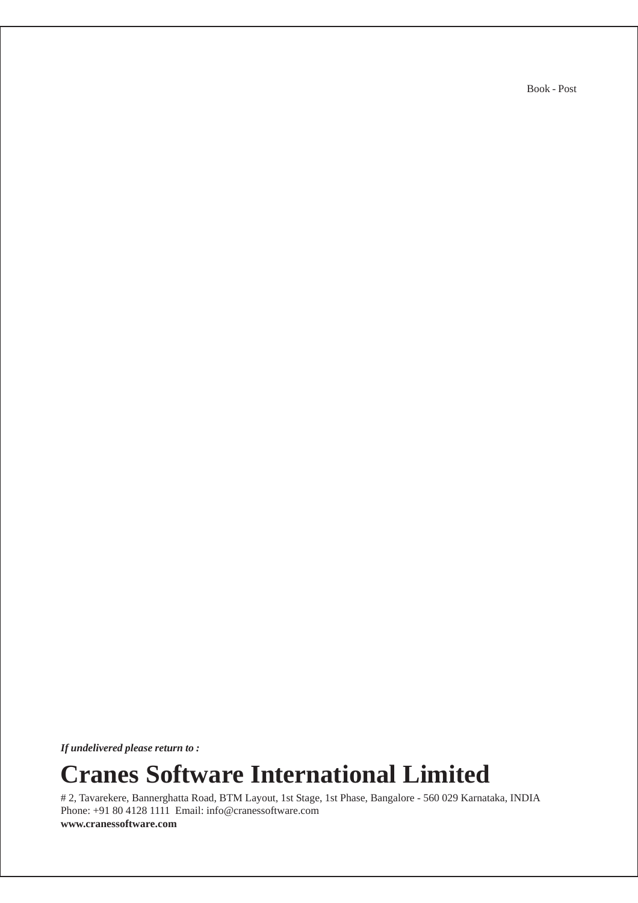Book - Post

***If undelivered please return to :***

# Cranes Software International Limited

# 2, Tavarekere, Bannerghatta Road, BTM Layout, 1st Stage, 1st Phase, Bangalore - 560 029 Karnataka, INDIA
Phone: +91 80 4128 1111 Email: info@cranessoftware.com
**www.cranessoftware.com**